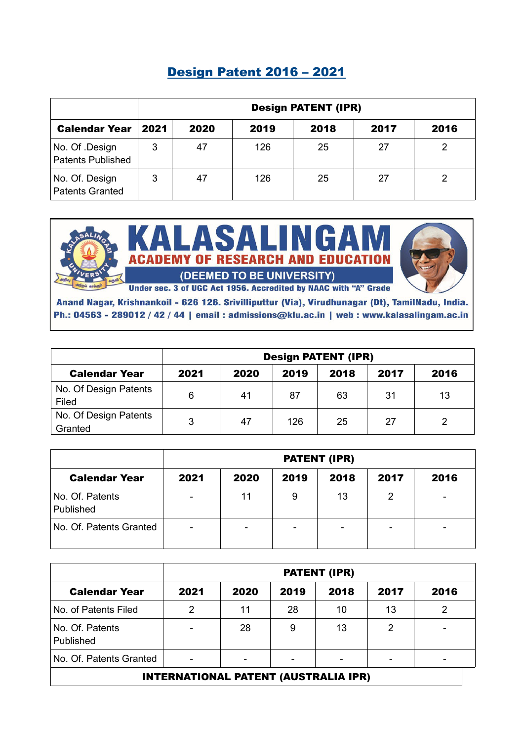# Design Patent 2016 – 2021

| | Design PATENT (IPR) | | | | | |
|---|---|---|---|---|---|---|
| **Calendar Year** | **2021** | **2020** | **2019** | **2018** | **2017** | **2016** |
| No. Of .Design Patents Published | 3 | 47 | 126 | 25 | 27 | 2 |
| No. Of. Design Patents Granted | 3 | 47 | 126 | 25 | 27 | 2 |

**KALASALINGAM**
**ACADEMY OF RESEARCH AND EDUCATION**
(DEEMED TO BE UNIVERSITY)
Under sec. 3 of UGC Act 1956. Accredited by NAAC with "A" Grade
Anand Nagar, Krishnankoil - 626 126. Srivilliputtur (Via), Virudhunagar (Dt), TamilNadu, India.
Ph.: 04563 - 289012 / 42 / 44 | email : admissions@klu.ac.in | web : www.kalasalingam.ac.in

| | Design PATENT (IPR) | | | | | |
|---|---|---|---|---|---|---|
| **Calendar Year** | **2021** | **2020** | **2019** | **2018** | **2017** | **2016** |
| No. Of Design Patents Filed | 6 | 41 | 87 | 63 | 31 | 13 |
| No. Of Design Patents Granted | 3 | 47 | 126 | 25 | 27 | 2 |

| | PATENT (IPR) | | | | | |
|---|---|---|---|---|---|---|
| **Calendar Year** | **2021** | **2020** | **2019** | **2018** | **2017** | **2016** |
| No. Of. Patents Published | - | 11 | 9 | 13 | 2 | - |
| No. Of. Patents Granted | - | - | - | - | - | - |

| | PATENT (IPR) | | | | | |
|---|---|---|---|---|---|---|
| **Calendar Year** | **2021** | **2020** | **2019** | **2018** | **2017** | **2016** |
| No. of Patents Filed | 2 | 11 | 28 | 10 | 13 | 2 |
| No. Of. Patents Published | - | 28 | 9 | 13 | 2 | - |
| No. Of. Patents Granted | - | - | - | - | - | - |

**INTERNATIONAL PATENT (AUSTRALIA IPR)**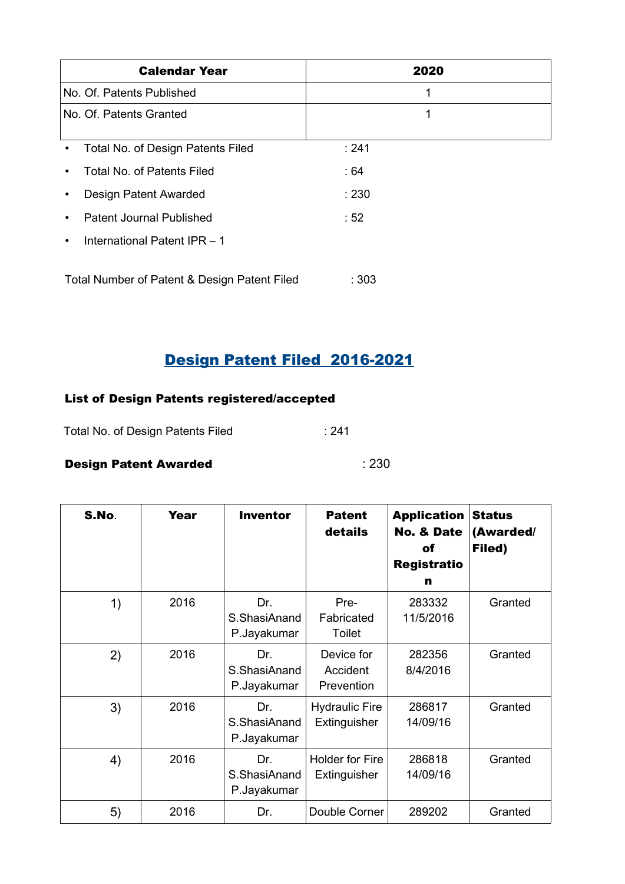| Calendar Year | 2020 |
|---|---|
| No. Of. Patents Published | 1 |
| No. Of. Patents Granted | 1 |

- Total No. of Design Patents Filed : 241
- Total No. of Patents Filed : 64
- Design Patent Awarded : 230
- Patent Journal Published : 52
- International Patent IPR – 1

Total Number of Patent & Design Patent Filed : 303

## Design Patent Filed 2016-2021

### List of Design Patents registered/accepted

Total No. of Design Patents Filed : 241

**Design Patent Awarded** : 230

| S.No. | Year | Inventor | Patent details | Application No. & Date of Registration | Status (Awarded/ Filed) |
|---|---|---|---|---|---|
| 1) | 2016 | Dr. S.ShasiAnand P.Jayakumar | Pre-Fabricated Toilet | 283332 11/5/2016 | Granted |
| 2) | 2016 | Dr. S.ShasiAnand P.Jayakumar | Device for Accident Prevention | 282356 8/4/2016 | Granted |
| 3) | 2016 | Dr. S.ShasiAnand P.Jayakumar | Hydraulic Fire Extinguisher | 286817 14/09/16 | Granted |
| 4) | 2016 | Dr. S.ShasiAnand P.Jayakumar | Holder for Fire Extinguisher | 286818 14/09/16 | Granted |
| 5) | 2016 | Dr. | Double Corner | 289202 | Granted |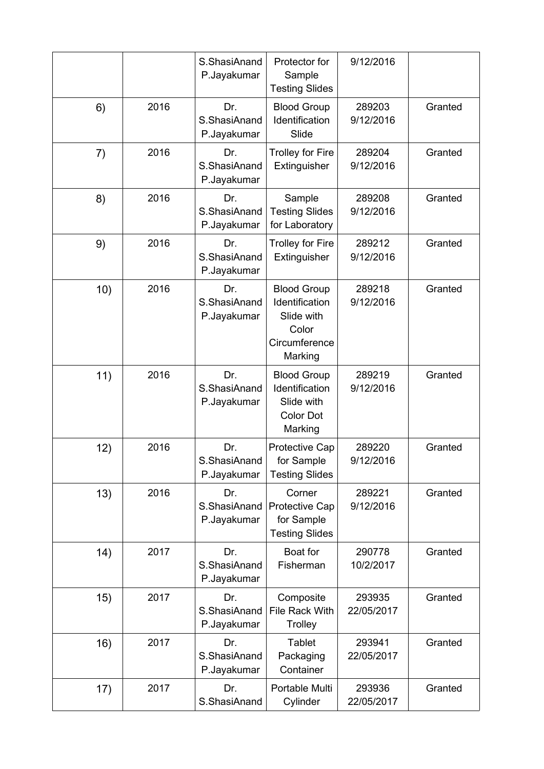| | | | | | |
|---|---|---|---|---|---|
| | | S.ShasiAnand P.Jayakumar | Protector for Sample Testing Slides | 9/12/2016 | |
| 6) | 2016 | Dr. S.ShasiAnand P.Jayakumar | Blood Group Identification Slide | 289203 9/12/2016 | Granted |
| 7) | 2016 | Dr. S.ShasiAnand P.Jayakumar | Trolley for Fire Extinguisher | 289204 9/12/2016 | Granted |
| 8) | 2016 | Dr. S.ShasiAnand P.Jayakumar | Sample Testing Slides for Laboratory | 289208 9/12/2016 | Granted |
| 9) | 2016 | Dr. S.ShasiAnand P.Jayakumar | Trolley for Fire Extinguisher | 289212 9/12/2016 | Granted |
| 10) | 2016 | Dr. S.ShasiAnand P.Jayakumar | Blood Group Identification Slide with Color Circumference Marking | 289218 9/12/2016 | Granted |
| 11) | 2016 | Dr. S.ShasiAnand P.Jayakumar | Blood Group Identification Slide with Color Dot Marking | 289219 9/12/2016 | Granted |
| 12) | 2016 | Dr. S.ShasiAnand P.Jayakumar | Protective Cap for Sample Testing Slides | 289220 9/12/2016 | Granted |
| 13) | 2016 | Dr. S.ShasiAnand P.Jayakumar | Corner Protective Cap for Sample Testing Slides | 289221 9/12/2016 | Granted |
| 14) | 2017 | Dr. S.ShasiAnand P.Jayakumar | Boat for Fisherman | 290778 10/2/2017 | Granted |
| 15) | 2017 | Dr. S.ShasiAnand P.Jayakumar | Composite File Rack With Trolley | 293935 22/05/2017 | Granted |
| 16) | 2017 | Dr. S.ShasiAnand P.Jayakumar | Tablet Packaging Container | 293941 22/05/2017 | Granted |
| 17) | 2017 | Dr. S.ShasiAnand | Portable Multi Cylinder | 293936 22/05/2017 | Granted |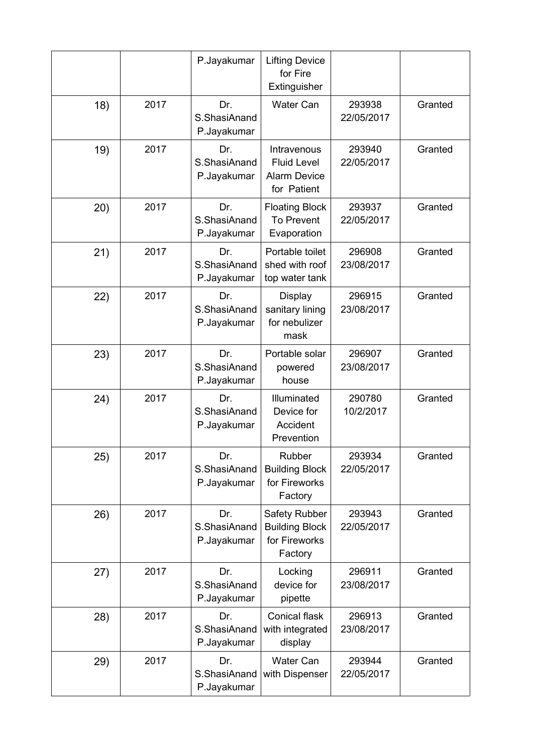|  |  |  |  |  |  |
|---|---|---|---|---|---|
|  |  | P.Jayakumar | Lifting Device for Fire Extinguisher |  |  |
| 18) | 2017 | Dr. S.ShasiAnand P.Jayakumar | Water Can | 293938 22/05/2017 | Granted |
| 19) | 2017 | Dr. S.ShasiAnand P.Jayakumar | Intravenous Fluid Level Alarm Device for Patient | 293940 22/05/2017 | Granted |
| 20) | 2017 | Dr. S.ShasiAnand P.Jayakumar | Floating Block To Prevent Evaporation | 293937 22/05/2017 | Granted |
| 21) | 2017 | Dr. S.ShasiAnand P.Jayakumar | Portable toilet shed with roof top water tank | 296908 23/08/2017 | Granted |
| 22) | 2017 | Dr. S.ShasiAnand P.Jayakumar | Display sanitary lining for nebulizer mask | 296915 23/08/2017 | Granted |
| 23) | 2017 | Dr. S.ShasiAnand P.Jayakumar | Portable solar powered house | 296907 23/08/2017 | Granted |
| 24) | 2017 | Dr. S.ShasiAnand P.Jayakumar | Illuminated Device for Accident Prevention | 290780 10/2/2017 | Granted |
| 25) | 2017 | Dr. S.ShasiAnand P.Jayakumar | Rubber Building Block for Fireworks Factory | 293934 22/05/2017 | Granted |
| 26) | 2017 | Dr. S.ShasiAnand P.Jayakumar | Safety Rubber Building Block for Fireworks Factory | 293943 22/05/2017 | Granted |
| 27) | 2017 | Dr. S.ShasiAnand P.Jayakumar | Locking device for pipette | 296911 23/08/2017 | Granted |
| 28) | 2017 | Dr. S.ShasiAnand P.Jayakumar | Conical flask with integrated display | 296913 23/08/2017 | Granted |
| 29) | 2017 | Dr. S.ShasiAnand P.Jayakumar | Water Can with Dispenser | 293944 22/05/2017 | Granted |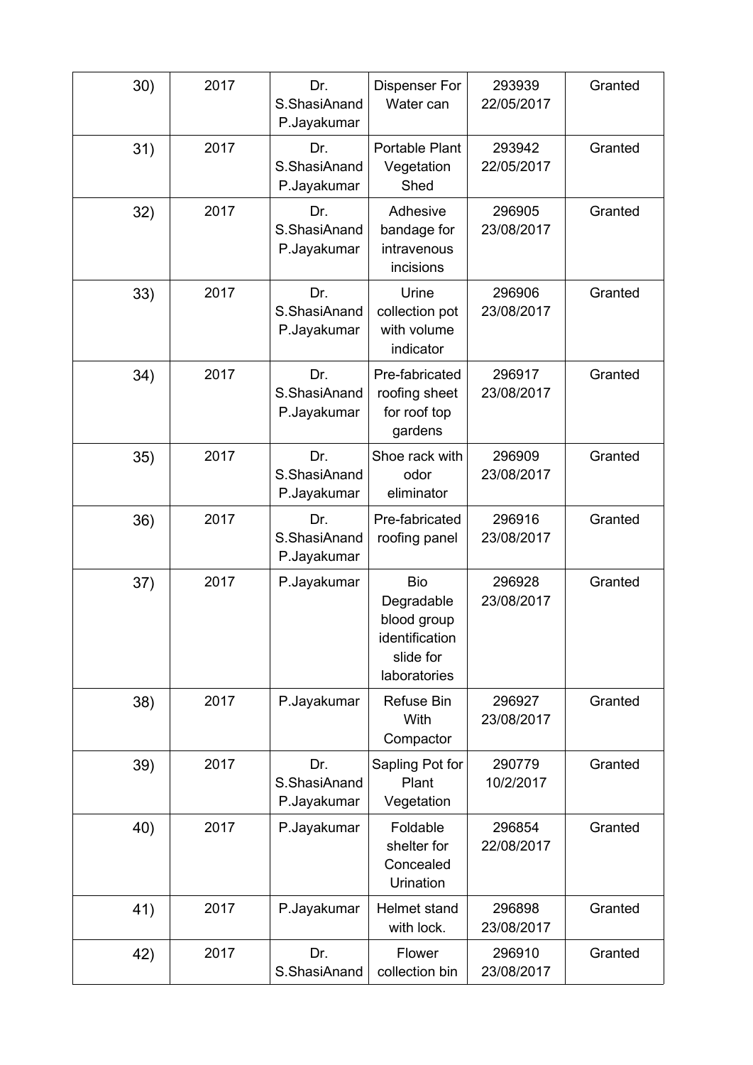| 30) | 2017 | Dr. S.ShasiAnand P.Jayakumar | Dispenser For Water can | 293939 22/05/2017 | Granted |
|---|---|---|---|---|---|
| 31) | 2017 | Dr. S.ShasiAnand P.Jayakumar | Portable Plant Vegetation Shed | 293942 22/05/2017 | Granted |
| 32) | 2017 | Dr. S.ShasiAnand P.Jayakumar | Adhesive bandage for intravenous incisions | 296905 23/08/2017 | Granted |
| 33) | 2017 | Dr. S.ShasiAnand P.Jayakumar | Urine collection pot with volume indicator | 296906 23/08/2017 | Granted |
| 34) | 2017 | Dr. S.ShasiAnand P.Jayakumar | Pre-fabricated roofing sheet for roof top gardens | 296917 23/08/2017 | Granted |
| 35) | 2017 | Dr. S.ShasiAnand P.Jayakumar | Shoe rack with odor eliminator | 296909 23/08/2017 | Granted |
| 36) | 2017 | Dr. S.ShasiAnand P.Jayakumar | Pre-fabricated roofing panel | 296916 23/08/2017 | Granted |
| 37) | 2017 | P.Jayakumar | Bio Degradable blood group identification slide for laboratories | 296928 23/08/2017 | Granted |
| 38) | 2017 | P.Jayakumar | Refuse Bin With Compactor | 296927 23/08/2017 | Granted |
| 39) | 2017 | Dr. S.ShasiAnand P.Jayakumar | Sapling Pot for Plant Vegetation | 290779 10/2/2017 | Granted |
| 40) | 2017 | P.Jayakumar | Foldable shelter for Concealed Urination | 296854 22/08/2017 | Granted |
| 41) | 2017 | P.Jayakumar | Helmet stand with lock. | 296898 23/08/2017 | Granted |
| 42) | 2017 | Dr. S.ShasiAnand | Flower collection bin | 296910 23/08/2017 | Granted |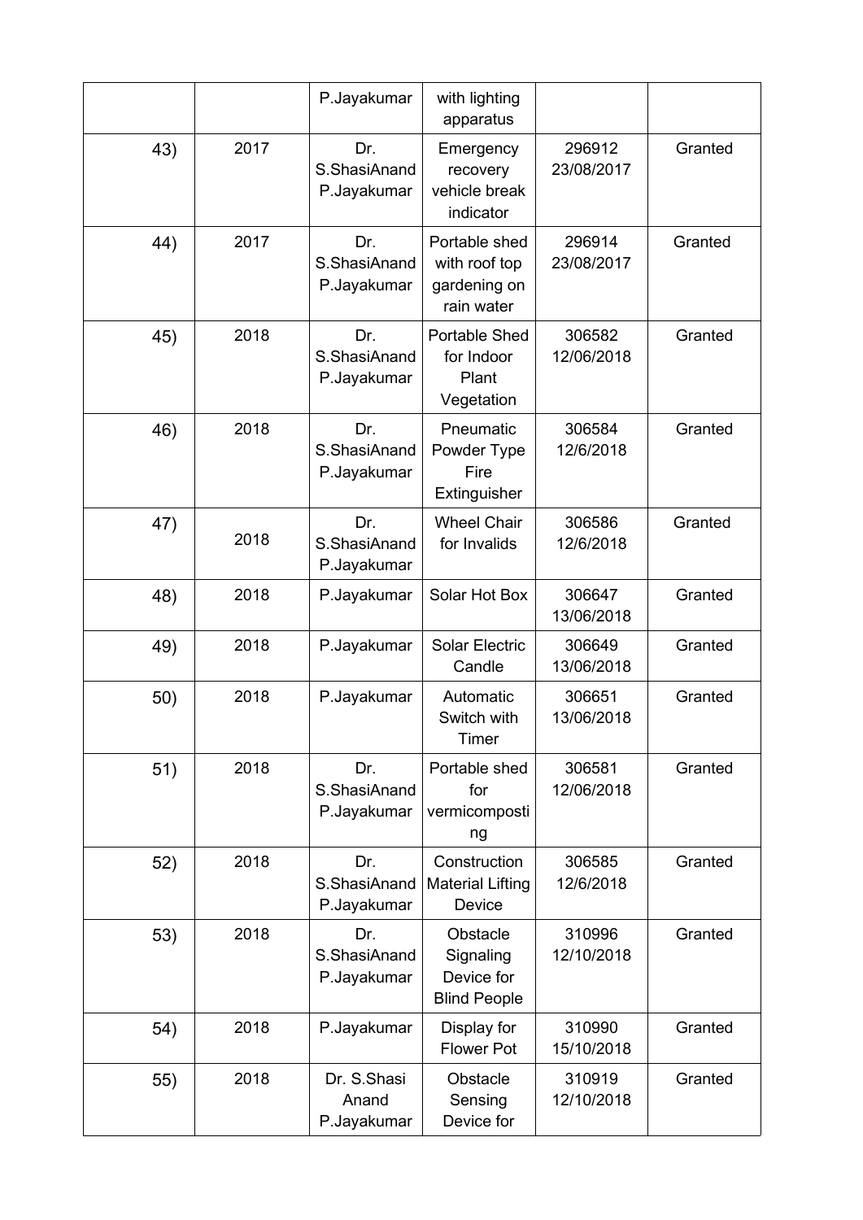|  |  | P.Jayakumar | with lighting apparatus |  |  |
|---|---|---|---|---|---|
| 43) | 2017 | Dr. S.ShasiAnand P.Jayakumar | Emergency recovery vehicle break indicator | 296912 23/08/2017 | Granted |
| 44) | 2017 | Dr. S.ShasiAnand P.Jayakumar | Portable shed with roof top gardening on rain water | 296914 23/08/2017 | Granted |
| 45) | 2018 | Dr. S.ShasiAnand P.Jayakumar | Portable Shed for Indoor Plant Vegetation | 306582 12/06/2018 | Granted |
| 46) | 2018 | Dr. S.ShasiAnand P.Jayakumar | Pneumatic Powder Type Fire Extinguisher | 306584 12/6/2018 | Granted |
| 47) | 2018 | Dr. S.ShasiAnand P.Jayakumar | Wheel Chair for Invalids | 306586 12/6/2018 | Granted |
| 48) | 2018 | P.Jayakumar | Solar Hot Box | 306647 13/06/2018 | Granted |
| 49) | 2018 | P.Jayakumar | Solar Electric Candle | 306649 13/06/2018 | Granted |
| 50) | 2018 | P.Jayakumar | Automatic Switch with Timer | 306651 13/06/2018 | Granted |
| 51) | 2018 | Dr. S.ShasiAnand P.Jayakumar | Portable shed for vermicomposting | 306581 12/06/2018 | Granted |
| 52) | 2018 | Dr. S.ShasiAnand P.Jayakumar | Construction Material Lifting Device | 306585 12/6/2018 | Granted |
| 53) | 2018 | Dr. S.ShasiAnand P.Jayakumar | Obstacle Signaling Device for Blind People | 310996 12/10/2018 | Granted |
| 54) | 2018 | P.Jayakumar | Display for Flower Pot | 310990 15/10/2018 | Granted |
| 55) | 2018 | Dr. S.Shasi Anand P.Jayakumar | Obstacle Sensing Device for | 310919 12/10/2018 | Granted |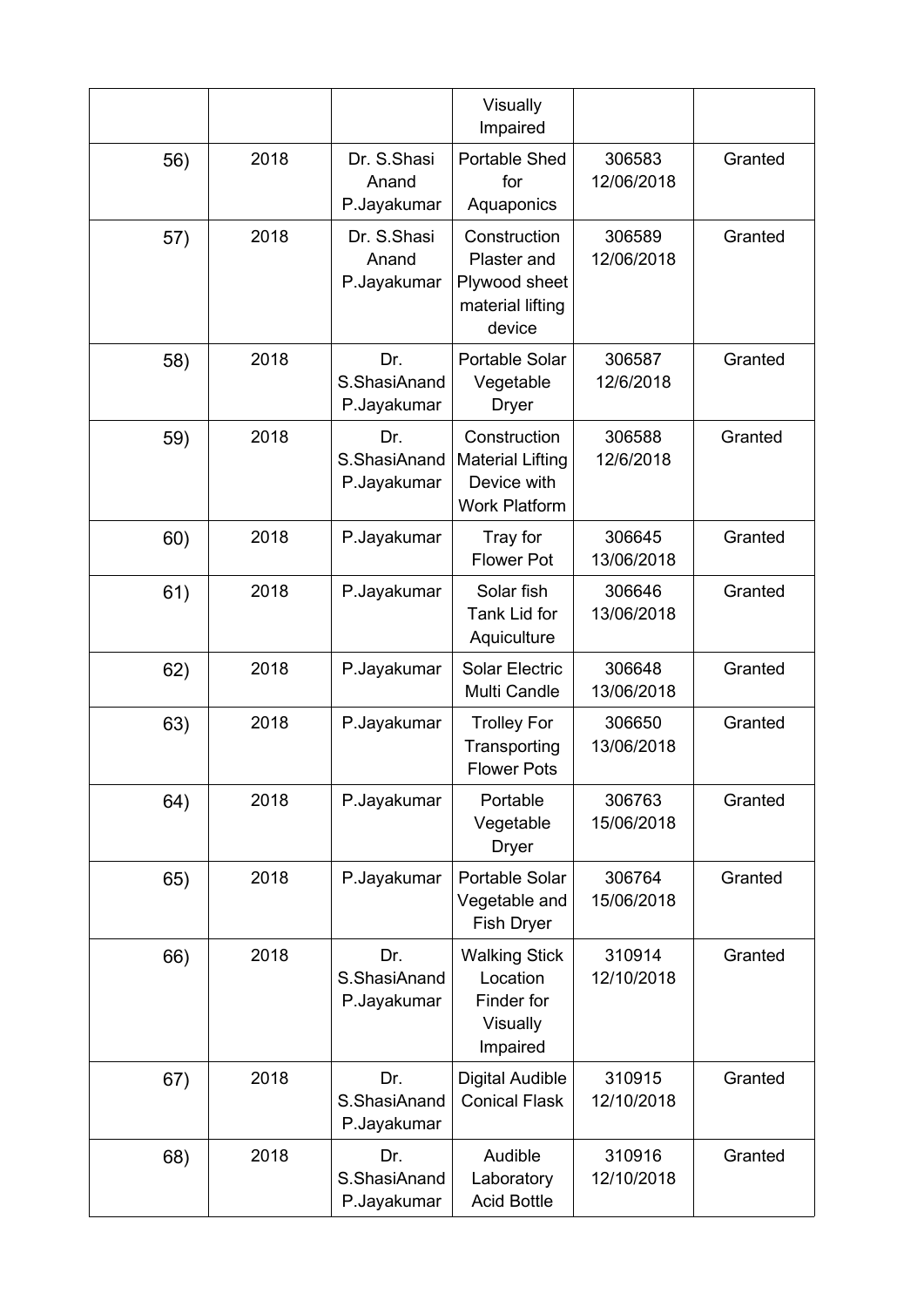| | | | Visually Impaired | | |
|---|---|---|---|---|---|
| 56) | 2018 | Dr. S.Shasi Anand P.Jayakumar | Portable Shed for Aquaponics | 306583 12/06/2018 | Granted |
| 57) | 2018 | Dr. S.Shasi Anand P.Jayakumar | Construction Plaster and Plywood sheet material lifting device | 306589 12/06/2018 | Granted |
| 58) | 2018 | Dr. S.ShasiAnand P.Jayakumar | Portable Solar Vegetable Dryer | 306587 12/6/2018 | Granted |
| 59) | 2018 | Dr. S.ShasiAnand P.Jayakumar | Construction Material Lifting Device with Work Platform | 306588 12/6/2018 | Granted |
| 60) | 2018 | P.Jayakumar | Tray for Flower Pot | 306645 13/06/2018 | Granted |
| 61) | 2018 | P.Jayakumar | Solar fish Tank Lid for Aquiculture | 306646 13/06/2018 | Granted |
| 62) | 2018 | P.Jayakumar | Solar Electric Multi Candle | 306648 13/06/2018 | Granted |
| 63) | 2018 | P.Jayakumar | Trolley For Transporting Flower Pots | 306650 13/06/2018 | Granted |
| 64) | 2018 | P.Jayakumar | Portable Vegetable Dryer | 306763 15/06/2018 | Granted |
| 65) | 2018 | P.Jayakumar | Portable Solar Vegetable and Fish Dryer | 306764 15/06/2018 | Granted |
| 66) | 2018 | Dr. S.ShasiAnand P.Jayakumar | Walking Stick Location Finder for Visually Impaired | 310914 12/10/2018 | Granted |
| 67) | 2018 | Dr. S.ShasiAnand P.Jayakumar | Digital Audible Conical Flask | 310915 12/10/2018 | Granted |
| 68) | 2018 | Dr. S.ShasiAnand P.Jayakumar | Audible Laboratory Acid Bottle | 310916 12/10/2018 | Granted |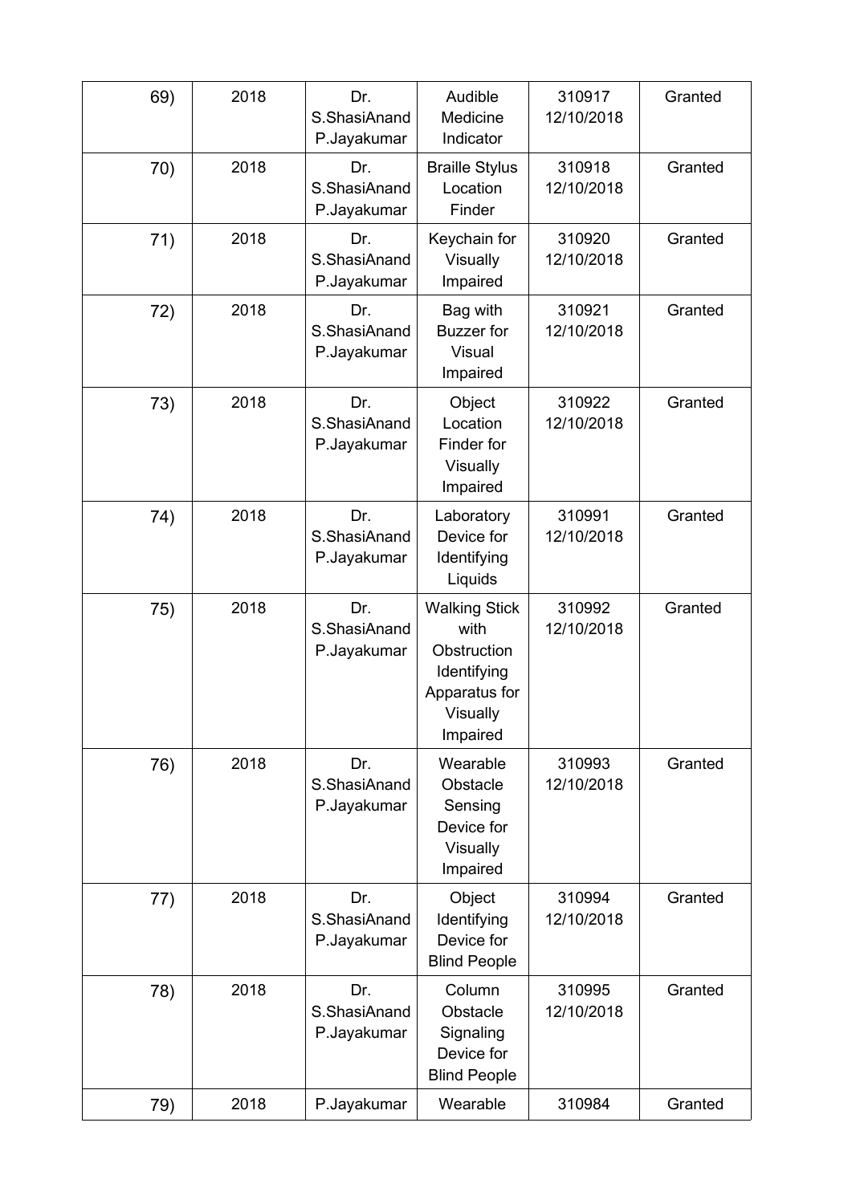| 69) | 2018 | Dr. S.ShasiAnand P.Jayakumar | Audible Medicine Indicator | 310917 12/10/2018 | Granted |
|---|---|---|---|---|---|
| 70) | 2018 | Dr. S.ShasiAnand P.Jayakumar | Braille Stylus Location Finder | 310918 12/10/2018 | Granted |
| 71) | 2018 | Dr. S.ShasiAnand P.Jayakumar | Keychain for Visually Impaired | 310920 12/10/2018 | Granted |
| 72) | 2018 | Dr. S.ShasiAnand P.Jayakumar | Bag with Buzzer for Visual Impaired | 310921 12/10/2018 | Granted |
| 73) | 2018 | Dr. S.ShasiAnand P.Jayakumar | Object Location Finder for Visually Impaired | 310922 12/10/2018 | Granted |
| 74) | 2018 | Dr. S.ShasiAnand P.Jayakumar | Laboratory Device for Identifying Liquids | 310991 12/10/2018 | Granted |
| 75) | 2018 | Dr. S.ShasiAnand P.Jayakumar | Walking Stick with Obstruction Identifying Apparatus for Visually Impaired | 310992 12/10/2018 | Granted |
| 76) | 2018 | Dr. S.ShasiAnand P.Jayakumar | Wearable Obstacle Sensing Device for Visually Impaired | 310993 12/10/2018 | Granted |
| 77) | 2018 | Dr. S.ShasiAnand P.Jayakumar | Object Identifying Device for Blind People | 310994 12/10/2018 | Granted |
| 78) | 2018 | Dr. S.ShasiAnand P.Jayakumar | Column Obstacle Signaling Device for Blind People | 310995 12/10/2018 | Granted |
| 79) | 2018 | P.Jayakumar | Wearable | 310984 | Granted |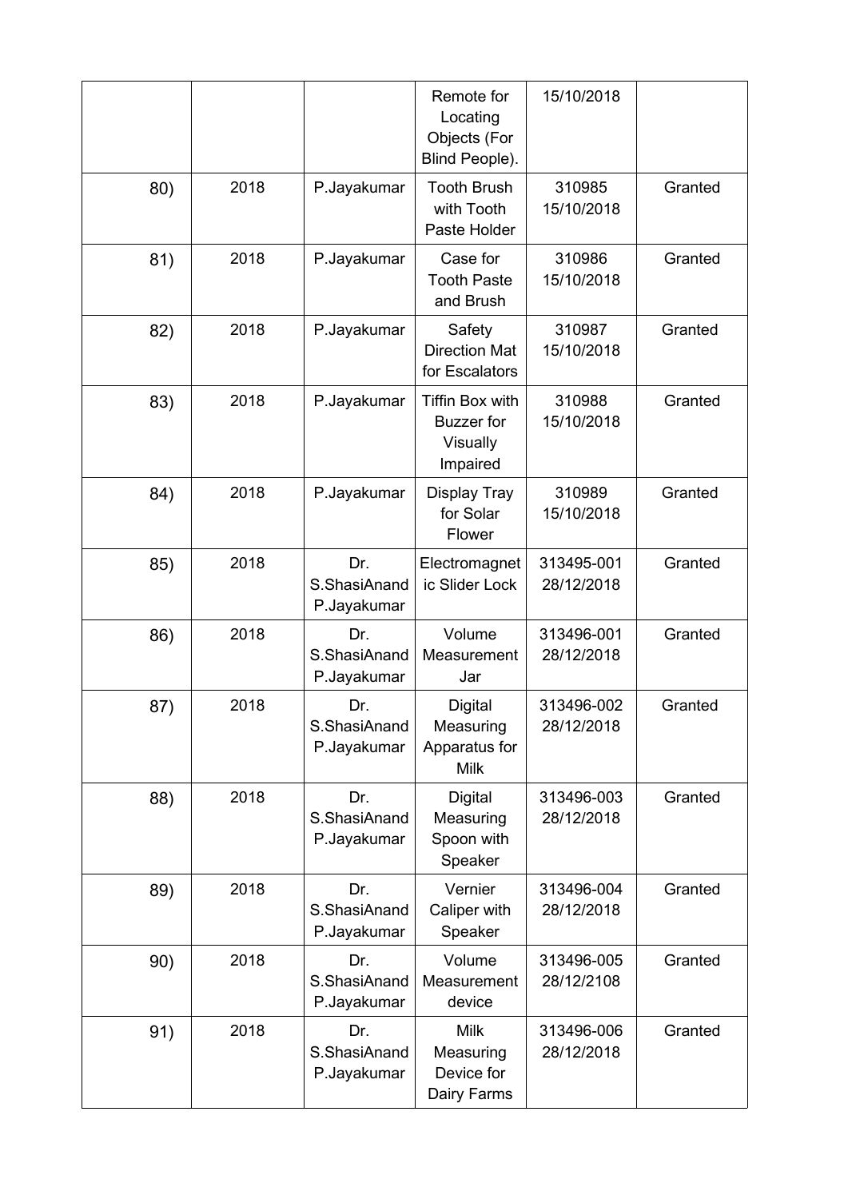| | | | | | |
|---|---|---|---|---|---|
| | | | Remote for Locating Objects (For Blind People). | 15/10/2018 | |
| 80) | 2018 | P.Jayakumar | Tooth Brush with Tooth Paste Holder | 310985 15/10/2018 | Granted |
| 81) | 2018 | P.Jayakumar | Case for Tooth Paste and Brush | 310986 15/10/2018 | Granted |
| 82) | 2018 | P.Jayakumar | Safety Direction Mat for Escalators | 310987 15/10/2018 | Granted |
| 83) | 2018 | P.Jayakumar | Tiffin Box with Buzzer for Visually Impaired | 310988 15/10/2018 | Granted |
| 84) | 2018 | P.Jayakumar | Display Tray for Solar Flower | 310989 15/10/2018 | Granted |
| 85) | 2018 | Dr. S.ShasiAnand P.Jayakumar | Electromagnetic Slider Lock | 313495-001 28/12/2018 | Granted |
| 86) | 2018 | Dr. S.ShasiAnand P.Jayakumar | Volume Measurement Jar | 313496-001 28/12/2018 | Granted |
| 87) | 2018 | Dr. S.ShasiAnand P.Jayakumar | Digital Measuring Apparatus for Milk | 313496-002 28/12/2018 | Granted |
| 88) | 2018 | Dr. S.ShasiAnand P.Jayakumar | Digital Measuring Spoon with Speaker | 313496-003 28/12/2018 | Granted |
| 89) | 2018 | Dr. S.ShasiAnand P.Jayakumar | Vernier Caliper with Speaker | 313496-004 28/12/2018 | Granted |
| 90) | 2018 | Dr. S.ShasiAnand P.Jayakumar | Volume Measurement device | 313496-005 28/12/2108 | Granted |
| 91) | 2018 | Dr. S.ShasiAnand P.Jayakumar | Milk Measuring Device for Dairy Farms | 313496-006 28/12/2018 | Granted |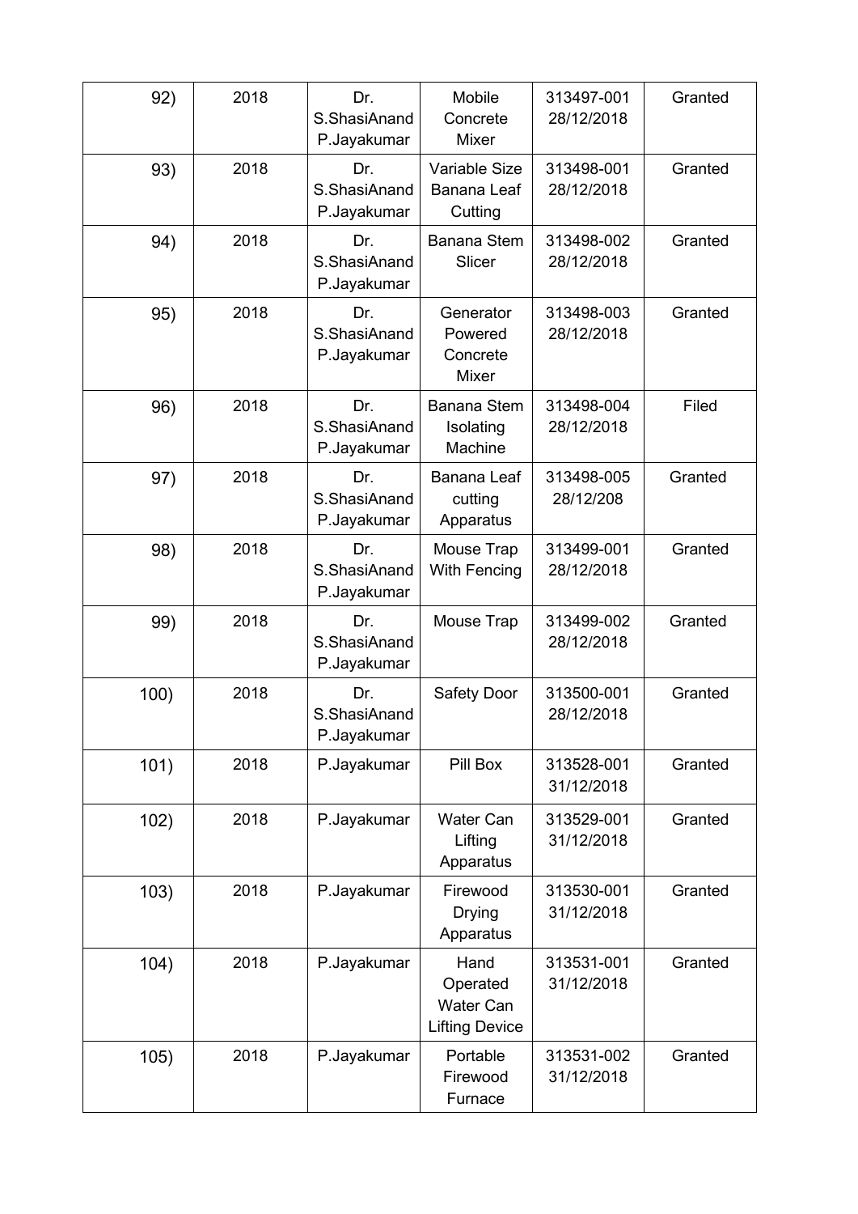| | | | | | |
|---|---|---|---|---|---|
| 92) | 2018 | Dr. S.ShasiAnand P.Jayakumar | Mobile Concrete Mixer | 313497-001 28/12/2018 | Granted |
| 93) | 2018 | Dr. S.ShasiAnand P.Jayakumar | Variable Size Banana Leaf Cutting | 313498-001 28/12/2018 | Granted |
| 94) | 2018 | Dr. S.ShasiAnand P.Jayakumar | Banana Stem Slicer | 313498-002 28/12/2018 | Granted |
| 95) | 2018 | Dr. S.ShasiAnand P.Jayakumar | Generator Powered Concrete Mixer | 313498-003 28/12/2018 | Granted |
| 96) | 2018 | Dr. S.ShasiAnand P.Jayakumar | Banana Stem Isolating Machine | 313498-004 28/12/2018 | Filed |
| 97) | 2018 | Dr. S.ShasiAnand P.Jayakumar | Banana Leaf cutting Apparatus | 313498-005 28/12/208 | Granted |
| 98) | 2018 | Dr. S.ShasiAnand P.Jayakumar | Mouse Trap With Fencing | 313499-001 28/12/2018 | Granted |
| 99) | 2018 | Dr. S.ShasiAnand P.Jayakumar | Mouse Trap | 313499-002 28/12/2018 | Granted |
| 100) | 2018 | Dr. S.ShasiAnand P.Jayakumar | Safety Door | 313500-001 28/12/2018 | Granted |
| 101) | 2018 | P.Jayakumar | Pill Box | 313528-001 31/12/2018 | Granted |
| 102) | 2018 | P.Jayakumar | Water Can Lifting Apparatus | 313529-001 31/12/2018 | Granted |
| 103) | 2018 | P.Jayakumar | Firewood Drying Apparatus | 313530-001 31/12/2018 | Granted |
| 104) | 2018 | P.Jayakumar | Hand Operated Water Can Lifting Device | 313531-001 31/12/2018 | Granted |
| 105) | 2018 | P.Jayakumar | Portable Firewood Furnace | 313531-002 31/12/2018 | Granted |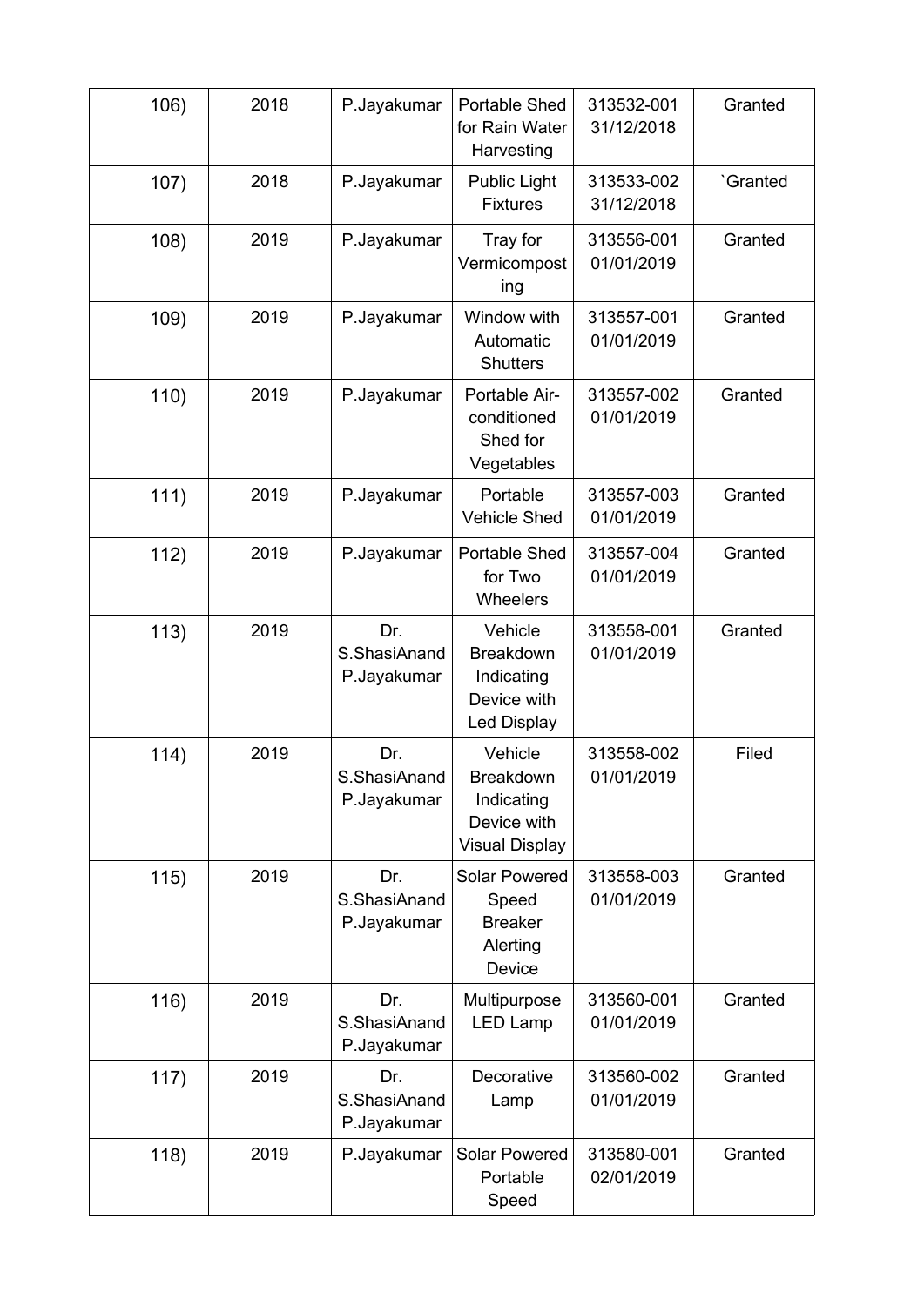| | | | | | |
|---|---|---|---|---|---|
| 106) | 2018 | P.Jayakumar | Portable Shed for Rain Water Harvesting | 313532-001 31/12/2018 | Granted |
| 107) | 2018 | P.Jayakumar | Public Light Fixtures | 313533-002 31/12/2018 | `Granted |
| 108) | 2019 | P.Jayakumar | Tray for Vermicomposting | 313556-001 01/01/2019 | Granted |
| 109) | 2019 | P.Jayakumar | Window with Automatic Shutters | 313557-001 01/01/2019 | Granted |
| 110) | 2019 | P.Jayakumar | Portable Air-conditioned Shed for Vegetables | 313557-002 01/01/2019 | Granted |
| 111) | 2019 | P.Jayakumar | Portable Vehicle Shed | 313557-003 01/01/2019 | Granted |
| 112) | 2019 | P.Jayakumar | Portable Shed for Two Wheelers | 313557-004 01/01/2019 | Granted |
| 113) | 2019 | Dr. S.ShasiAnand P.Jayakumar | Vehicle Breakdown Indicating Device with Led Display | 313558-001 01/01/2019 | Granted |
| 114) | 2019 | Dr. S.ShasiAnand P.Jayakumar | Vehicle Breakdown Indicating Device with Visual Display | 313558-002 01/01/2019 | Filed |
| 115) | 2019 | Dr. S.ShasiAnand P.Jayakumar | Solar Powered Speed Breaker Alerting Device | 313558-003 01/01/2019 | Granted |
| 116) | 2019 | Dr. S.ShasiAnand P.Jayakumar | Multipurpose LED Lamp | 313560-001 01/01/2019 | Granted |
| 117) | 2019 | Dr. S.ShasiAnand P.Jayakumar | Decorative Lamp | 313560-002 01/01/2019 | Granted |
| 118) | 2019 | P.Jayakumar | Solar Powered Portable Speed | 313580-001 02/01/2019 | Granted |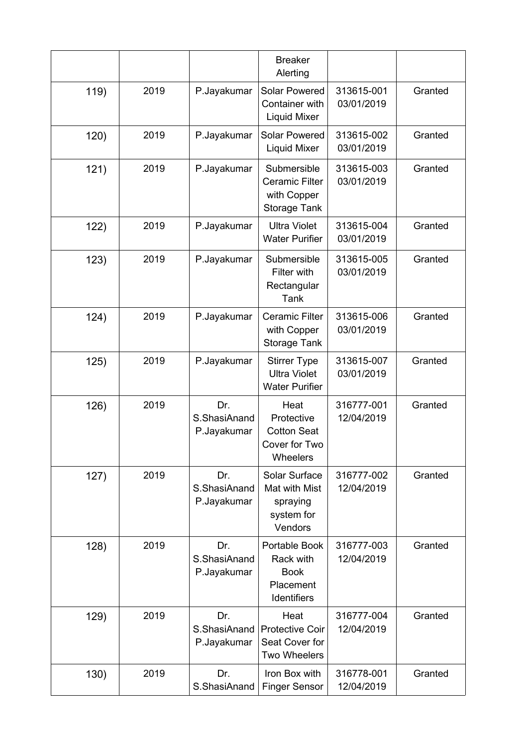| | | | | | |
|---|---|---|---|---|---|
| | | | Breaker Alerting | | |
| 119) | 2019 | P.Jayakumar | Solar Powered Container with Liquid Mixer | 313615-001 03/01/2019 | Granted |
| 120) | 2019 | P.Jayakumar | Solar Powered Liquid Mixer | 313615-002 03/01/2019 | Granted |
| 121) | 2019 | P.Jayakumar | Submersible Ceramic Filter with Copper Storage Tank | 313615-003 03/01/2019 | Granted |
| 122) | 2019 | P.Jayakumar | Ultra Violet Water Purifier | 313615-004 03/01/2019 | Granted |
| 123) | 2019 | P.Jayakumar | Submersible Filter with Rectangular Tank | 313615-005 03/01/2019 | Granted |
| 124) | 2019 | P.Jayakumar | Ceramic Filter with Copper Storage Tank | 313615-006 03/01/2019 | Granted |
| 125) | 2019 | P.Jayakumar | Stirrer Type Ultra Violet Water Purifier | 313615-007 03/01/2019 | Granted |
| 126) | 2019 | Dr. S.ShasiAnand P.Jayakumar | Heat Protective Cotton Seat Cover for Two Wheelers | 316777-001 12/04/2019 | Granted |
| 127) | 2019 | Dr. S.ShasiAnand P.Jayakumar | Solar Surface Mat with Mist spraying system for Vendors | 316777-002 12/04/2019 | Granted |
| 128) | 2019 | Dr. S.ShasiAnand P.Jayakumar | Portable Book Rack with Book Placement Identifiers | 316777-003 12/04/2019 | Granted |
| 129) | 2019 | Dr. S.ShasiAnand P.Jayakumar | Heat Protective Coir Seat Cover for Two Wheelers | 316777-004 12/04/2019 | Granted |
| 130) | 2019 | Dr. S.ShasiAnand | Iron Box with Finger Sensor | 316778-001 12/04/2019 | Granted |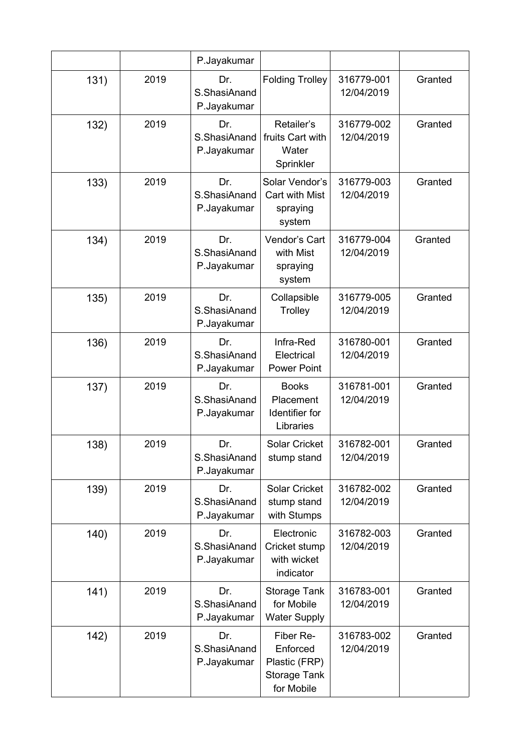| | | | | | |
|---|---|---|---|---|---|
| | | P.Jayakumar | | | |
| 131) | 2019 | Dr. S.ShasiAnand P.Jayakumar | Folding Trolley | 316779-001 12/04/2019 | Granted |
| 132) | 2019 | Dr. S.ShasiAnand P.Jayakumar | Retailer's fruits Cart with Water Sprinkler | 316779-002 12/04/2019 | Granted |
| 133) | 2019 | Dr. S.ShasiAnand P.Jayakumar | Solar Vendor's Cart with Mist spraying system | 316779-003 12/04/2019 | Granted |
| 134) | 2019 | Dr. S.ShasiAnand P.Jayakumar | Vendor's Cart with Mist spraying system | 316779-004 12/04/2019 | Granted |
| 135) | 2019 | Dr. S.ShasiAnand P.Jayakumar | Collapsible Trolley | 316779-005 12/04/2019 | Granted |
| 136) | 2019 | Dr. S.ShasiAnand P.Jayakumar | Infra-Red Electrical Power Point | 316780-001 12/04/2019 | Granted |
| 137) | 2019 | Dr. S.ShasiAnand P.Jayakumar | Books Placement Identifier for Libraries | 316781-001 12/04/2019 | Granted |
| 138) | 2019 | Dr. S.ShasiAnand P.Jayakumar | Solar Cricket stump stand | 316782-001 12/04/2019 | Granted |
| 139) | 2019 | Dr. S.ShasiAnand P.Jayakumar | Solar Cricket stump stand with Stumps | 316782-002 12/04/2019 | Granted |
| 140) | 2019 | Dr. S.ShasiAnand P.Jayakumar | Electronic Cricket stump with wicket indicator | 316782-003 12/04/2019 | Granted |
| 141) | 2019 | Dr. S.ShasiAnand P.Jayakumar | Storage Tank for Mobile Water Supply | 316783-001 12/04/2019 | Granted |
| 142) | 2019 | Dr. S.ShasiAnand P.Jayakumar | Fiber Re-Enforced Plastic (FRP) Storage Tank for Mobile | 316783-002 12/04/2019 | Granted |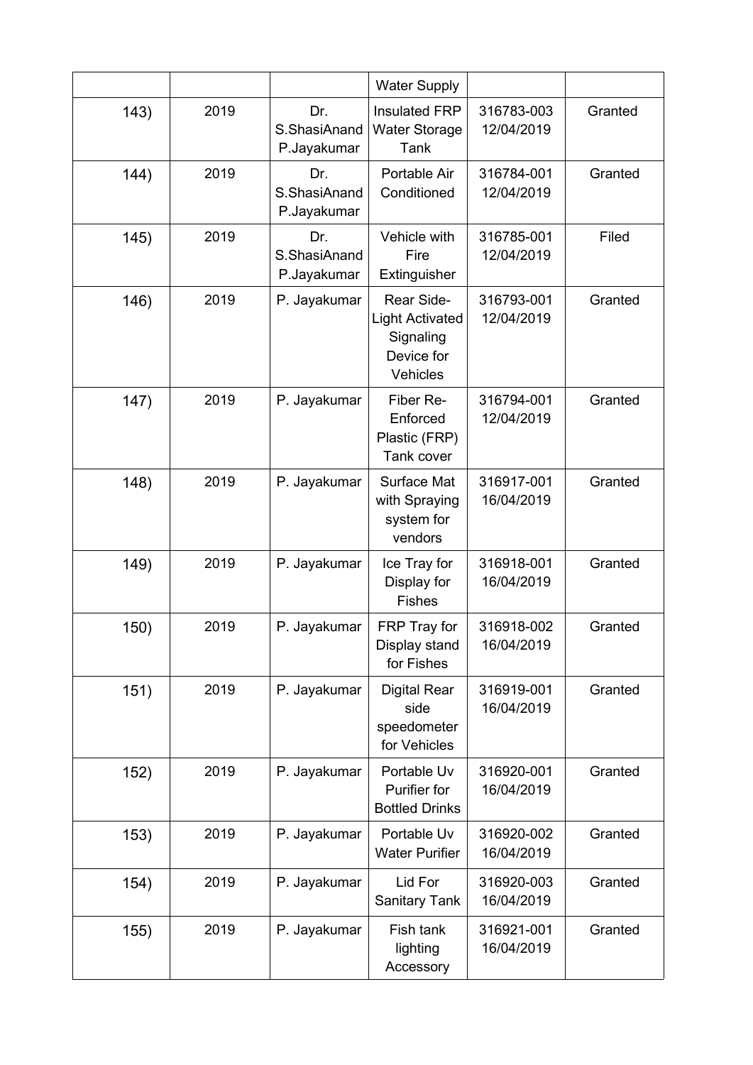| | | | Water Supply | | |
|---|---|---|---|---|---|
| 143) | 2019 | Dr. S.ShasiAnand P.Jayakumar | Insulated FRP Water Storage Tank | 316783-003 12/04/2019 | Granted |
| 144) | 2019 | Dr. S.ShasiAnand P.Jayakumar | Portable Air Conditioned | 316784-001 12/04/2019 | Granted |
| 145) | 2019 | Dr. S.ShasiAnand P.Jayakumar | Vehicle with Fire Extinguisher | 316785-001 12/04/2019 | Filed |
| 146) | 2019 | P. Jayakumar | Rear Side-Light Activated Signaling Device for Vehicles | 316793-001 12/04/2019 | Granted |
| 147) | 2019 | P. Jayakumar | Fiber Re-Enforced Plastic (FRP) Tank cover | 316794-001 12/04/2019 | Granted |
| 148) | 2019 | P. Jayakumar | Surface Mat with Spraying system for vendors | 316917-001 16/04/2019 | Granted |
| 149) | 2019 | P. Jayakumar | Ice Tray for Display for Fishes | 316918-001 16/04/2019 | Granted |
| 150) | 2019 | P. Jayakumar | FRP Tray for Display stand for Fishes | 316918-002 16/04/2019 | Granted |
| 151) | 2019 | P. Jayakumar | Digital Rear side speedometer for Vehicles | 316919-001 16/04/2019 | Granted |
| 152) | 2019 | P. Jayakumar | Portable Uv Purifier for Bottled Drinks | 316920-001 16/04/2019 | Granted |
| 153) | 2019 | P. Jayakumar | Portable Uv Water Purifier | 316920-002 16/04/2019 | Granted |
| 154) | 2019 | P. Jayakumar | Lid For Sanitary Tank | 316920-003 16/04/2019 | Granted |
| 155) | 2019 | P. Jayakumar | Fish tank lighting Accessory | 316921-001 16/04/2019 | Granted |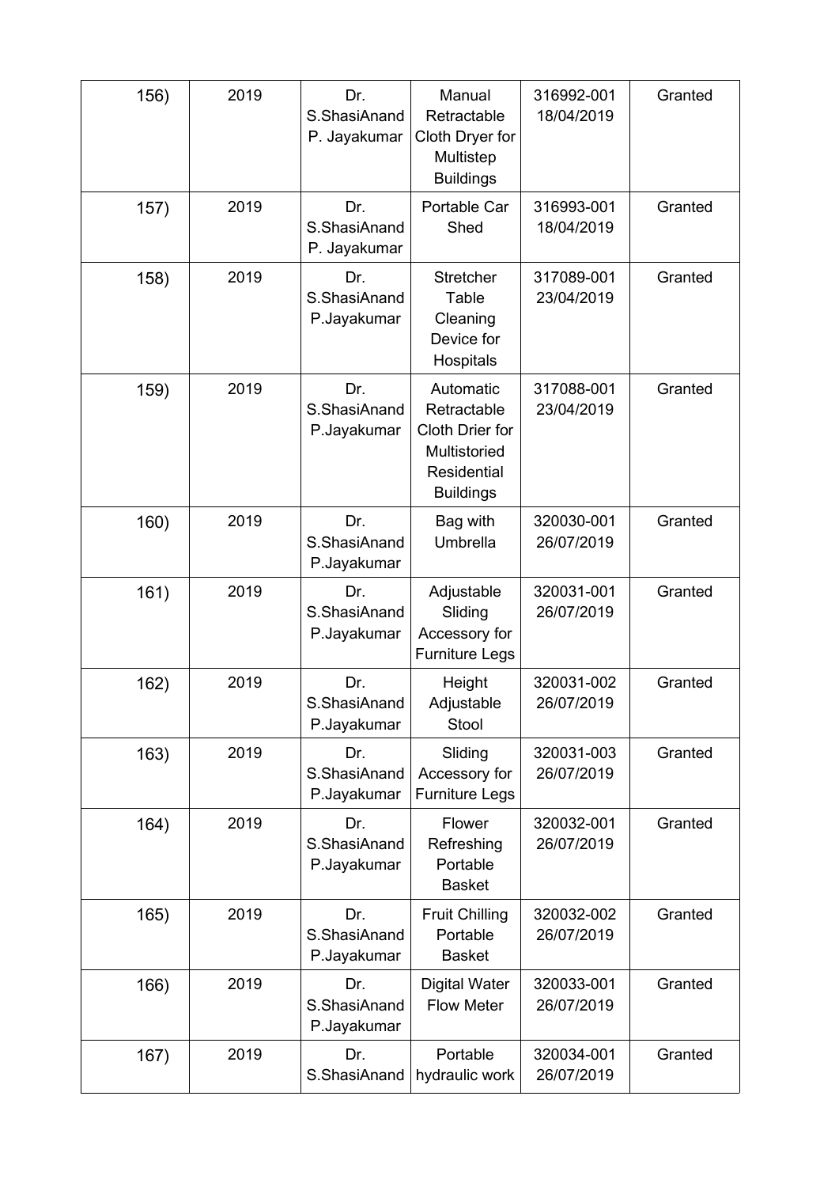| 156) | 2019 | Dr. S.ShasiAnand P. Jayakumar | Manual Retractable Cloth Dryer for Multistep Buildings | 316992-001 18/04/2019 | Granted |
|---|---|---|---|---|---|
| 157) | 2019 | Dr. S.ShasiAnand P. Jayakumar | Portable Car Shed | 316993-001 18/04/2019 | Granted |
| 158) | 2019 | Dr. S.ShasiAnand P.Jayakumar | Stretcher Table Cleaning Device for Hospitals | 317089-001 23/04/2019 | Granted |
| 159) | 2019 | Dr. S.ShasiAnand P.Jayakumar | Automatic Retractable Cloth Drier for Multistoried Residential Buildings | 317088-001 23/04/2019 | Granted |
| 160) | 2019 | Dr. S.ShasiAnand P.Jayakumar | Bag with Umbrella | 320030-001 26/07/2019 | Granted |
| 161) | 2019 | Dr. S.ShasiAnand P.Jayakumar | Adjustable Sliding Accessory for Furniture Legs | 320031-001 26/07/2019 | Granted |
| 162) | 2019 | Dr. S.ShasiAnand P.Jayakumar | Height Adjustable Stool | 320031-002 26/07/2019 | Granted |
| 163) | 2019 | Dr. S.ShasiAnand P.Jayakumar | Sliding Accessory for Furniture Legs | 320031-003 26/07/2019 | Granted |
| 164) | 2019 | Dr. S.ShasiAnand P.Jayakumar | Flower Refreshing Portable Basket | 320032-001 26/07/2019 | Granted |
| 165) | 2019 | Dr. S.ShasiAnand P.Jayakumar | Fruit Chilling Portable Basket | 320032-002 26/07/2019 | Granted |
| 166) | 2019 | Dr. S.ShasiAnand P.Jayakumar | Digital Water Flow Meter | 320033-001 26/07/2019 | Granted |
| 167) | 2019 | Dr. S.ShasiAnand | Portable hydraulic work | 320034-001 26/07/2019 | Granted |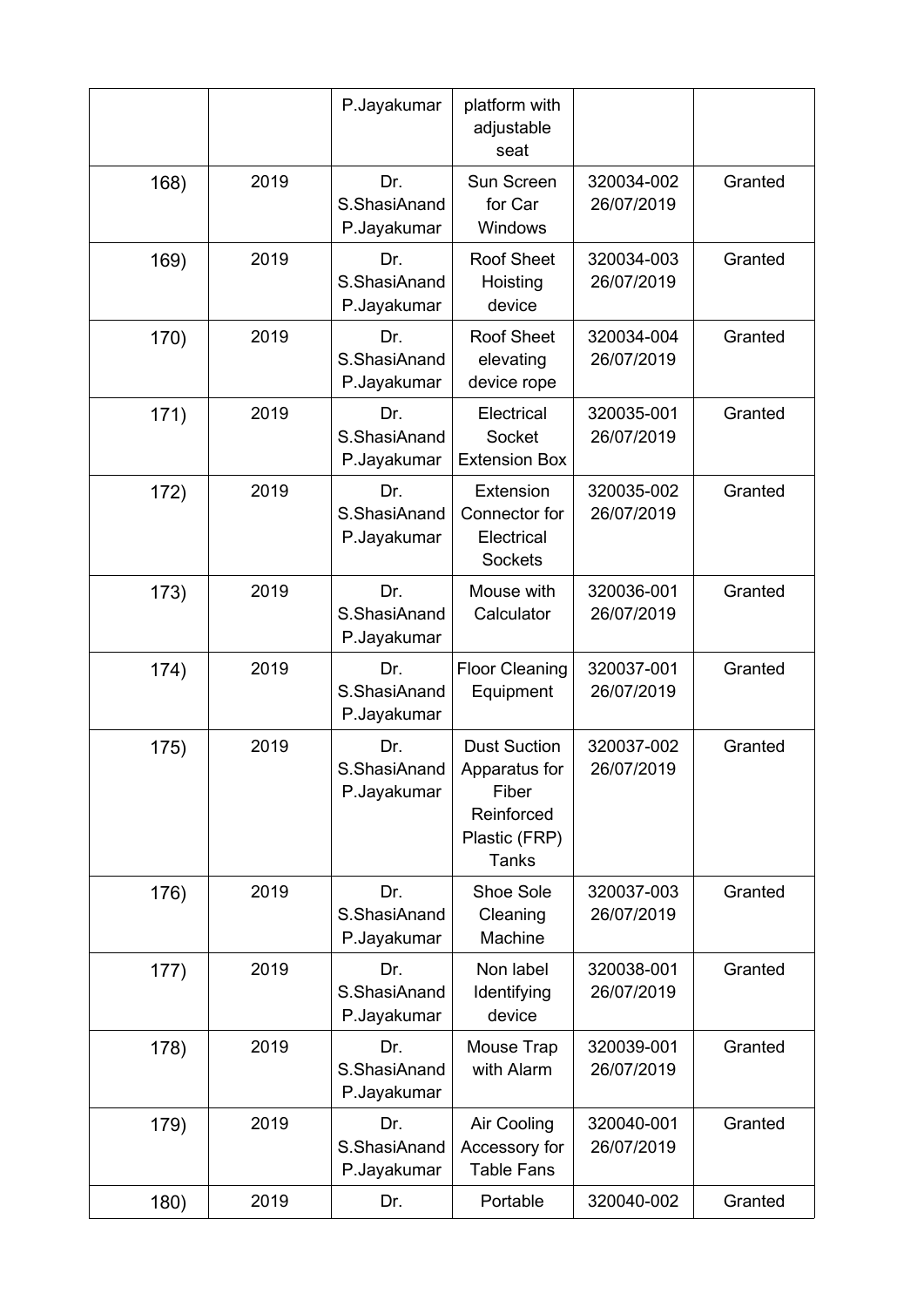| | | P.Jayakumar | platform with adjustable seat | | |
|---|---|---|---|---|---|
| 168) | 2019 | Dr. S.ShasiAnand P.Jayakumar | Sun Screen for Car Windows | 320034-002 26/07/2019 | Granted |
| 169) | 2019 | Dr. S.ShasiAnand P.Jayakumar | Roof Sheet Hoisting device | 320034-003 26/07/2019 | Granted |
| 170) | 2019 | Dr. S.ShasiAnand P.Jayakumar | Roof Sheet elevating device rope | 320034-004 26/07/2019 | Granted |
| 171) | 2019 | Dr. S.ShasiAnand P.Jayakumar | Electrical Socket Extension Box | 320035-001 26/07/2019 | Granted |
| 172) | 2019 | Dr. S.ShasiAnand P.Jayakumar | Extension Connector for Electrical Sockets | 320035-002 26/07/2019 | Granted |
| 173) | 2019 | Dr. S.ShasiAnand P.Jayakumar | Mouse with Calculator | 320036-001 26/07/2019 | Granted |
| 174) | 2019 | Dr. S.ShasiAnand P.Jayakumar | Floor Cleaning Equipment | 320037-001 26/07/2019 | Granted |
| 175) | 2019 | Dr. S.ShasiAnand P.Jayakumar | Dust Suction Apparatus for Fiber Reinforced Plastic (FRP) Tanks | 320037-002 26/07/2019 | Granted |
| 176) | 2019 | Dr. S.ShasiAnand P.Jayakumar | Shoe Sole Cleaning Machine | 320037-003 26/07/2019 | Granted |
| 177) | 2019 | Dr. S.ShasiAnand P.Jayakumar | Non label Identifying device | 320038-001 26/07/2019 | Granted |
| 178) | 2019 | Dr. S.ShasiAnand P.Jayakumar | Mouse Trap with Alarm | 320039-001 26/07/2019 | Granted |
| 179) | 2019 | Dr. S.ShasiAnand P.Jayakumar | Air Cooling Accessory for Table Fans | 320040-001 26/07/2019 | Granted |
| 180) | 2019 | Dr. | Portable | 320040-002 | Granted |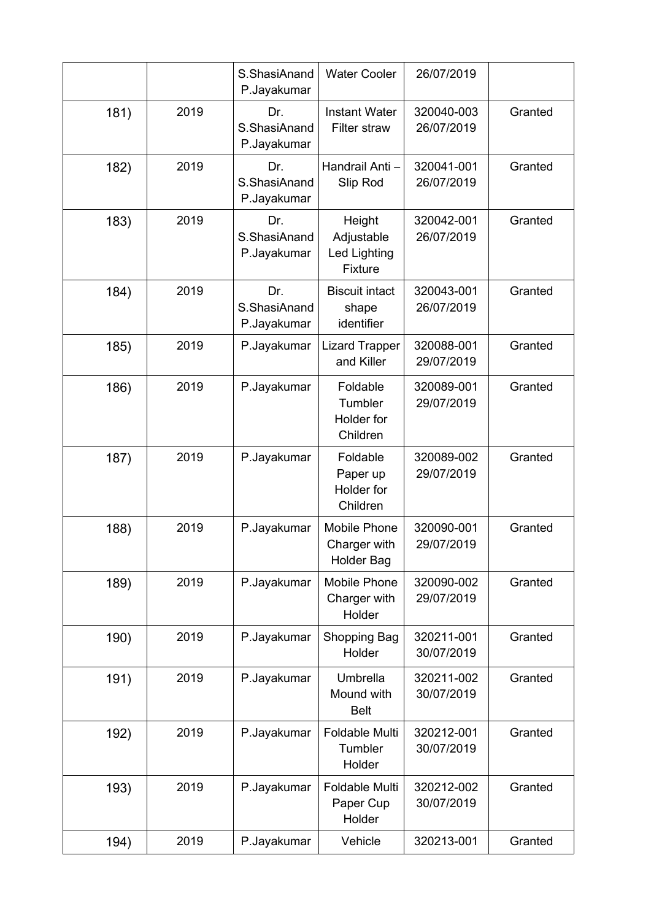|  |  |  |  |  |  |
|---|---|---|---|---|---|
|  |  | S.ShasiAnand P.Jayakumar | Water Cooler | 26/07/2019 |  |
| 181) | 2019 | Dr. S.ShasiAnand P.Jayakumar | Instant Water Filter straw | 320040-003 26/07/2019 | Granted |
| 182) | 2019 | Dr. S.ShasiAnand P.Jayakumar | Handrail Anti – Slip Rod | 320041-001 26/07/2019 | Granted |
| 183) | 2019 | Dr. S.ShasiAnand P.Jayakumar | Height Adjustable Led Lighting Fixture | 320042-001 26/07/2019 | Granted |
| 184) | 2019 | Dr. S.ShasiAnand P.Jayakumar | Biscuit intact shape identifier | 320043-001 26/07/2019 | Granted |
| 185) | 2019 | P.Jayakumar | Lizard Trapper and Killer | 320088-001 29/07/2019 | Granted |
| 186) | 2019 | P.Jayakumar | Foldable Tumbler Holder for Children | 320089-001 29/07/2019 | Granted |
| 187) | 2019 | P.Jayakumar | Foldable Paper up Holder for Children | 320089-002 29/07/2019 | Granted |
| 188) | 2019 | P.Jayakumar | Mobile Phone Charger with Holder Bag | 320090-001 29/07/2019 | Granted |
| 189) | 2019 | P.Jayakumar | Mobile Phone Charger with Holder | 320090-002 29/07/2019 | Granted |
| 190) | 2019 | P.Jayakumar | Shopping Bag Holder | 320211-001 30/07/2019 | Granted |
| 191) | 2019 | P.Jayakumar | Umbrella Mound with Belt | 320211-002 30/07/2019 | Granted |
| 192) | 2019 | P.Jayakumar | Foldable Multi Tumbler Holder | 320212-001 30/07/2019 | Granted |
| 193) | 2019 | P.Jayakumar | Foldable Multi Paper Cup Holder | 320212-002 30/07/2019 | Granted |
| 194) | 2019 | P.Jayakumar | Vehicle | 320213-001 | Granted |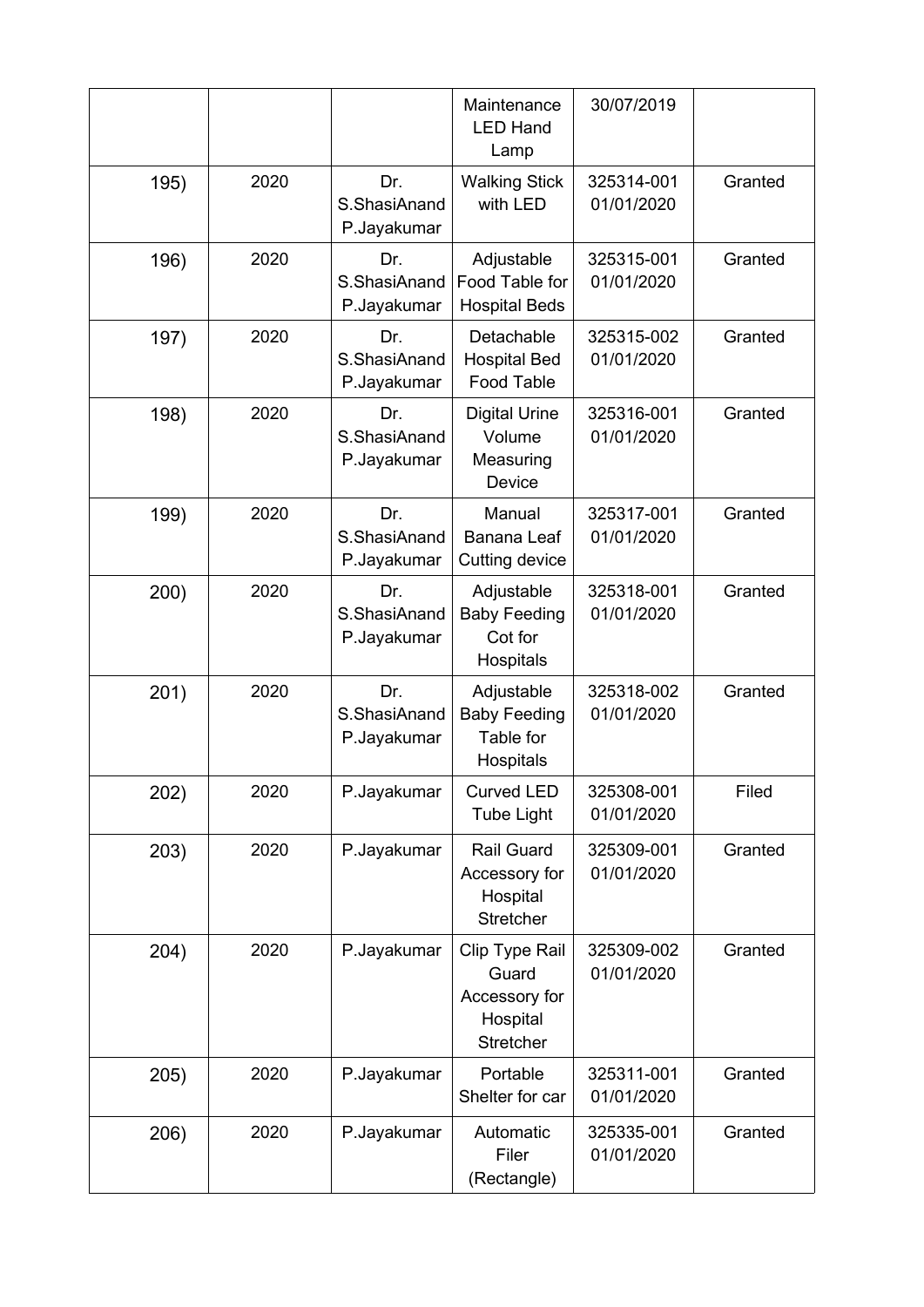| | | | Maintenance LED Hand Lamp | 30/07/2019 | |
|---|---|---|---|---|---|
| 195) | 2020 | Dr. S.ShasiAnand P.Jayakumar | Walking Stick with LED | 325314-001 01/01/2020 | Granted |
| 196) | 2020 | Dr. S.ShasiAnand P.Jayakumar | Adjustable Food Table for Hospital Beds | 325315-001 01/01/2020 | Granted |
| 197) | 2020 | Dr. S.ShasiAnand P.Jayakumar | Detachable Hospital Bed Food Table | 325315-002 01/01/2020 | Granted |
| 198) | 2020 | Dr. S.ShasiAnand P.Jayakumar | Digital Urine Volume Measuring Device | 325316-001 01/01/2020 | Granted |
| 199) | 2020 | Dr. S.ShasiAnand P.Jayakumar | Manual Banana Leaf Cutting device | 325317-001 01/01/2020 | Granted |
| 200) | 2020 | Dr. S.ShasiAnand P.Jayakumar | Adjustable Baby Feeding Cot for Hospitals | 325318-001 01/01/2020 | Granted |
| 201) | 2020 | Dr. S.ShasiAnand P.Jayakumar | Adjustable Baby Feeding Table for Hospitals | 325318-002 01/01/2020 | Granted |
| 202) | 2020 | P.Jayakumar | Curved LED Tube Light | 325308-001 01/01/2020 | Filed |
| 203) | 2020 | P.Jayakumar | Rail Guard Accessory for Hospital Stretcher | 325309-001 01/01/2020 | Granted |
| 204) | 2020 | P.Jayakumar | Clip Type Rail Guard Accessory for Hospital Stretcher | 325309-002 01/01/2020 | Granted |
| 205) | 2020 | P.Jayakumar | Portable Shelter for car | 325311-001 01/01/2020 | Granted |
| 206) | 2020 | P.Jayakumar | Automatic Filer (Rectangle) | 325335-001 01/01/2020 | Granted |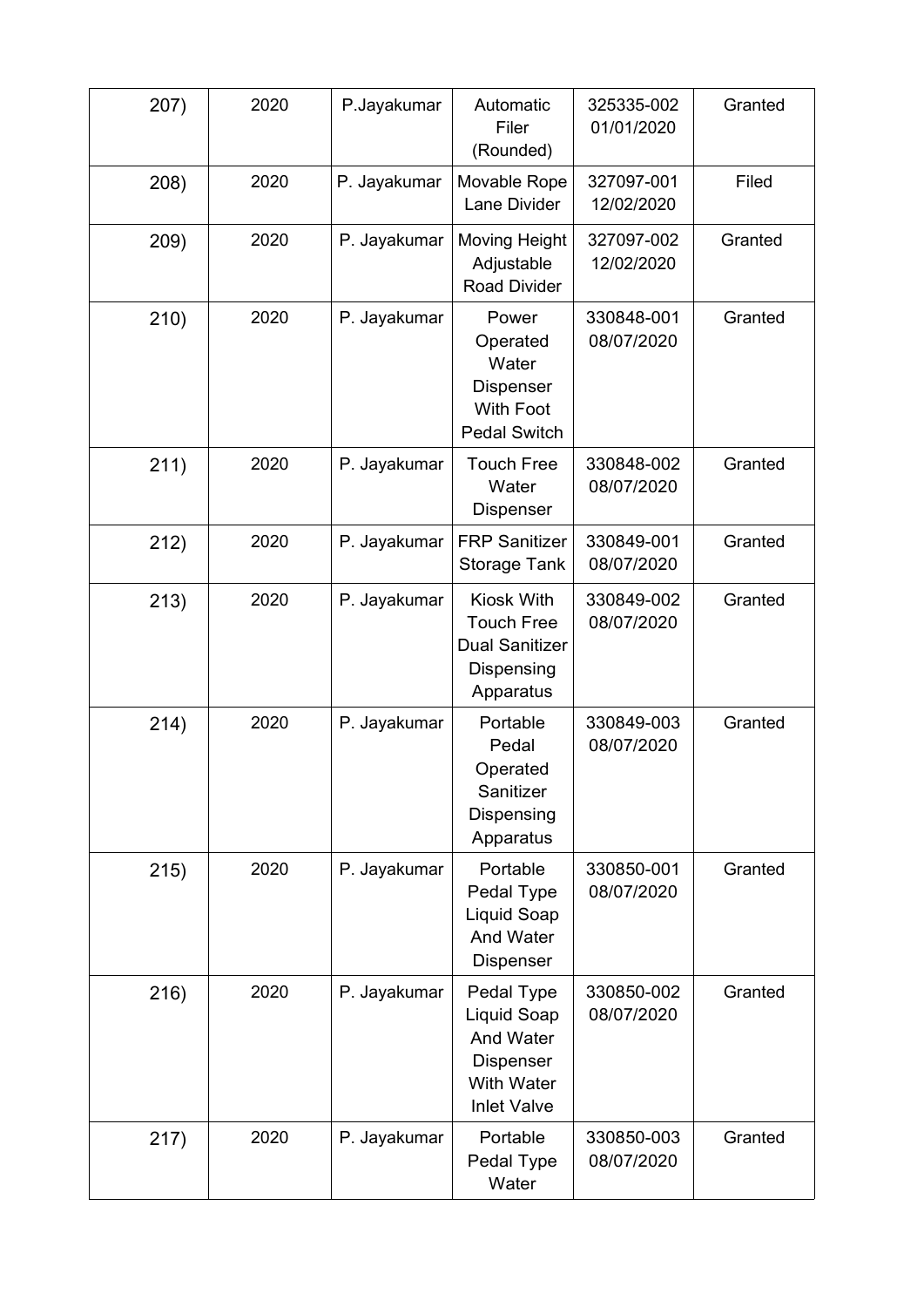| | | | | | |
|---|---|---|---|---|---|
| 207) | 2020 | P.Jayakumar | Automatic Filer (Rounded) | 325335-002 01/01/2020 | Granted |
| 208) | 2020 | P. Jayakumar | Movable Rope Lane Divider | 327097-001 12/02/2020 | Filed |
| 209) | 2020 | P. Jayakumar | Moving Height Adjustable Road Divider | 327097-002 12/02/2020 | Granted |
| 210) | 2020 | P. Jayakumar | Power Operated Water Dispenser With Foot Pedal Switch | 330848-001 08/07/2020 | Granted |
| 211) | 2020 | P. Jayakumar | Touch Free Water Dispenser | 330848-002 08/07/2020 | Granted |
| 212) | 2020 | P. Jayakumar | FRP Sanitizer Storage Tank | 330849-001 08/07/2020 | Granted |
| 213) | 2020 | P. Jayakumar | Kiosk With Touch Free Dual Sanitizer Dispensing Apparatus | 330849-002 08/07/2020 | Granted |
| 214) | 2020 | P. Jayakumar | Portable Pedal Operated Sanitizer Dispensing Apparatus | 330849-003 08/07/2020 | Granted |
| 215) | 2020 | P. Jayakumar | Portable Pedal Type Liquid Soap And Water Dispenser | 330850-001 08/07/2020 | Granted |
| 216) | 2020 | P. Jayakumar | Pedal Type Liquid Soap And Water Dispenser With Water Inlet Valve | 330850-002 08/07/2020 | Granted |
| 217) | 2020 | P. Jayakumar | Portable Pedal Type Water | 330850-003 08/07/2020 | Granted |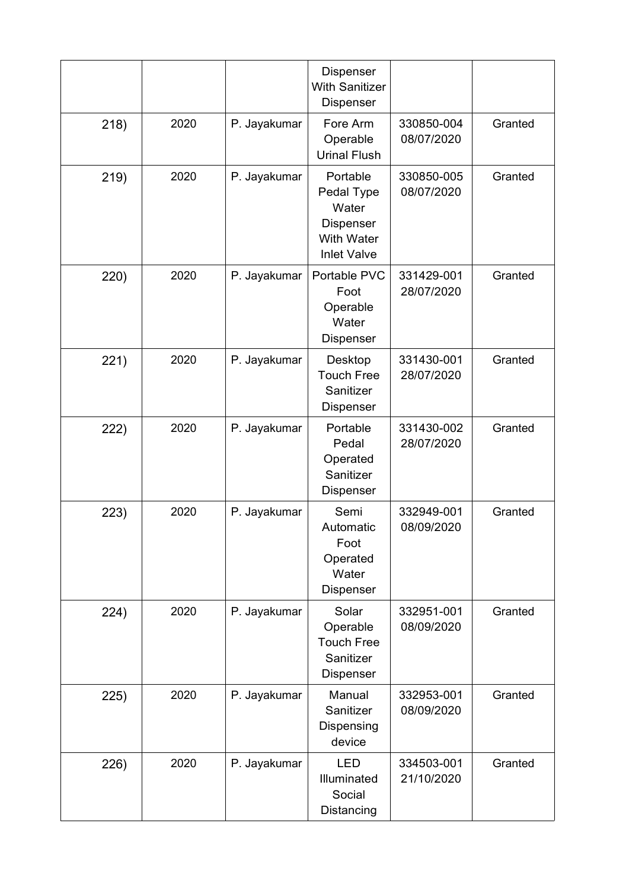|  |  |  | Dispenser With Sanitizer Dispenser |  |  |
|---|---|---|---|---|---|
| 218) | 2020 | P. Jayakumar | Fore Arm Operable Urinal Flush | 330850-004 08/07/2020 | Granted |
| 219) | 2020 | P. Jayakumar | Portable Pedal Type Water Dispenser With Water Inlet Valve | 330850-005 08/07/2020 | Granted |
| 220) | 2020 | P. Jayakumar | Portable PVC Foot Operable Water Dispenser | 331429-001 28/07/2020 | Granted |
| 221) | 2020 | P. Jayakumar | Desktop Touch Free Sanitizer Dispenser | 331430-001 28/07/2020 | Granted |
| 222) | 2020 | P. Jayakumar | Portable Pedal Operated Sanitizer Dispenser | 331430-002 28/07/2020 | Granted |
| 223) | 2020 | P. Jayakumar | Semi Automatic Foot Operated Water Dispenser | 332949-001 08/09/2020 | Granted |
| 224) | 2020 | P. Jayakumar | Solar Operable Touch Free Sanitizer Dispenser | 332951-001 08/09/2020 | Granted |
| 225) | 2020 | P. Jayakumar | Manual Sanitizer Dispensing device | 332953-001 08/09/2020 | Granted |
| 226) | 2020 | P. Jayakumar | LED Illuminated Social Distancing | 334503-001 21/10/2020 | Granted |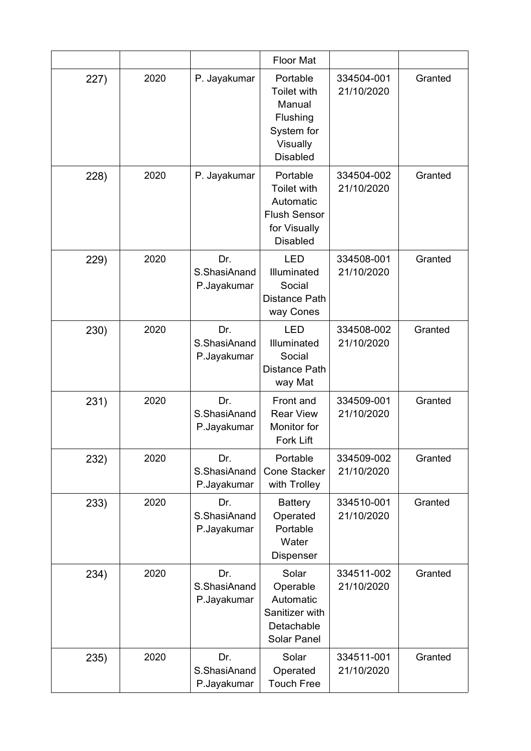|  |  |  | Floor Mat |  |  |
|---|---|---|---|---|---|
| 227) | 2020 | P. Jayakumar | Portable Toilet with Manual Flushing System for Visually Disabled | 334504-001 21/10/2020 | Granted |
| 228) | 2020 | P. Jayakumar | Portable Toilet with Automatic Flush Sensor for Visually Disabled | 334504-002 21/10/2020 | Granted |
| 229) | 2020 | Dr. S.ShasiAnand P.Jayakumar | LED Illuminated Social Distance Path way Cones | 334508-001 21/10/2020 | Granted |
| 230) | 2020 | Dr. S.ShasiAnand P.Jayakumar | LED Illuminated Social Distance Path way Mat | 334508-002 21/10/2020 | Granted |
| 231) | 2020 | Dr. S.ShasiAnand P.Jayakumar | Front and Rear View Monitor for Fork Lift | 334509-001 21/10/2020 | Granted |
| 232) | 2020 | Dr. S.ShasiAnand P.Jayakumar | Portable Cone Stacker with Trolley | 334509-002 21/10/2020 | Granted |
| 233) | 2020 | Dr. S.ShasiAnand P.Jayakumar | Battery Operated Portable Water Dispenser | 334510-001 21/10/2020 | Granted |
| 234) | 2020 | Dr. S.ShasiAnand P.Jayakumar | Solar Operable Automatic Sanitizer with Detachable Solar Panel | 334511-002 21/10/2020 | Granted |
| 235) | 2020 | Dr. S.ShasiAnand P.Jayakumar | Solar Operated Touch Free | 334511-001 21/10/2020 | Granted |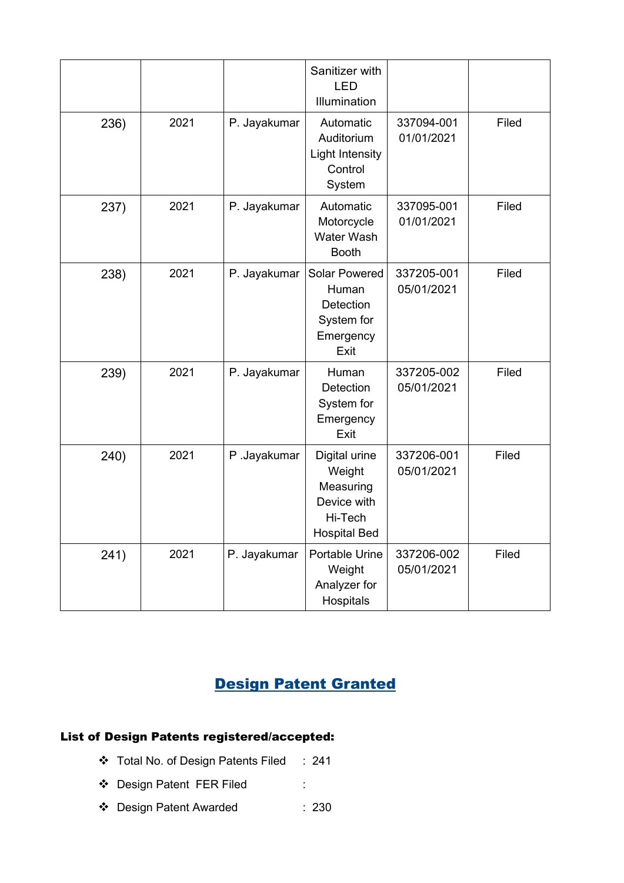| | | | Sanitizer with LED Illumination | | |
|---|---|---|---|---|---|
| 236) | 2021 | P. Jayakumar | Automatic Auditorium Light Intensity Control System | 337094-001 01/01/2021 | Filed |
| 237) | 2021 | P. Jayakumar | Automatic Motorcycle Water Wash Booth | 337095-001 01/01/2021 | Filed |
| 238) | 2021 | P. Jayakumar | Solar Powered Human Detection System for Emergency Exit | 337205-001 05/01/2021 | Filed |
| 239) | 2021 | P. Jayakumar | Human Detection System for Emergency Exit | 337205-002 05/01/2021 | Filed |
| 240) | 2021 | P .Jayakumar | Digital urine Weight Measuring Device with Hi-Tech Hospital Bed | 337206-001 05/01/2021 | Filed |
| 241) | 2021 | P. Jayakumar | Portable Urine Weight Analyzer for Hospitals | 337206-002 05/01/2021 | Filed |

## Design Patent Granted

**List of Design Patents registered/accepted:**

- Total No. of Design Patents Filed : 241
- Design Patent FER Filed :
- Design Patent Awarded : 230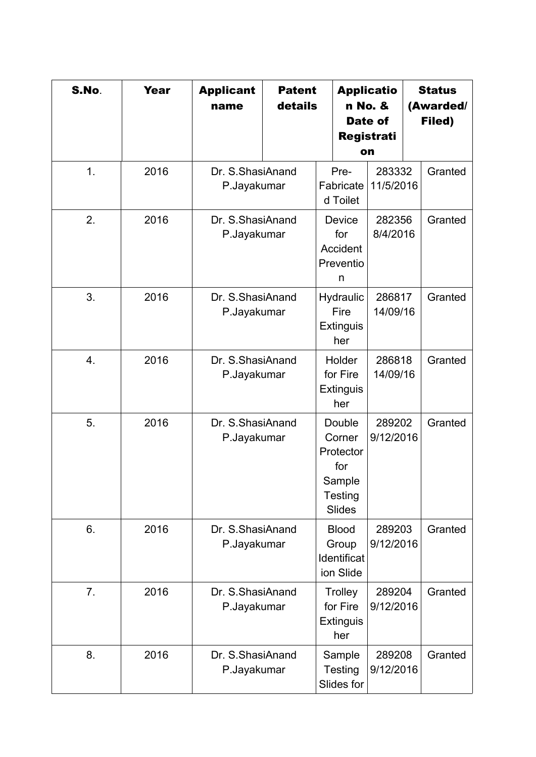| S.No. | Year | Applicant name | Patent details | Application No. & Date of Registration | Status (Awarded/ Filed) |
|---|---|---|---|---|---|
| 1. | 2016 | Dr. S.ShasiAnand P.Jayakumar | Pre-Fabricated Toilet | 283332 11/5/2016 | Granted |
| 2. | 2016 | Dr. S.ShasiAnand P.Jayakumar | Device for Accident Prevention | 282356 8/4/2016 | Granted |
| 3. | 2016 | Dr. S.ShasiAnand P.Jayakumar | Hydraulic Fire Extinguisher | 286817 14/09/16 | Granted |
| 4. | 2016 | Dr. S.ShasiAnand P.Jayakumar | Holder for Fire Extinguisher | 286818 14/09/16 | Granted |
| 5. | 2016 | Dr. S.ShasiAnand P.Jayakumar | Double Corner Protector for Sample Testing Slides | 289202 9/12/2016 | Granted |
| 6. | 2016 | Dr. S.ShasiAnand P.Jayakumar | Blood Group Identification Slide | 289203 9/12/2016 | Granted |
| 7. | 2016 | Dr. S.ShasiAnand P.Jayakumar | Trolley for Fire Extinguisher | 289204 9/12/2016 | Granted |
| 8. | 2016 | Dr. S.ShasiAnand P.Jayakumar | Sample Testing Slides for | 289208 9/12/2016 | Granted |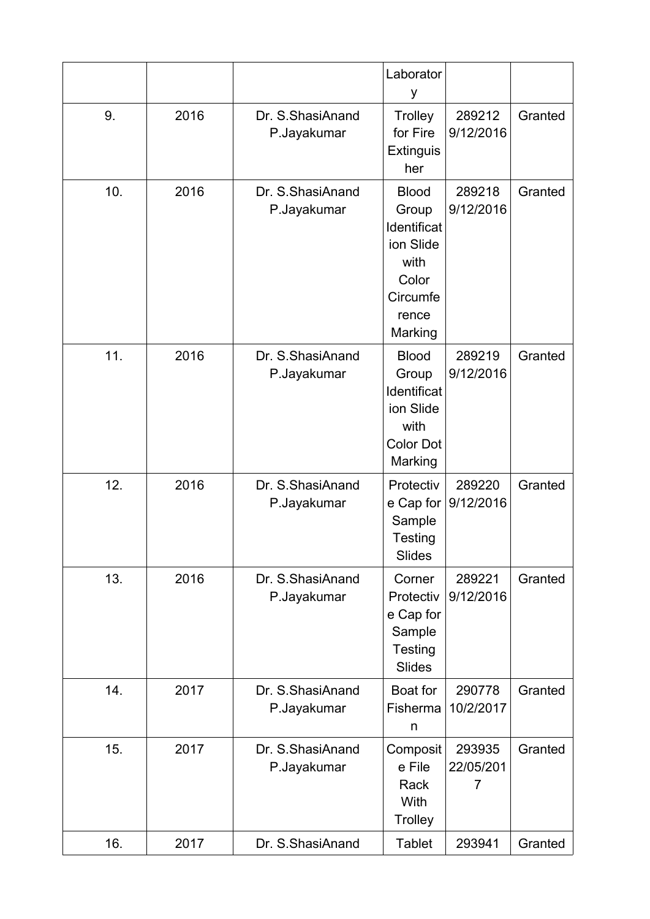| | | | Laboratory | | |
|---|---|---|---|---|---|
| 9. | 2016 | Dr. S.ShasiAnand P.Jayakumar | Trolley for Fire Extinguisher | 289212 9/12/2016 | Granted |
| 10. | 2016 | Dr. S.ShasiAnand P.Jayakumar | Blood Group Identification Slide with Color Circumference Marking | 289218 9/12/2016 | Granted |
| 11. | 2016 | Dr. S.ShasiAnand P.Jayakumar | Blood Group Identification Slide with Color Dot Marking | 289219 9/12/2016 | Granted |
| 12. | 2016 | Dr. S.ShasiAnand P.Jayakumar | Protective Cap for Sample Testing Slides | 289220 9/12/2016 | Granted |
| 13. | 2016 | Dr. S.ShasiAnand P.Jayakumar | Corner Protective Cap for Sample Testing Slides | 289221 9/12/2016 | Granted |
| 14. | 2017 | Dr. S.ShasiAnand P.Jayakumar | Boat for Fisherman | 290778 10/2/2017 | Granted |
| 15. | 2017 | Dr. S.ShasiAnand P.Jayakumar | Composite File Rack With Trolley | 293935 22/05/2017 | Granted |
| 16. | 2017 | Dr. S.ShasiAnand | Tablet | 293941 | Granted |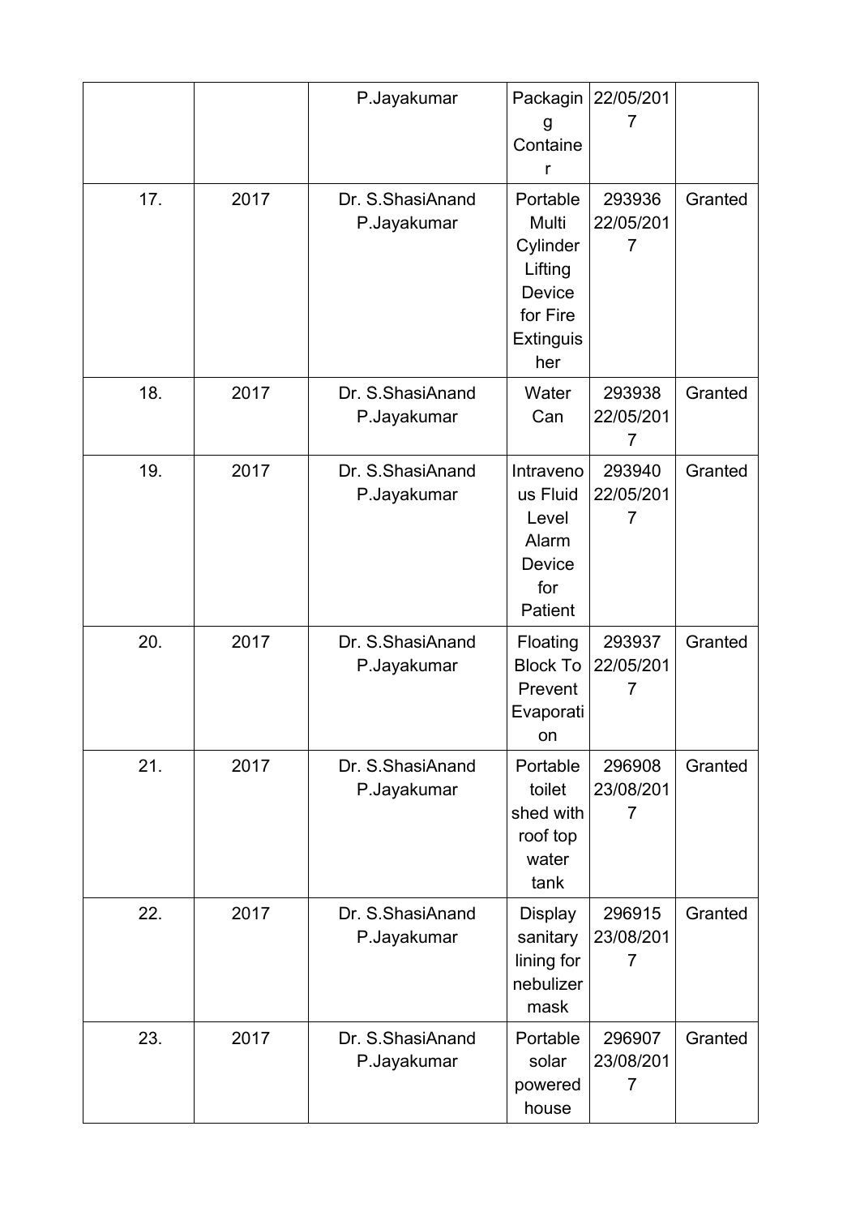|  |  | P.Jayakumar | Packaging Container | 22/05/2017 |  |
|---|---|---|---|---|---|
| 17. | 2017 | Dr. S.ShasiAnand P.Jayakumar | Portable Multi Cylinder Lifting Device for Fire Extinguisher | 293936 22/05/2017 | Granted |
| 18. | 2017 | Dr. S.ShasiAnand P.Jayakumar | Water Can | 293938 22/05/2017 | Granted |
| 19. | 2017 | Dr. S.ShasiAnand P.Jayakumar | Intravenous Fluid Level Alarm Device for Patient | 293940 22/05/2017 | Granted |
| 20. | 2017 | Dr. S.ShasiAnand P.Jayakumar | Floating Block To Prevent Evaporation | 293937 22/05/2017 | Granted |
| 21. | 2017 | Dr. S.ShasiAnand P.Jayakumar | Portable toilet shed with roof top water tank | 296908 23/08/2017 | Granted |
| 22. | 2017 | Dr. S.ShasiAnand P.Jayakumar | Display sanitary lining for nebulizer mask | 296915 23/08/2017 | Granted |
| 23. | 2017 | Dr. S.ShasiAnand P.Jayakumar | Portable solar powered house | 296907 23/08/2017 | Granted |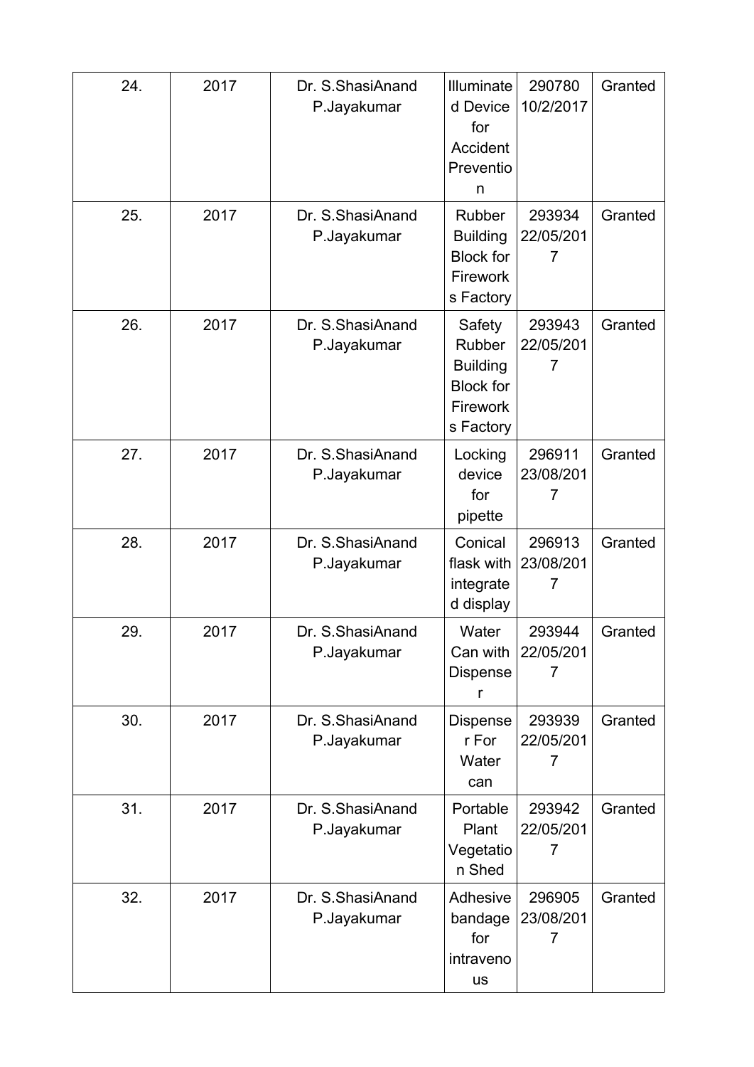| 24. | 2017 | Dr. S.ShasiAnand P.Jayakumar | Illuminated Device for Accident Prevention | 290780 10/2/2017 | Granted |
|---|---|---|---|---|---|
| 25. | 2017 | Dr. S.ShasiAnand P.Jayakumar | Rubber Building Block for Fireworks Factory | 293934 22/05/2017 | Granted |
| 26. | 2017 | Dr. S.ShasiAnand P.Jayakumar | Safety Rubber Building Block for Fireworks Factory | 293943 22/05/2017 | Granted |
| 27. | 2017 | Dr. S.ShasiAnand P.Jayakumar | Locking device for pipette | 296911 23/08/2017 | Granted |
| 28. | 2017 | Dr. S.ShasiAnand P.Jayakumar | Conical flask with integrated display | 296913 23/08/2017 | Granted |
| 29. | 2017 | Dr. S.ShasiAnand P.Jayakumar | Water Can with Dispenser | 293944 22/05/2017 | Granted |
| 30. | 2017 | Dr. S.ShasiAnand P.Jayakumar | Dispenser For Water can | 293939 22/05/2017 | Granted |
| 31. | 2017 | Dr. S.ShasiAnand P.Jayakumar | Portable Plant Vegetation Shed | 293942 22/05/2017 | Granted |
| 32. | 2017 | Dr. S.ShasiAnand P.Jayakumar | Adhesive bandage for intravenous | 296905 23/08/2017 | Granted |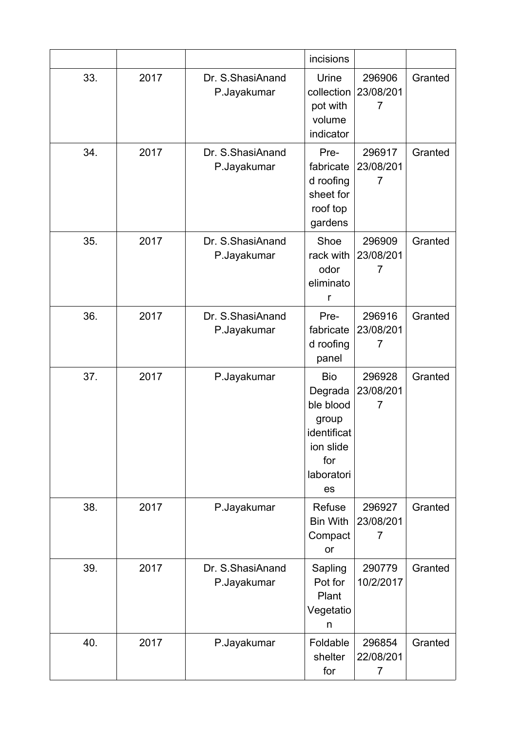| | | | incisions | | |
|---|---|---|---|---|---|
| 33. | 2017 | Dr. S.ShasiAnand P.Jayakumar | Urine collection pot with volume indicator | 296906 23/08/2017 | Granted |
| 34. | 2017 | Dr. S.ShasiAnand P.Jayakumar | Pre-fabricated roofing sheet for roof top gardens | 296917 23/08/2017 | Granted |
| 35. | 2017 | Dr. S.ShasiAnand P.Jayakumar | Shoe rack with odor eliminator | 296909 23/08/2017 | Granted |
| 36. | 2017 | Dr. S.ShasiAnand P.Jayakumar | Pre-fabricated roofing panel | 296916 23/08/2017 | Granted |
| 37. | 2017 | P.Jayakumar | Bio Degradable blood group identification slide for laboratories | 296928 23/08/2017 | Granted |
| 38. | 2017 | P.Jayakumar | Refuse Bin With Compactor | 296927 23/08/2017 | Granted |
| 39. | 2017 | Dr. S.ShasiAnand P.Jayakumar | Sapling Pot for Plant Vegetation | 290779 10/2/2017 | Granted |
| 40. | 2017 | P.Jayakumar | Foldable shelter for | 296854 22/08/2017 | Granted |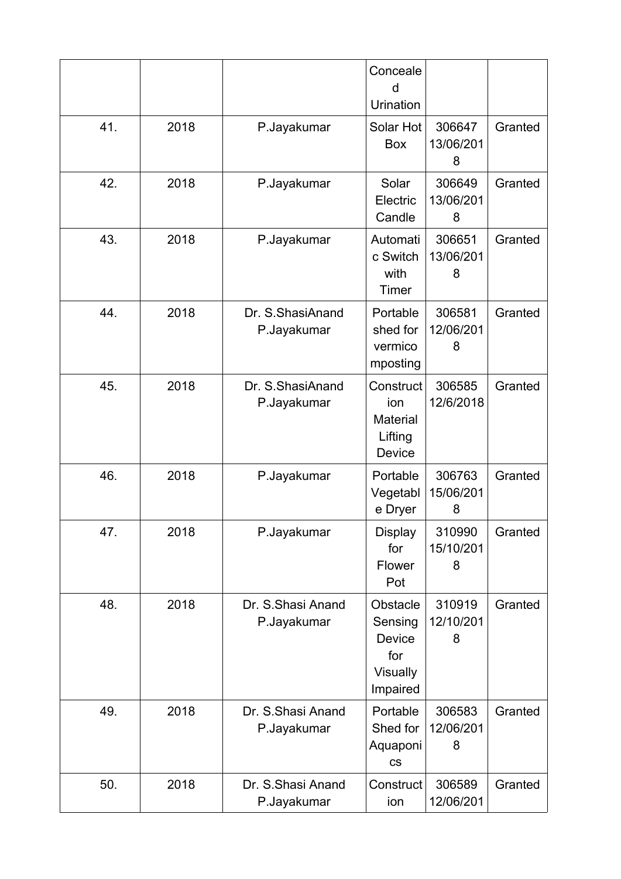|  |  |  | Concealed Urination |  |  |
|---|---|---|---|---|---|
| 41. | 2018 | P.Jayakumar | Solar Hot Box | 306647 13/06/2018 | Granted |
| 42. | 2018 | P.Jayakumar | Solar Electric Candle | 306649 13/06/2018 | Granted |
| 43. | 2018 | P.Jayakumar | Automatic Switch with Timer | 306651 13/06/2018 | Granted |
| 44. | 2018 | Dr. S.ShasiAnand P.Jayakumar | Portable shed for vermicomposting | 306581 12/06/2018 | Granted |
| 45. | 2018 | Dr. S.ShasiAnand P.Jayakumar | Construction Material Lifting Device | 306585 12/6/2018 | Granted |
| 46. | 2018 | P.Jayakumar | Portable Vegetable Dryer | 306763 15/06/2018 | Granted |
| 47. | 2018 | P.Jayakumar | Display for Flower Pot | 310990 15/10/2018 | Granted |
| 48. | 2018 | Dr. S.Shasi Anand P.Jayakumar | Obstacle Sensing Device for Visually Impaired | 310919 12/10/2018 | Granted |
| 49. | 2018 | Dr. S.Shasi Anand P.Jayakumar | Portable Shed for Aquaponics | 306583 12/06/2018 | Granted |
| 50. | 2018 | Dr. S.Shasi Anand P.Jayakumar | Construction | 306589 12/06/201 | Granted |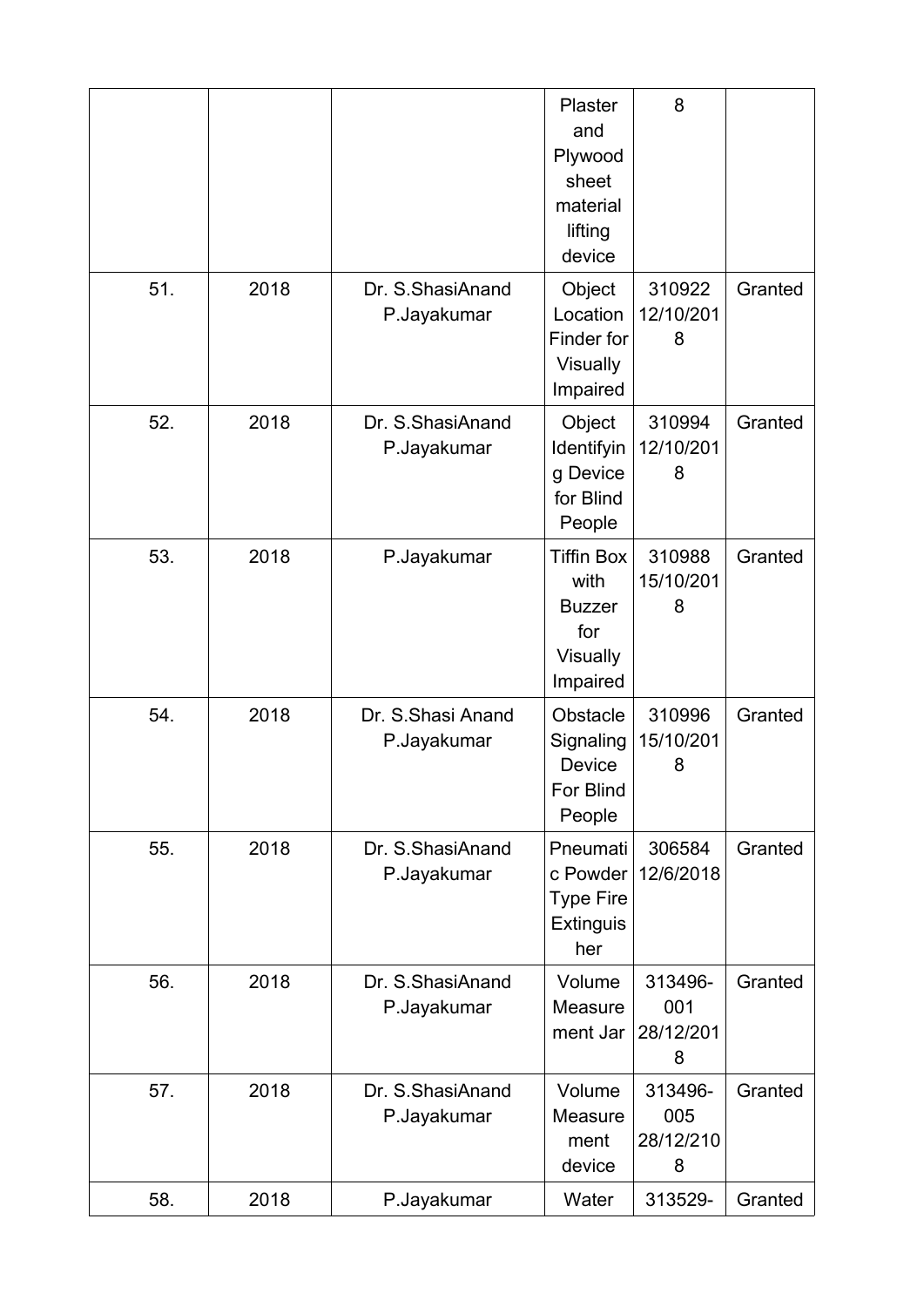| | | | Plaster and Plywood sheet material lifting device | 8 | |
|---|---|---|---|---|---|
| 51. | 2018 | Dr. S.ShasiAnand P.Jayakumar | Object Location Finder for Visually Impaired | 310922 12/10/2018 | Granted |
| 52. | 2018 | Dr. S.ShasiAnand P.Jayakumar | Object Identifying Device for Blind People | 310994 12/10/2018 | Granted |
| 53. | 2018 | P.Jayakumar | Tiffin Box with Buzzer for Visually Impaired | 310988 15/10/2018 | Granted |
| 54. | 2018 | Dr. S.Shasi Anand P.Jayakumar | Obstacle Signaling Device For Blind People | 310996 15/10/2018 | Granted |
| 55. | 2018 | Dr. S.ShasiAnand P.Jayakumar | Pneumatic Powder Type Fire Extinguisher | 306584 12/6/2018 | Granted |
| 56. | 2018 | Dr. S.ShasiAnand P.Jayakumar | Volume Measurement Jar | 313496-001 28/12/2018 | Granted |
| 57. | 2018 | Dr. S.ShasiAnand P.Jayakumar | Volume Measurement device | 313496-005 28/12/2108 | Granted |
| 58. | 2018 | P.Jayakumar | Water | 313529- | Granted |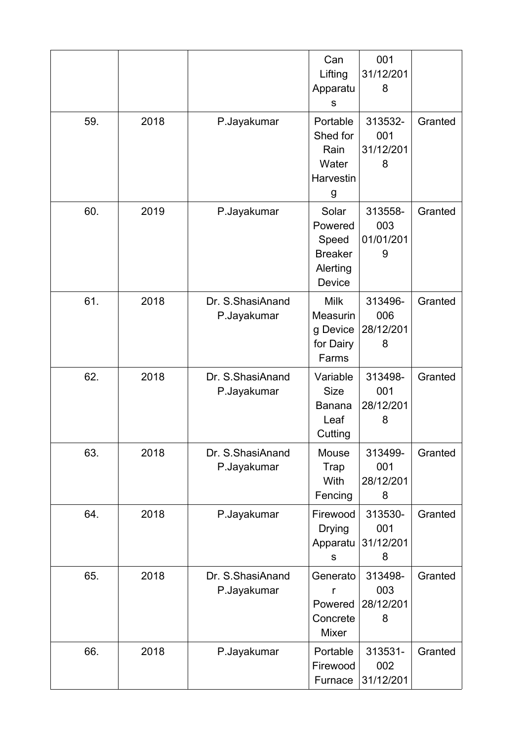| | | | Can Lifting Apparatus | 001 31/12/2018 | |
|---|---|---|---|---|---|
| 59. | 2018 | P.Jayakumar | Portable Shed for Rain Water Harvesting | 313532-001 31/12/2018 | Granted |
| 60. | 2019 | P.Jayakumar | Solar Powered Speed Breaker Alerting Device | 313558-003 01/01/2019 | Granted |
| 61. | 2018 | Dr. S.ShasiAnand P.Jayakumar | Milk Measuring Device for Dairy Farms | 313496-006 28/12/2018 | Granted |
| 62. | 2018 | Dr. S.ShasiAnand P.Jayakumar | Variable Size Banana Leaf Cutting | 313498-001 28/12/2018 | Granted |
| 63. | 2018 | Dr. S.ShasiAnand P.Jayakumar | Mouse Trap With Fencing | 313499-001 28/12/2018 | Granted |
| 64. | 2018 | P.Jayakumar | Firewood Drying Apparatus | 313530-001 31/12/2018 | Granted |
| 65. | 2018 | Dr. S.ShasiAnand P.Jayakumar | Generator Powered Concrete Mixer | 313498-003 28/12/2018 | Granted |
| 66. | 2018 | P.Jayakumar | Portable Firewood Furnace | 313531-002 31/12/201 | Granted |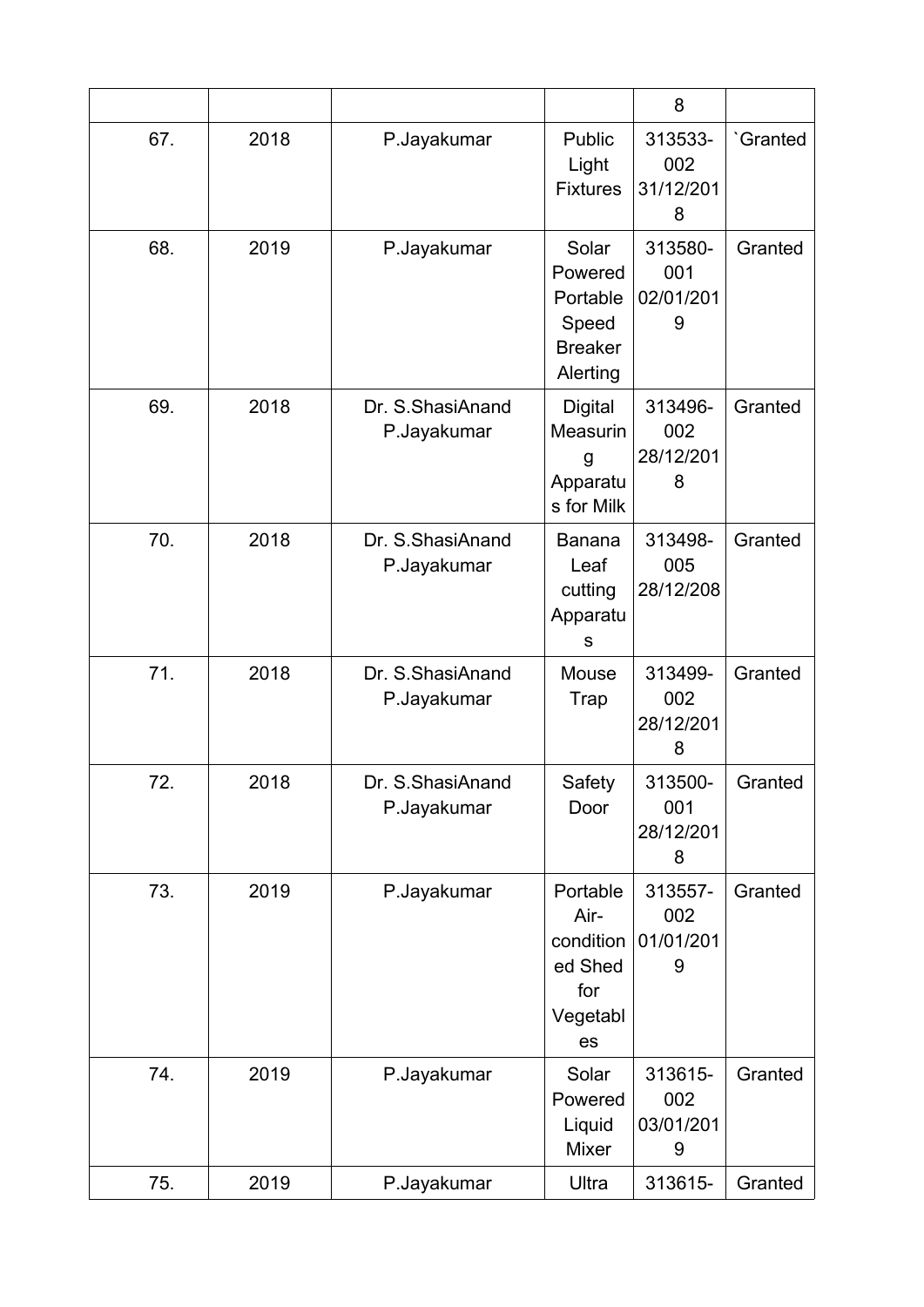| | | | | 8 | |
|---|---|---|---|---|---|
| 67. | 2018 | P.Jayakumar | Public Light Fixtures | 313533-002 31/12/2018 | `Granted |
| 68. | 2019 | P.Jayakumar | Solar Powered Portable Speed Breaker Alerting | 313580-001 02/01/2019 | Granted |
| 69. | 2018 | Dr. S.ShasiAnand P.Jayakumar | Digital Measuring Apparatus for Milk | 313496-002 28/12/2018 | Granted |
| 70. | 2018 | Dr. S.ShasiAnand P.Jayakumar | Banana Leaf cutting Apparatus | 313498-005 28/12/208 | Granted |
| 71. | 2018 | Dr. S.ShasiAnand P.Jayakumar | Mouse Trap | 313499-002 28/12/2018 | Granted |
| 72. | 2018 | Dr. S.ShasiAnand P.Jayakumar | Safety Door | 313500-001 28/12/2018 | Granted |
| 73. | 2019 | P.Jayakumar | Portable Air-conditioned Shed for Vegetables | 313557-002 01/01/2019 | Granted |
| 74. | 2019 | P.Jayakumar | Solar Powered Liquid Mixer | 313615-002 03/01/2019 | Granted |
| 75. | 2019 | P.Jayakumar | Ultra | 313615- | Granted |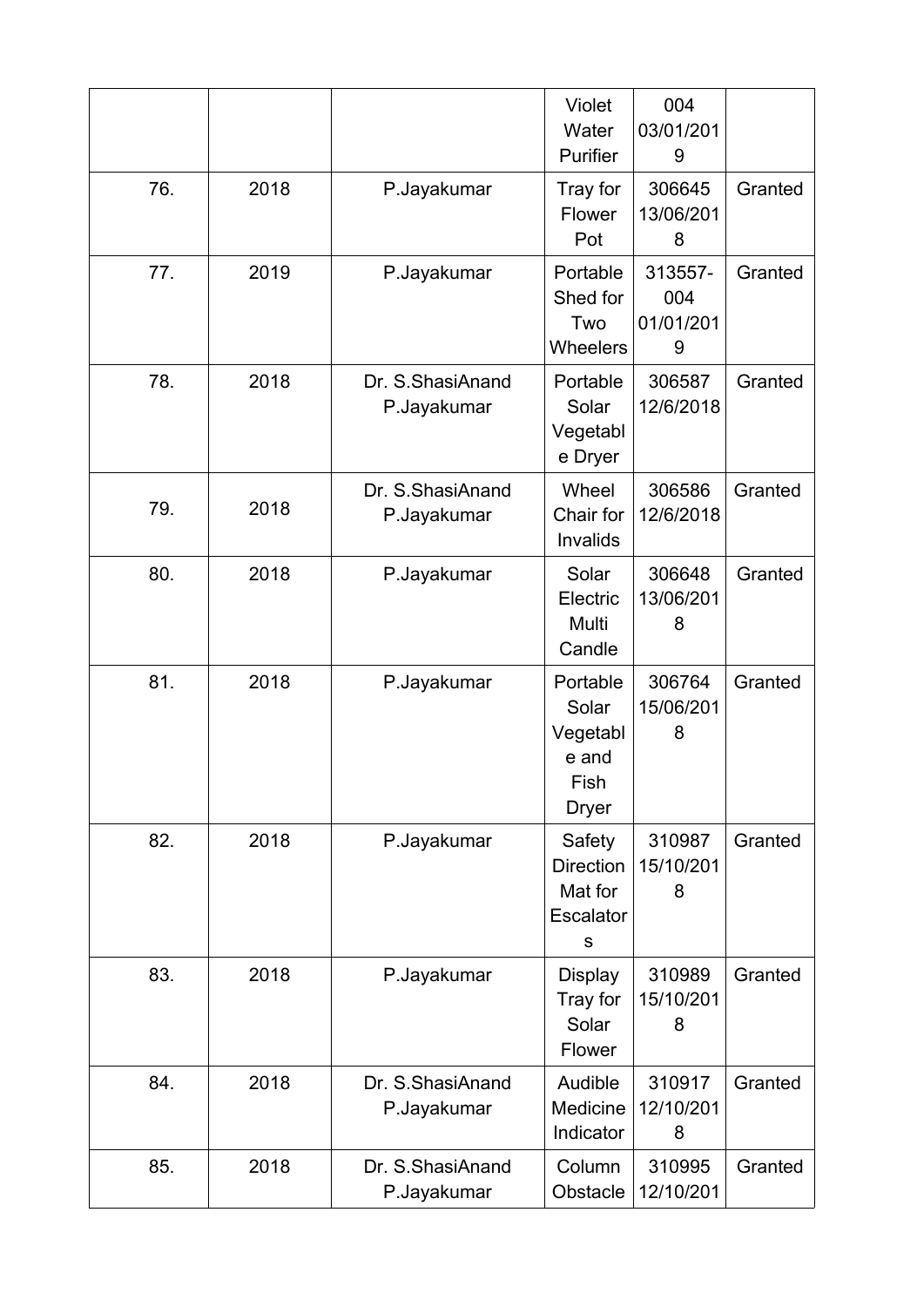| | | | Violet Water Purifier | 004 03/01/2019 | |
|---|---|---|---|---|---|
| 76. | 2018 | P.Jayakumar | Tray for Flower Pot | 306645 13/06/2018 | Granted |
| 77. | 2019 | P.Jayakumar | Portable Shed for Two Wheelers | 313557-004 01/01/2019 | Granted |
| 78. | 2018 | Dr. S.ShasiAnand P.Jayakumar | Portable Solar Vegetable Dryer | 306587 12/6/2018 | Granted |
| 79. | 2018 | Dr. S.ShasiAnand P.Jayakumar | Wheel Chair for Invalids | 306586 12/6/2018 | Granted |
| 80. | 2018 | P.Jayakumar | Solar Electric Multi Candle | 306648 13/06/2018 | Granted |
| 81. | 2018 | P.Jayakumar | Portable Solar Vegetable and Fish Dryer | 306764 15/06/2018 | Granted |
| 82. | 2018 | P.Jayakumar | Safety Direction Mat for Escalators | 310987 15/10/2018 | Granted |
| 83. | 2018 | P.Jayakumar | Display Tray for Solar Flower | 310989 15/10/2018 | Granted |
| 84. | 2018 | Dr. S.ShasiAnand P.Jayakumar | Audible Medicine Indicator | 310917 12/10/2018 | Granted |
| 85. | 2018 | Dr. S.ShasiAnand P.Jayakumar | Column Obstacle | 310995 12/10/201 | Granted |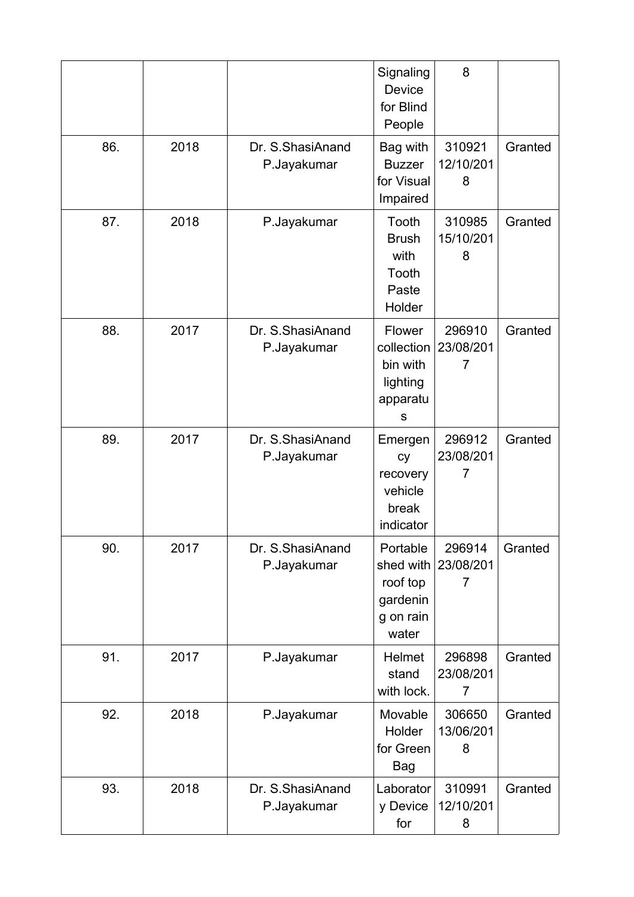|  |  |  | Signaling Device for Blind People | 8 |  |
|---|---|---|---|---|---|
| 86. | 2018 | Dr. S.ShasiAnand P.Jayakumar | Bag with Buzzer for Visual Impaired | 310921 12/10/2018 | Granted |
| 87. | 2018 | P.Jayakumar | Tooth Brush with Tooth Paste Holder | 310985 15/10/2018 | Granted |
| 88. | 2017 | Dr. S.ShasiAnand P.Jayakumar | Flower collection bin with lighting apparatus | 296910 23/08/2017 | Granted |
| 89. | 2017 | Dr. S.ShasiAnand P.Jayakumar | Emergency recovery vehicle break indicator | 296912 23/08/2017 | Granted |
| 90. | 2017 | Dr. S.ShasiAnand P.Jayakumar | Portable shed with roof top gardening on rain water | 296914 23/08/2017 | Granted |
| 91. | 2017 | P.Jayakumar | Helmet stand with lock. | 296898 23/08/2017 | Granted |
| 92. | 2018 | P.Jayakumar | Movable Holder for Green Bag | 306650 13/06/2018 | Granted |
| 93. | 2018 | Dr. S.ShasiAnand P.Jayakumar | Laboratory Device for | 310991 12/10/2018 | Granted |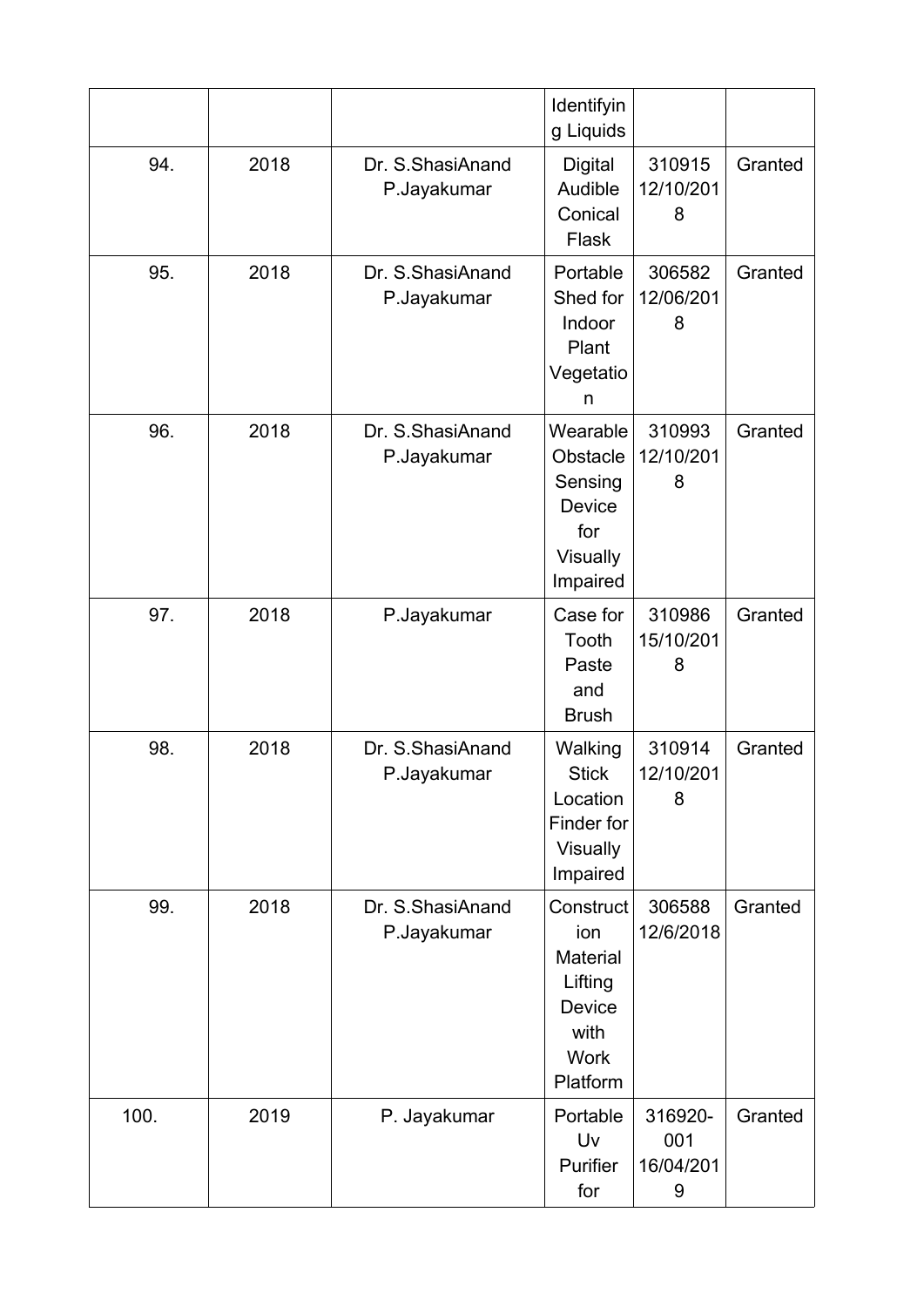| | | | Identifying Liquids | | |
|---|---|---|---|---|---|
| 94. | 2018 | Dr. S.ShasiAnand P.Jayakumar | Digital Audible Conical Flask | 310915 12/10/2018 | Granted |
| 95. | 2018 | Dr. S.ShasiAnand P.Jayakumar | Portable Shed for Indoor Plant Vegetation | 306582 12/06/2018 | Granted |
| 96. | 2018 | Dr. S.ShasiAnand P.Jayakumar | Wearable Obstacle Sensing Device for Visually Impaired | 310993 12/10/2018 | Granted |
| 97. | 2018 | P.Jayakumar | Case for Tooth Paste and Brush | 310986 15/10/2018 | Granted |
| 98. | 2018 | Dr. S.ShasiAnand P.Jayakumar | Walking Stick Location Finder for Visually Impaired | 310914 12/10/2018 | Granted |
| 99. | 2018 | Dr. S.ShasiAnand P.Jayakumar | Construction Material Lifting Device with Work Platform | 306588 12/6/2018 | Granted |
| 100. | 2019 | P. Jayakumar | Portable Uv Purifier for | 316920-001 16/04/2019 | Granted |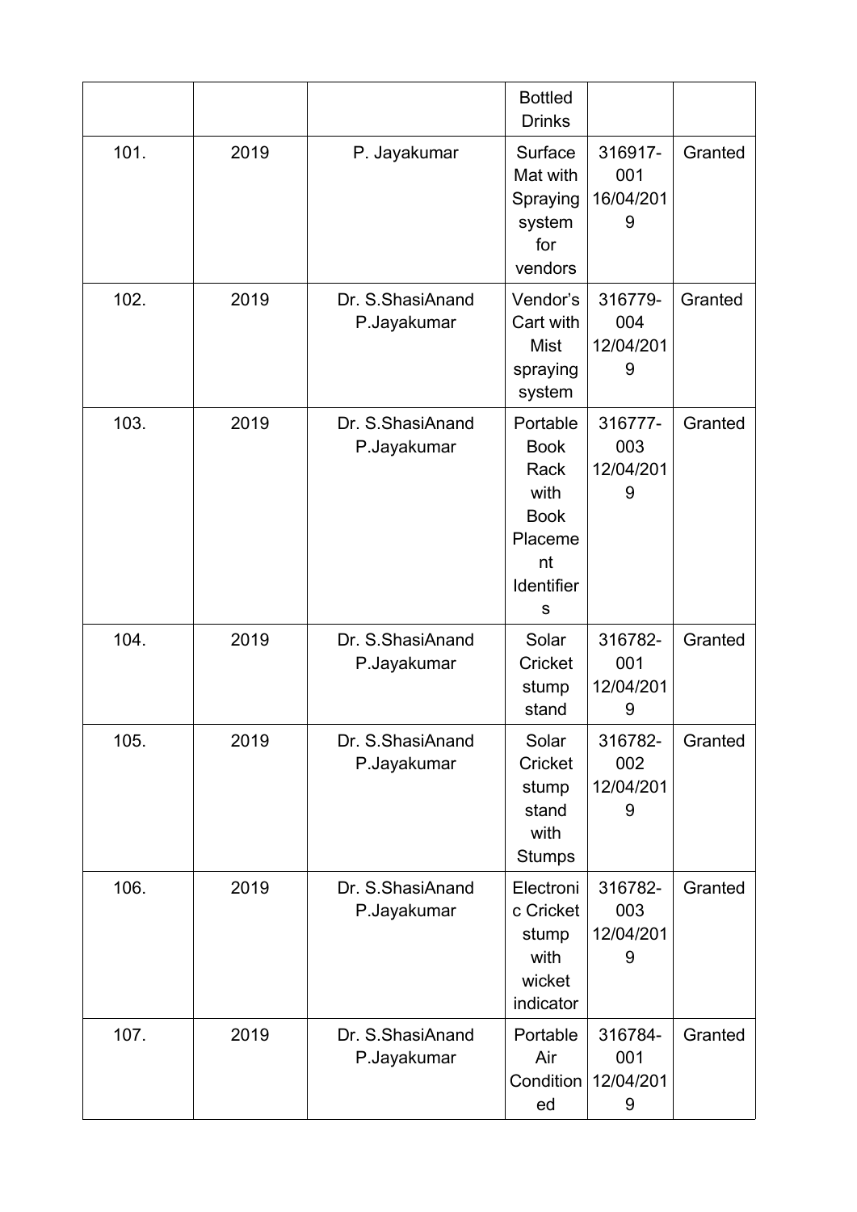| | | | Bottled Drinks | | |
|---|---|---|---|---|---|
| 101. | 2019 | P. Jayakumar | Surface Mat with Spraying system for vendors | 316917-001 16/04/2019 | Granted |
| 102. | 2019 | Dr. S.ShasiAnand P.Jayakumar | Vendor's Cart with Mist spraying system | 316779-004 12/04/2019 | Granted |
| 103. | 2019 | Dr. S.ShasiAnand P.Jayakumar | Portable Book Rack with Book Placement Identifiers | 316777-003 12/04/2019 | Granted |
| 104. | 2019 | Dr. S.ShasiAnand P.Jayakumar | Solar Cricket stump stand | 316782-001 12/04/2019 | Granted |
| 105. | 2019 | Dr. S.ShasiAnand P.Jayakumar | Solar Cricket stump stand with Stumps | 316782-002 12/04/2019 | Granted |
| 106. | 2019 | Dr. S.ShasiAnand P.Jayakumar | Electronic Cricket stump with wicket indicator | 316782-003 12/04/2019 | Granted |
| 107. | 2019 | Dr. S.ShasiAnand P.Jayakumar | Portable Air Conditioned | 316784-001 12/04/2019 | Granted |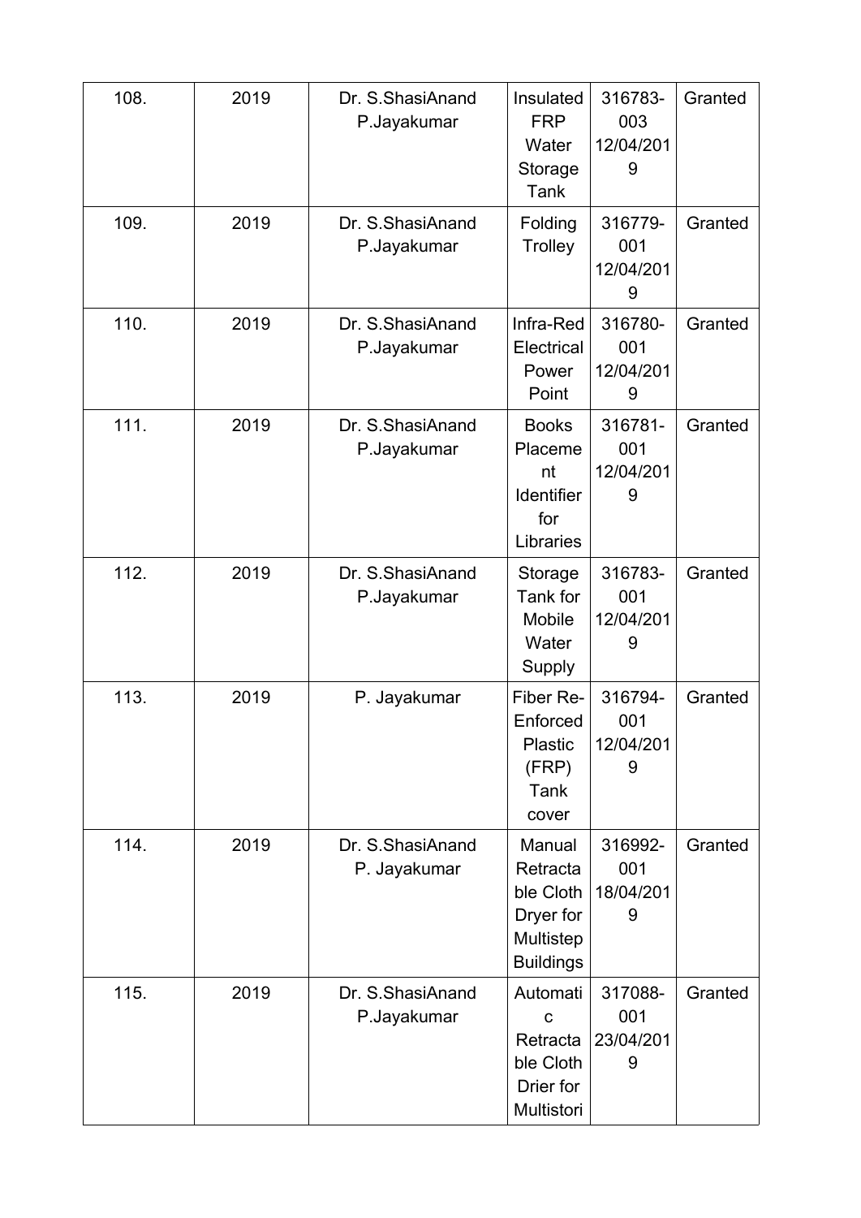| 108. | 2019 | Dr. S.ShasiAnand P.Jayakumar | Insulated FRP Water Storage Tank | 316783-003 12/04/2019 | Granted |
|---|---|---|---|---|---|
| 109. | 2019 | Dr. S.ShasiAnand P.Jayakumar | Folding Trolley | 316779-001 12/04/2019 | Granted |
| 110. | 2019 | Dr. S.ShasiAnand P.Jayakumar | Infra-Red Electrical Power Point | 316780-001 12/04/2019 | Granted |
| 111. | 2019 | Dr. S.ShasiAnand P.Jayakumar | Books Placement Identifier for Libraries | 316781-001 12/04/2019 | Granted |
| 112. | 2019 | Dr. S.ShasiAnand P.Jayakumar | Storage Tank for Mobile Water Supply | 316783-001 12/04/2019 | Granted |
| 113. | 2019 | P. Jayakumar | Fiber Re-Enforced Plastic (FRP) Tank cover | 316794-001 12/04/2019 | Granted |
| 114. | 2019 | Dr. S.ShasiAnand P. Jayakumar | Manual Retractable Cloth Dryer for Multistep Buildings | 316992-001 18/04/2019 | Granted |
| 115. | 2019 | Dr. S.ShasiAnand P.Jayakumar | Automatic Retractable Cloth Drier for Multistori | 317088-001 23/04/2019 | Granted |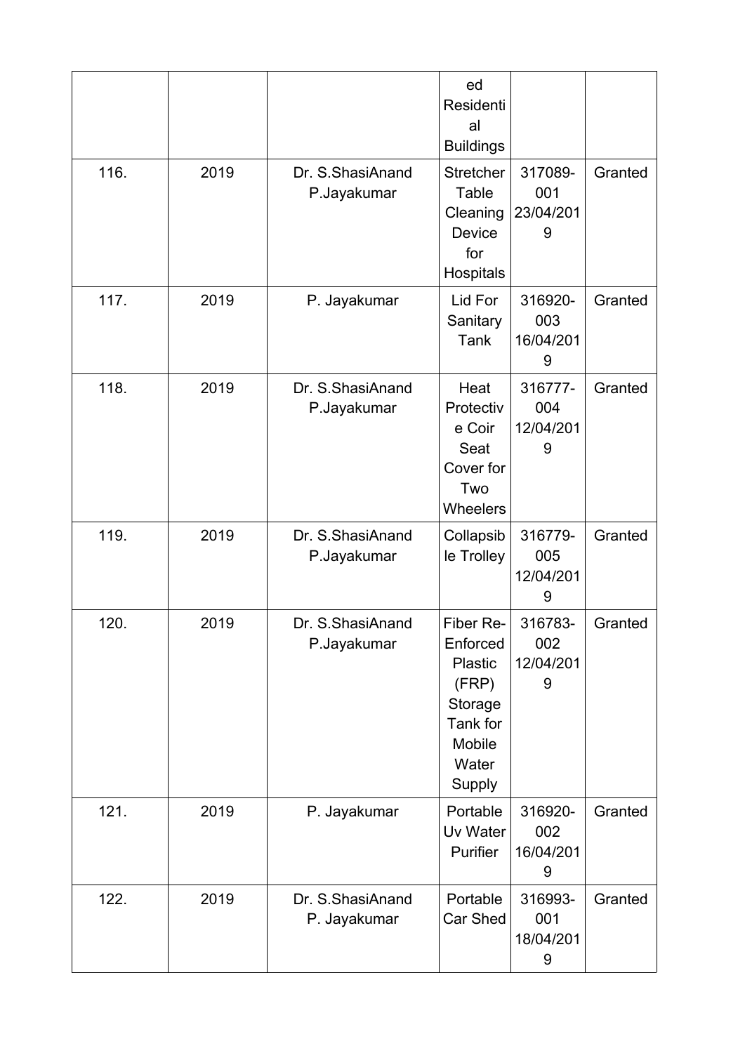| | | | ed Residential Buildings | | |
|---|---|---|---|---|---|
| 116. | 2019 | Dr. S.ShasiAnand P.Jayakumar | Stretcher Table Cleaning Device for Hospitals | 317089-001 23/04/2019 | Granted |
| 117. | 2019 | P. Jayakumar | Lid For Sanitary Tank | 316920-003 16/04/2019 | Granted |
| 118. | 2019 | Dr. S.ShasiAnand P.Jayakumar | Heat Protective Coir Seat Cover for Two Wheelers | 316777-004 12/04/2019 | Granted |
| 119. | 2019 | Dr. S.ShasiAnand P.Jayakumar | Collapsible Trolley | 316779-005 12/04/2019 | Granted |
| 120. | 2019 | Dr. S.ShasiAnand P.Jayakumar | Fiber Re-Enforced Plastic (FRP) Storage Tank for Mobile Water Supply | 316783-002 12/04/2019 | Granted |
| 121. | 2019 | P. Jayakumar | Portable Uv Water Purifier | 316920-002 16/04/2019 | Granted |
| 122. | 2019 | Dr. S.ShasiAnand P. Jayakumar | Portable Car Shed | 316993-001 18/04/2019 | Granted |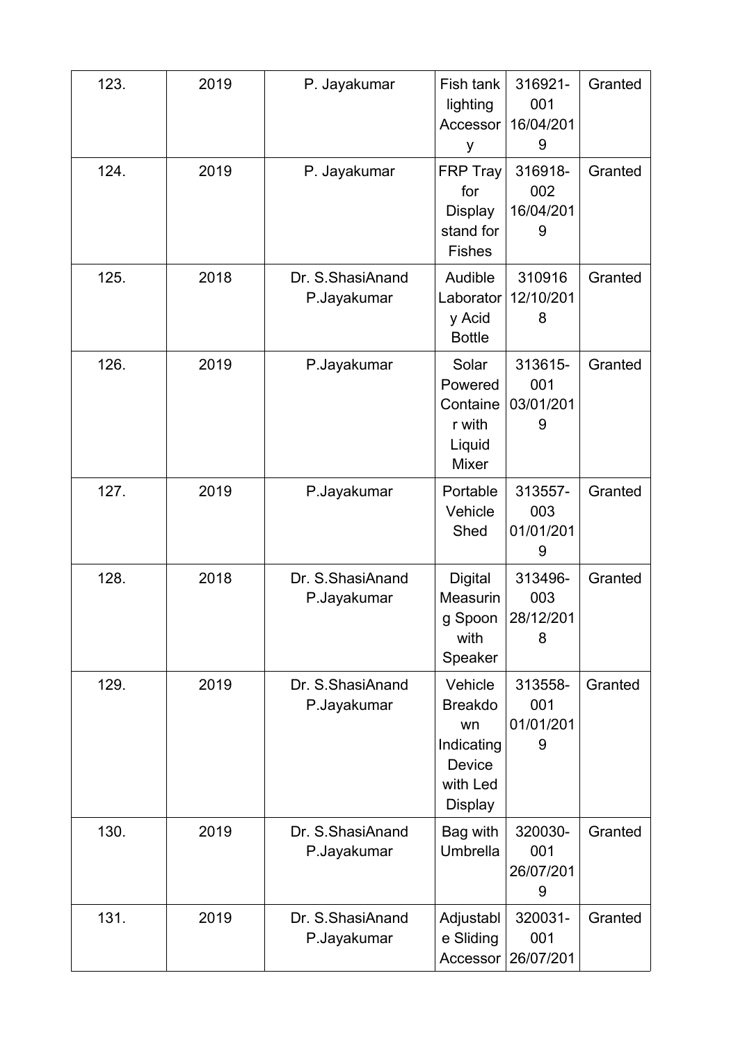| 123. | 2019 | P. Jayakumar | Fish tank lighting Accessory | 316921-001 16/04/2019 | Granted |
|---|---|---|---|---|---|
| 124. | 2019 | P. Jayakumar | FRP Tray for Display stand for Fishes | 316918-002 16/04/2019 | Granted |
| 125. | 2018 | Dr. S.ShasiAnand P.Jayakumar | Audible Laboratory Acid Bottle | 310916 12/10/2018 | Granted |
| 126. | 2019 | P.Jayakumar | Solar Powered Container with Liquid Mixer | 313615-001 03/01/2019 | Granted |
| 127. | 2019 | P.Jayakumar | Portable Vehicle Shed | 313557-003 01/01/2019 | Granted |
| 128. | 2018 | Dr. S.ShasiAnand P.Jayakumar | Digital Measuring Spoon with Speaker | 313496-003 28/12/2018 | Granted |
| 129. | 2019 | Dr. S.ShasiAnand P.Jayakumar | Vehicle Breakdown Indicating Device with Led Display | 313558-001 01/01/2019 | Granted |
| 130. | 2019 | Dr. S.ShasiAnand P.Jayakumar | Bag with Umbrella | 320030-001 26/07/2019 | Granted |
| 131. | 2019 | Dr. S.ShasiAnand P.Jayakumar | Adjustable Sliding Accessor | 320031-001 26/07/201 | Granted |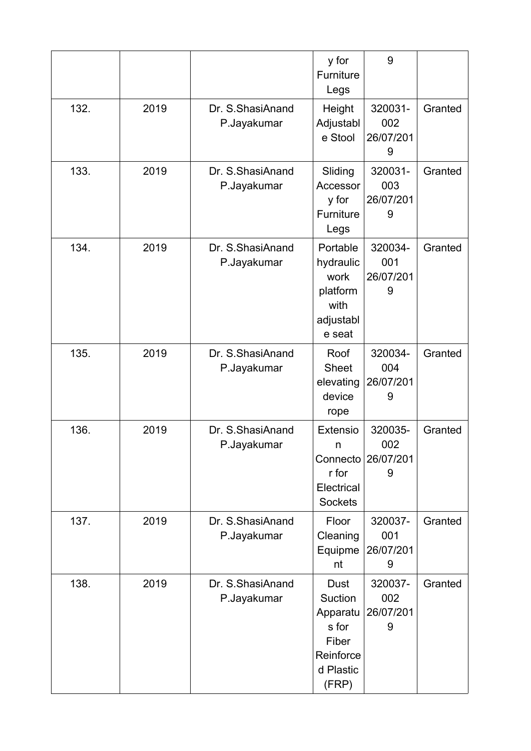|  |  |  | y for Furniture Legs | 9 |  |
|---|---|---|---|---|---|
| 132. | 2019 | Dr. S.ShasiAnand P.Jayakumar | Height Adjustable Stool | 320031-002 26/07/2019 | Granted |
| 133. | 2019 | Dr. S.ShasiAnand P.Jayakumar | Sliding Accessory for Furniture Legs | 320031-003 26/07/2019 | Granted |
| 134. | 2019 | Dr. S.ShasiAnand P.Jayakumar | Portable hydraulic work platform with adjustable seat | 320034-001 26/07/2019 | Granted |
| 135. | 2019 | Dr. S.ShasiAnand P.Jayakumar | Roof Sheet elevating device rope | 320034-004 26/07/2019 | Granted |
| 136. | 2019 | Dr. S.ShasiAnand P.Jayakumar | Extension Connector for Electrical Sockets | 320035-002 26/07/2019 | Granted |
| 137. | 2019 | Dr. S.ShasiAnand P.Jayakumar | Floor Cleaning Equipment | 320037-001 26/07/2019 | Granted |
| 138. | 2019 | Dr. S.ShasiAnand P.Jayakumar | Dust Suction Apparatus for Fiber Reinforced Plastic (FRP) | 320037-002 26/07/2019 | Granted |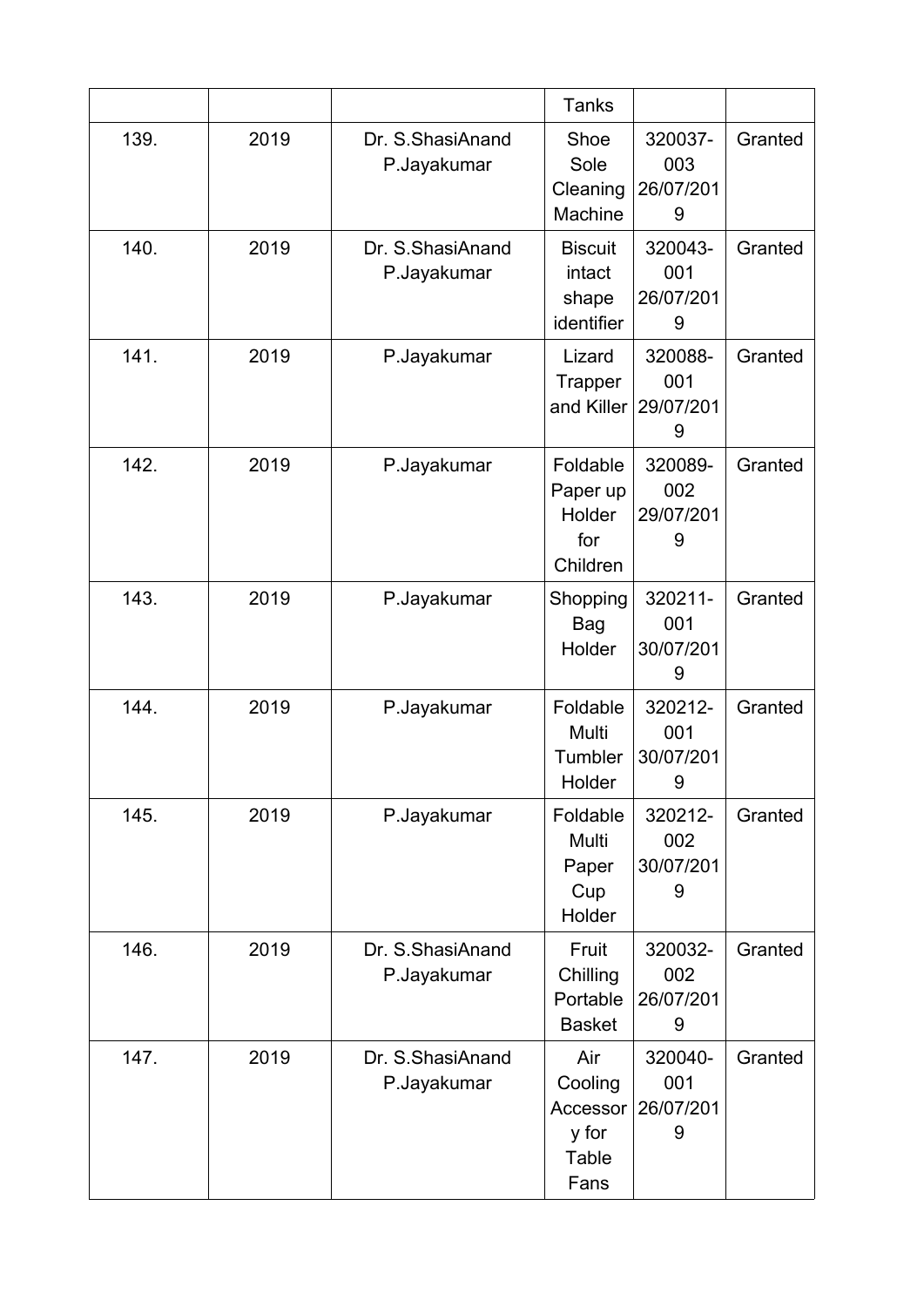| | | | Tanks | | |
|---|---|---|---|---|---|
| 139. | 2019 | Dr. S.ShasiAnand P.Jayakumar | Shoe Sole Cleaning Machine | 320037-003 26/07/2019 | Granted |
| 140. | 2019 | Dr. S.ShasiAnand P.Jayakumar | Biscuit intact shape identifier | 320043-001 26/07/2019 | Granted |
| 141. | 2019 | P.Jayakumar | Lizard Trapper and Killer | 320088-001 29/07/2019 | Granted |
| 142. | 2019 | P.Jayakumar | Foldable Paper up Holder for Children | 320089-002 29/07/2019 | Granted |
| 143. | 2019 | P.Jayakumar | Shopping Bag Holder | 320211-001 30/07/2019 | Granted |
| 144. | 2019 | P.Jayakumar | Foldable Multi Tumbler Holder | 320212-001 30/07/2019 | Granted |
| 145. | 2019 | P.Jayakumar | Foldable Multi Paper Cup Holder | 320212-002 30/07/2019 | Granted |
| 146. | 2019 | Dr. S.ShasiAnand P.Jayakumar | Fruit Chilling Portable Basket | 320032-002 26/07/2019 | Granted |
| 147. | 2019 | Dr. S.ShasiAnand P.Jayakumar | Air Cooling Accessory for Table Fans | 320040-001 26/07/2019 | Granted |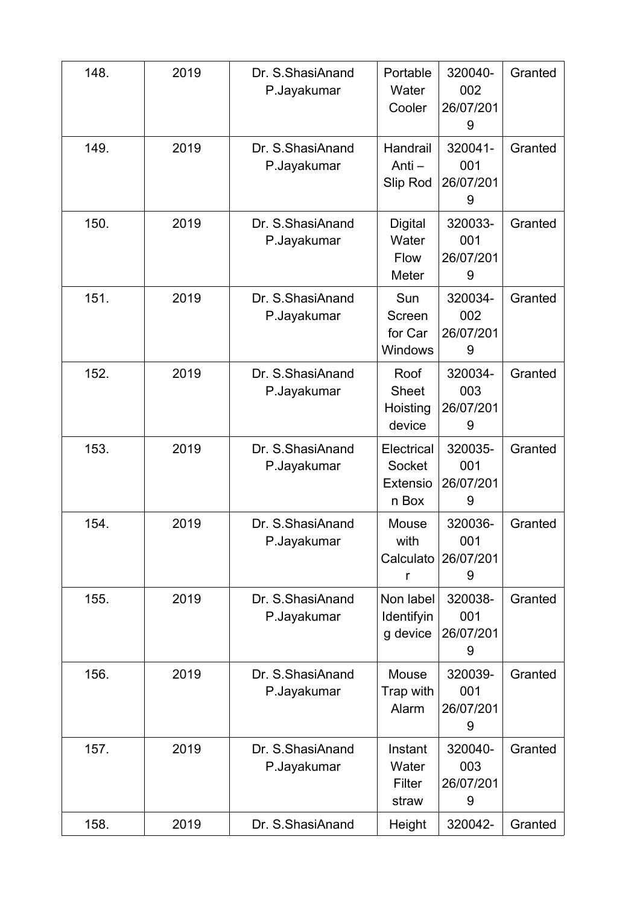| 148. | 2019 | Dr. S.ShasiAnand P.Jayakumar | Portable Water Cooler | 320040-002 26/07/2019 | Granted |
|---|---|---|---|---|---|
| 149. | 2019 | Dr. S.ShasiAnand P.Jayakumar | Handrail Anti – Slip Rod | 320041-001 26/07/2019 | Granted |
| 150. | 2019 | Dr. S.ShasiAnand P.Jayakumar | Digital Water Flow Meter | 320033-001 26/07/2019 | Granted |
| 151. | 2019 | Dr. S.ShasiAnand P.Jayakumar | Sun Screen for Car Windows | 320034-002 26/07/2019 | Granted |
| 152. | 2019 | Dr. S.ShasiAnand P.Jayakumar | Roof Sheet Hoisting device | 320034-003 26/07/2019 | Granted |
| 153. | 2019 | Dr. S.ShasiAnand P.Jayakumar | Electrical Socket Extension Box | 320035-001 26/07/2019 | Granted |
| 154. | 2019 | Dr. S.ShasiAnand P.Jayakumar | Mouse with Calculator | 320036-001 26/07/2019 | Granted |
| 155. | 2019 | Dr. S.ShasiAnand P.Jayakumar | Non label Identifying device | 320038-001 26/07/2019 | Granted |
| 156. | 2019 | Dr. S.ShasiAnand P.Jayakumar | Mouse Trap with Alarm | 320039-001 26/07/2019 | Granted |
| 157. | 2019 | Dr. S.ShasiAnand P.Jayakumar | Instant Water Filter straw | 320040-003 26/07/2019 | Granted |
| 158. | 2019 | Dr. S.ShasiAnand | Height | 320042- | Granted |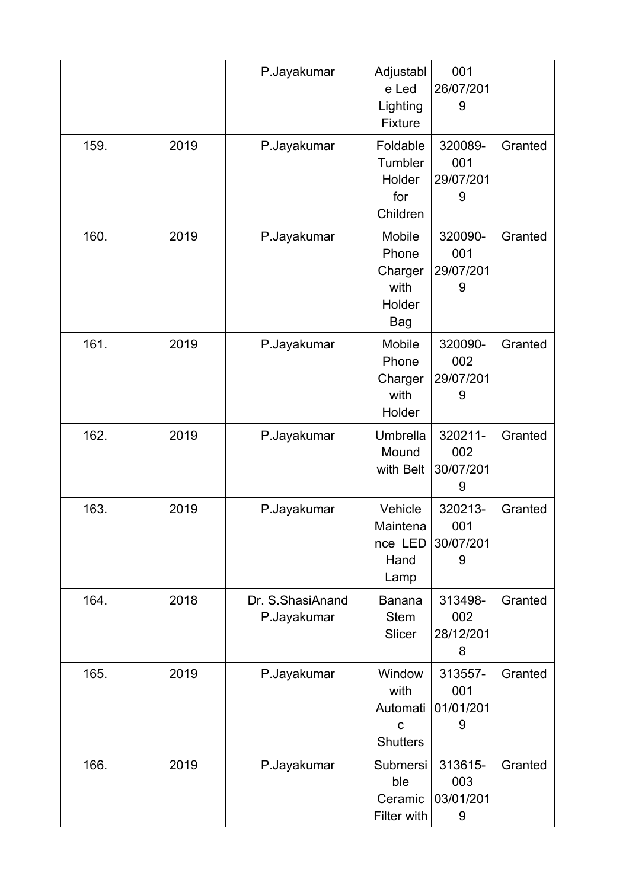| | | P.Jayakumar | Adjustable Led Lighting Fixture | 001 26/07/2019 | |
|---|---|---|---|---|---|
| 159. | 2019 | P.Jayakumar | Foldable Tumbler Holder for Children | 320089-001 29/07/2019 | Granted |
| 160. | 2019 | P.Jayakumar | Mobile Phone Charger with Holder Bag | 320090-001 29/07/2019 | Granted |
| 161. | 2019 | P.Jayakumar | Mobile Phone Charger with Holder | 320090-002 29/07/2019 | Granted |
| 162. | 2019 | P.Jayakumar | Umbrella Mound with Belt | 320211-002 30/07/2019 | Granted |
| 163. | 2019 | P.Jayakumar | Vehicle Maintenance LED Hand Lamp | 320213-001 30/07/2019 | Granted |
| 164. | 2018 | Dr. S.ShasiAnand P.Jayakumar | Banana Stem Slicer | 313498-002 28/12/2018 | Granted |
| 165. | 2019 | P.Jayakumar | Window with Automatic Shutters | 313557-001 01/01/2019 | Granted |
| 166. | 2019 | P.Jayakumar | Submersible Ceramic Filter with | 313615-003 03/01/2019 | Granted |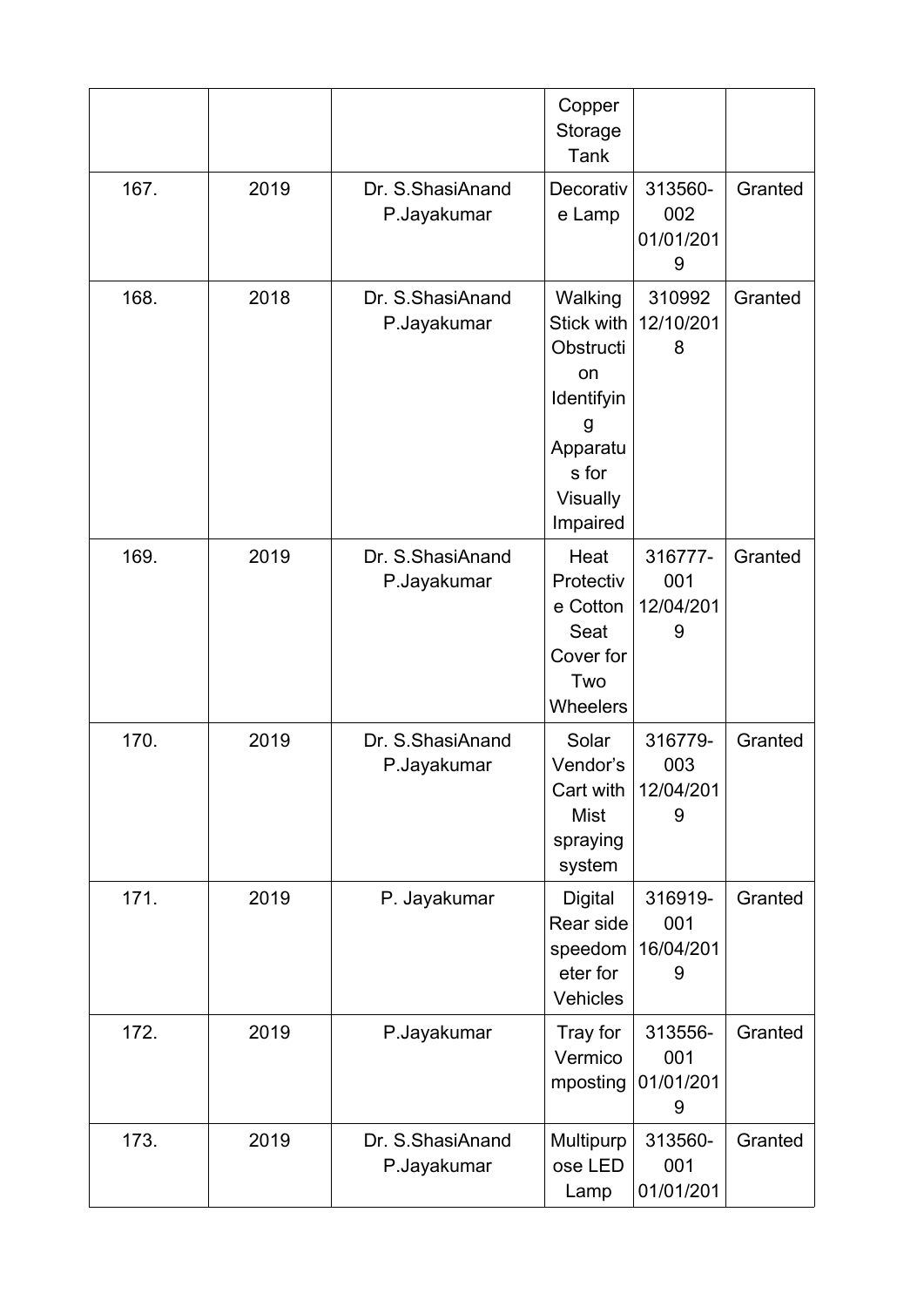|  |  |  | Copper Storage Tank |  |  |
|---|---|---|---|---|---|
| 167. | 2019 | Dr. S.ShasiAnand P.Jayakumar | Decorative Lamp | 313560-002 01/01/2019 | Granted |
| 168. | 2018 | Dr. S.ShasiAnand P.Jayakumar | Walking Stick with Obstruction Identifying Apparatus for Visually Impaired | 310992 12/10/2018 | Granted |
| 169. | 2019 | Dr. S.ShasiAnand P.Jayakumar | Heat Protective Cotton Seat Cover for Two Wheelers | 316777-001 12/04/2019 | Granted |
| 170. | 2019 | Dr. S.ShasiAnand P.Jayakumar | Solar Vendor's Cart with Mist spraying system | 316779-003 12/04/2019 | Granted |
| 171. | 2019 | P. Jayakumar | Digital Rear side speedometer for Vehicles | 316919-001 16/04/2019 | Granted |
| 172. | 2019 | P.Jayakumar | Tray for Vermicomposting | 313556-001 01/01/2019 | Granted |
| 173. | 2019 | Dr. S.ShasiAnand P.Jayakumar | Multipurpose LED Lamp | 313560-001 01/01/201 | Granted |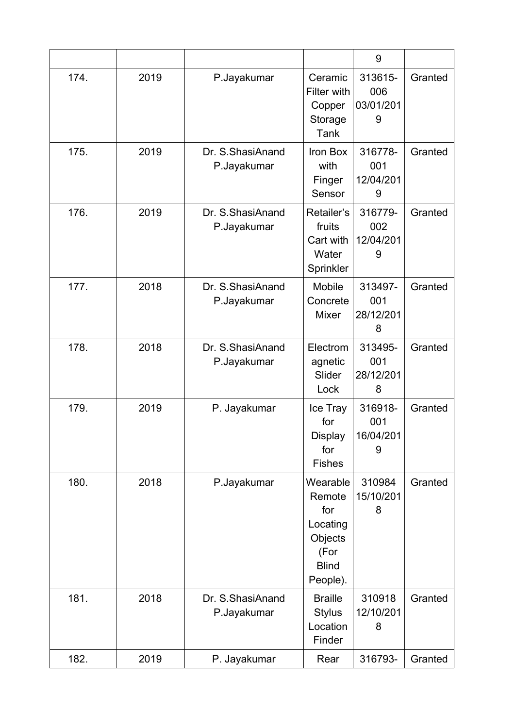| | | | | 9 | |
|---|---|---|---|---|---|
| 174. | 2019 | P.Jayakumar | Ceramic Filter with Copper Storage Tank | 313615-006 03/01/2019 | Granted |
| 175. | 2019 | Dr. S.ShasiAnand P.Jayakumar | Iron Box with Finger Sensor | 316778-001 12/04/2019 | Granted |
| 176. | 2019 | Dr. S.ShasiAnand P.Jayakumar | Retailer's fruits Cart with Water Sprinkler | 316779-002 12/04/2019 | Granted |
| 177. | 2018 | Dr. S.ShasiAnand P.Jayakumar | Mobile Concrete Mixer | 313497-001 28/12/2018 | Granted |
| 178. | 2018 | Dr. S.ShasiAnand P.Jayakumar | Electromagnetic Slider Lock | 313495-001 28/12/2018 | Granted |
| 179. | 2019 | P. Jayakumar | Ice Tray for Display for Fishes | 316918-001 16/04/2019 | Granted |
| 180. | 2018 | P.Jayakumar | Wearable Remote for Locating Objects (For Blind People). | 310984 15/10/2018 | Granted |
| 181. | 2018 | Dr. S.ShasiAnand P.Jayakumar | Braille Stylus Location Finder | 310918 12/10/2018 | Granted |
| 182. | 2019 | P. Jayakumar | Rear | 316793- | Granted |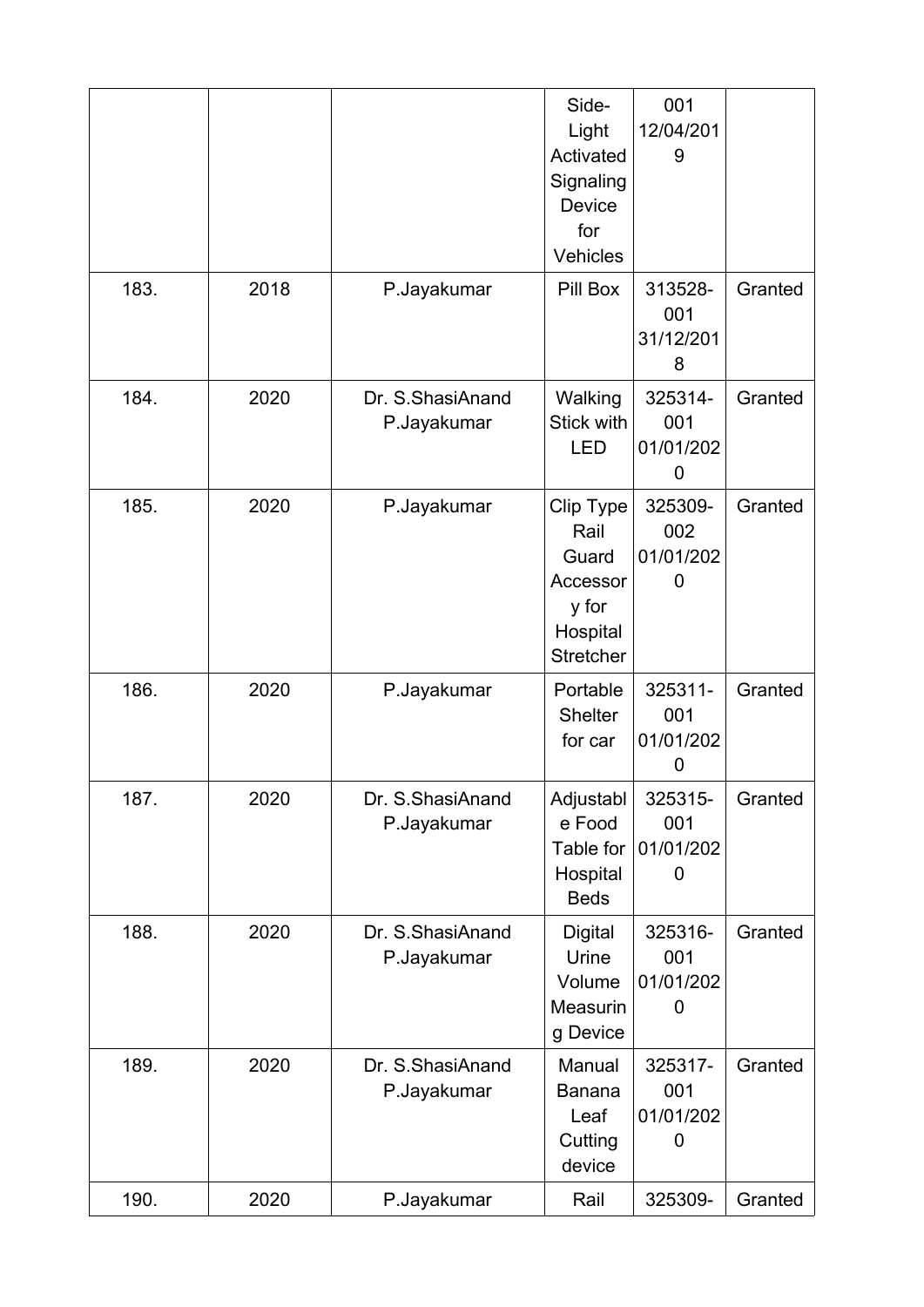| | | | Side-Light Activated Signaling Device for Vehicles | 001 12/04/2019 | |
|---|---|---|---|---|---|
| 183. | 2018 | P.Jayakumar | Pill Box | 313528-001 31/12/2018 | Granted |
| 184. | 2020 | Dr. S.ShasiAnand P.Jayakumar | Walking Stick with LED | 325314-001 01/01/2020 | Granted |
| 185. | 2020 | P.Jayakumar | Clip Type Rail Guard Accessory for Hospital Stretcher | 325309-002 01/01/2020 | Granted |
| 186. | 2020 | P.Jayakumar | Portable Shelter for car | 325311-001 01/01/2020 | Granted |
| 187. | 2020 | Dr. S.ShasiAnand P.Jayakumar | Adjustable Food Table for Hospital Beds | 325315-001 01/01/2020 | Granted |
| 188. | 2020 | Dr. S.ShasiAnand P.Jayakumar | Digital Urine Volume Measuring Device | 325316-001 01/01/2020 | Granted |
| 189. | 2020 | Dr. S.ShasiAnand P.Jayakumar | Manual Banana Leaf Cutting device | 325317-001 01/01/2020 | Granted |
| 190. | 2020 | P.Jayakumar | Rail | 325309- | Granted |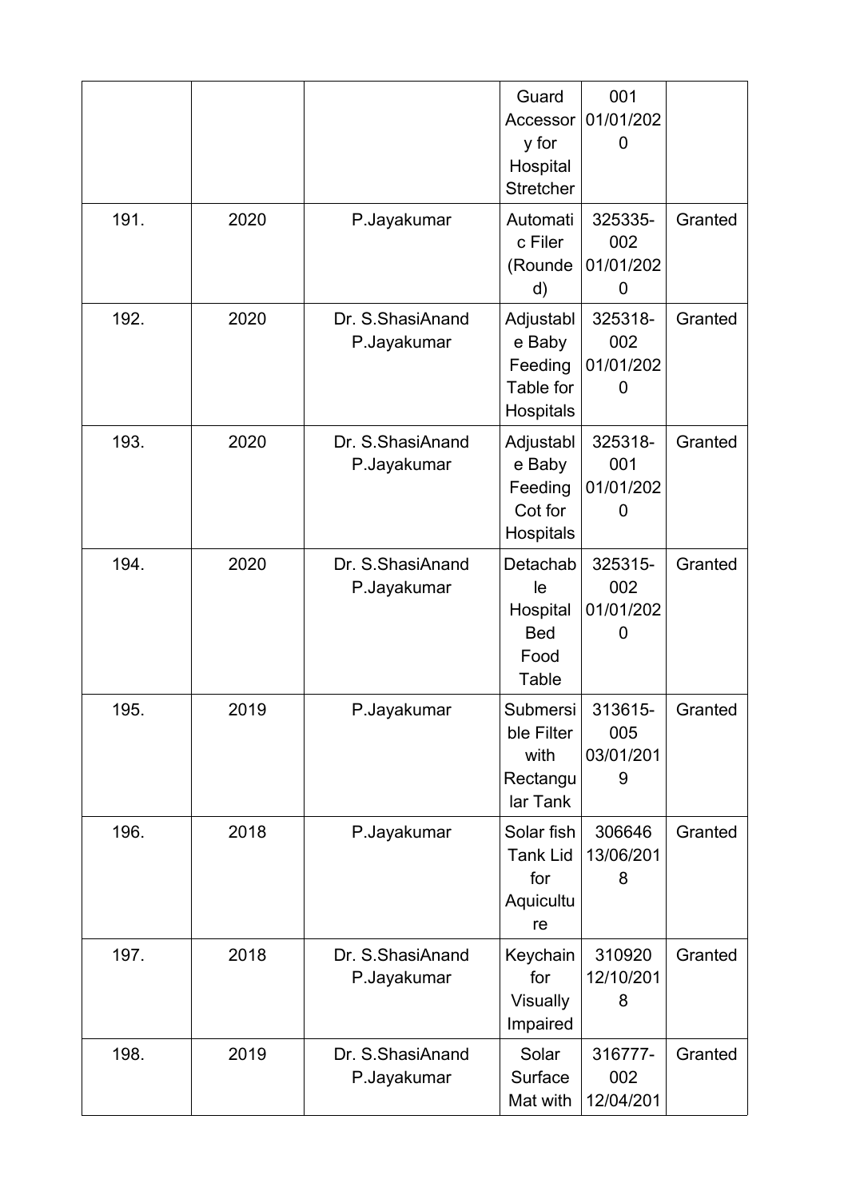| | | | Guard Accessory for Hospital Stretcher | 001 01/01/2020 | |
|---|---|---|---|---|---|
| 191. | 2020 | P.Jayakumar | Automatic Filer (Rounded) | 325335-002 01/01/2020 | Granted |
| 192. | 2020 | Dr. S.ShasiAnand P.Jayakumar | Adjustable Baby Feeding Table for Hospitals | 325318-002 01/01/2020 | Granted |
| 193. | 2020 | Dr. S.ShasiAnand P.Jayakumar | Adjustable Baby Feeding Cot for Hospitals | 325318-001 01/01/2020 | Granted |
| 194. | 2020 | Dr. S.ShasiAnand P.Jayakumar | Detachable Hospital Bed Food Table | 325315-002 01/01/2020 | Granted |
| 195. | 2019 | P.Jayakumar | Submersible Filter with Rectangular Tank | 313615-005 03/01/2019 | Granted |
| 196. | 2018 | P.Jayakumar | Solar fish Tank Lid for Aquiculture | 306646 13/06/2018 | Granted |
| 197. | 2018 | Dr. S.ShasiAnand P.Jayakumar | Keychain for Visually Impaired | 310920 12/10/2018 | Granted |
| 198. | 2019 | Dr. S.ShasiAnand P.Jayakumar | Solar Surface Mat with | 316777-002 12/04/201 | Granted |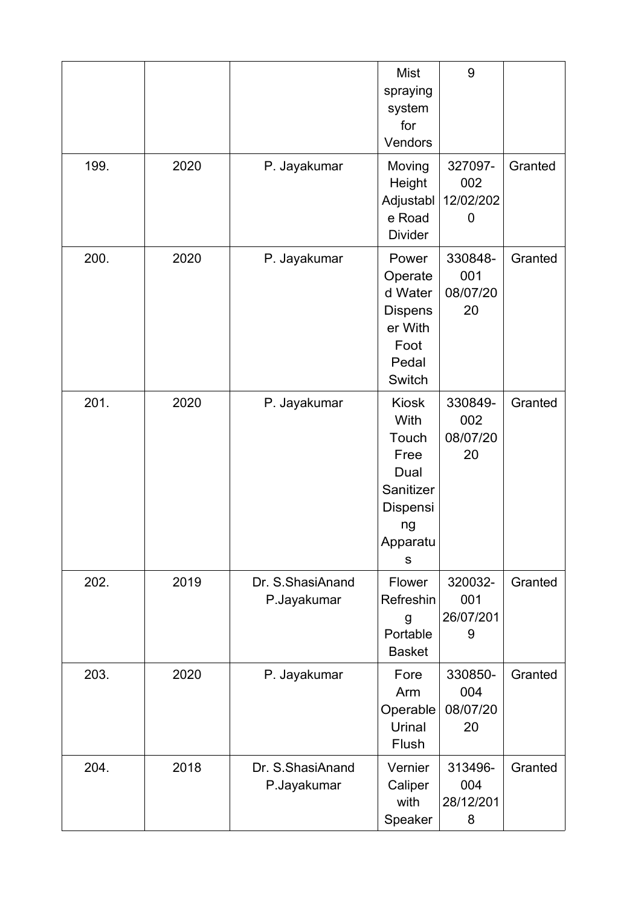| | | | Mist spraying system for Vendors | 9 | |
|---|---|---|---|---|---|
| 199. | 2020 | P. Jayakumar | Moving Height Adjustable Road Divider | 327097-002 12/02/2020 | Granted |
| 200. | 2020 | P. Jayakumar | Power Operated Water Dispenser With Foot Pedal Switch | 330848-001 08/07/2020 | Granted |
| 201. | 2020 | P. Jayakumar | Kiosk With Touch Free Dual Sanitizer Dispensing Apparatus | 330849-002 08/07/2020 | Granted |
| 202. | 2019 | Dr. S.ShasiAnand P.Jayakumar | Flower Refreshing Portable Basket | 320032-001 26/07/2019 | Granted |
| 203. | 2020 | P. Jayakumar | Fore Arm Operable Urinal Flush | 330850-004 08/07/2020 | Granted |
| 204. | 2018 | Dr. S.ShasiAnand P.Jayakumar | Vernier Caliper with Speaker | 313496-004 28/12/2018 | Granted |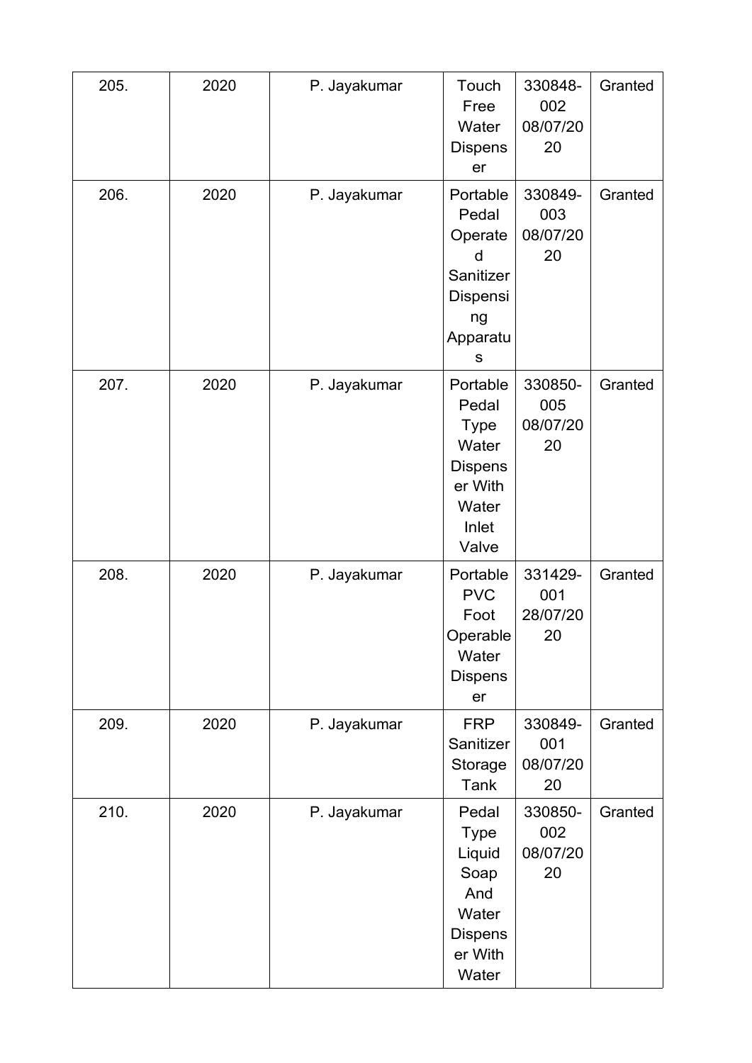| 205. | 2020 | P. Jayakumar | Touch Free Water Dispenser | 330848-002 08/07/2020 | Granted |
|---|---|---|---|---|---|
| 206. | 2020 | P. Jayakumar | Portable Pedal Operated Sanitizer Dispensing Apparatus | 330849-003 08/07/2020 | Granted |
| 207. | 2020 | P. Jayakumar | Portable Pedal Type Water Dispenser With Water Inlet Valve | 330850-005 08/07/2020 | Granted |
| 208. | 2020 | P. Jayakumar | Portable PVC Foot Operable Water Dispenser | 331429-001 28/07/2020 | Granted |
| 209. | 2020 | P. Jayakumar | FRP Sanitizer Storage Tank | 330849-001 08/07/2020 | Granted |
| 210. | 2020 | P. Jayakumar | Pedal Type Liquid Soap And Water Dispenser With Water | 330850-002 08/07/2020 | Granted |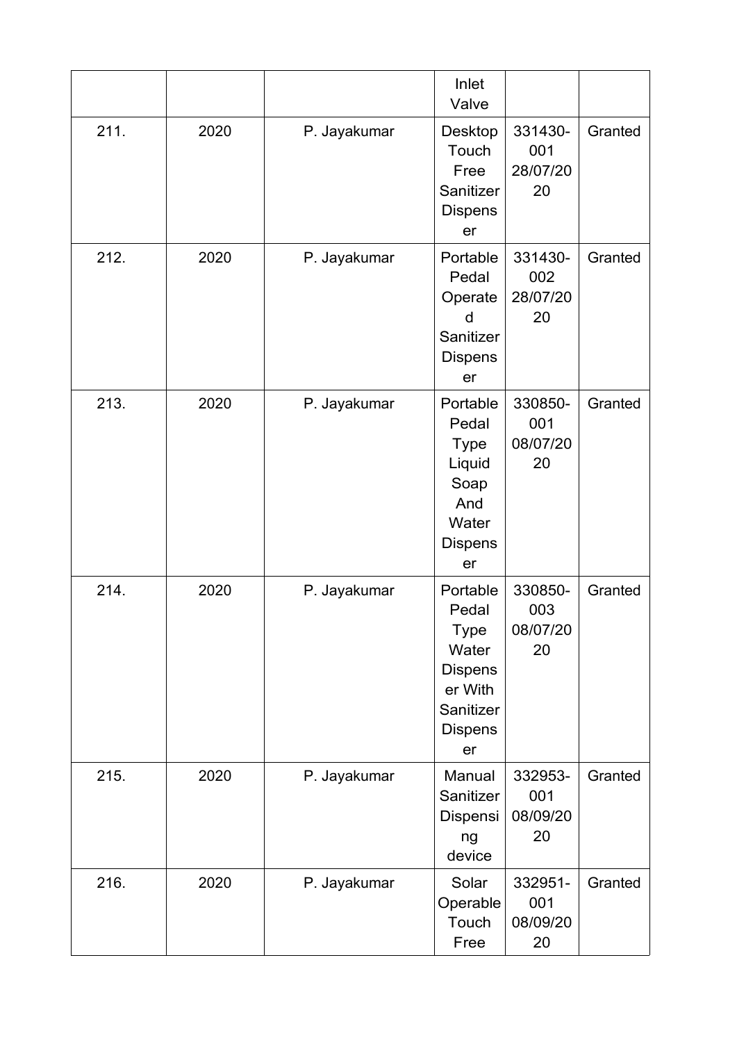|  |  |  | Inlet Valve |  |  |
|---|---|---|---|---|---|
| 211. | 2020 | P. Jayakumar | Desktop Touch Free Sanitizer Dispenser | 331430-001 28/07/2020 | Granted |
| 212. | 2020 | P. Jayakumar | Portable Pedal Operated Sanitizer Dispenser | 331430-002 28/07/2020 | Granted |
| 213. | 2020 | P. Jayakumar | Portable Pedal Type Liquid Soap And Water Dispenser | 330850-001 08/07/2020 | Granted |
| 214. | 2020 | P. Jayakumar | Portable Pedal Type Water Dispenser With Sanitizer Dispenser | 330850-003 08/07/2020 | Granted |
| 215. | 2020 | P. Jayakumar | Manual Sanitizer Dispensing device | 332953-001 08/09/2020 | Granted |
| 216. | 2020 | P. Jayakumar | Solar Operable Touch Free | 332951-001 08/09/2020 | Granted |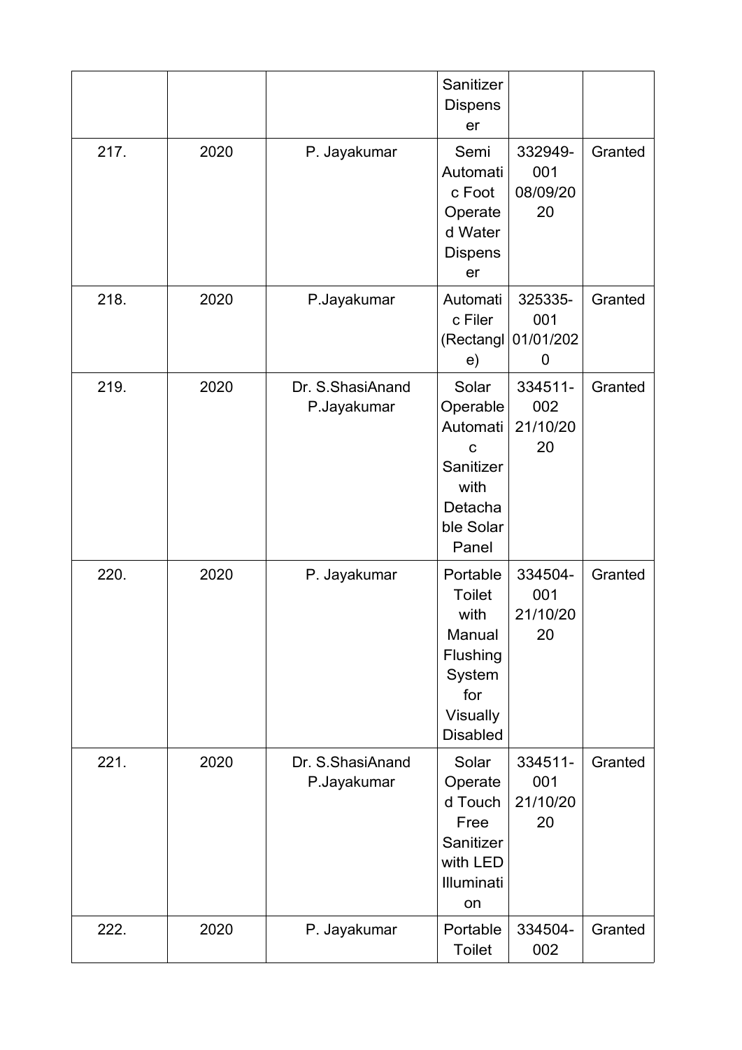| | | | Sanitizer Dispenser | | |
|---|---|---|---|---|---|
| 217. | 2020 | P. Jayakumar | Semi Automatic Foot Operated Water Dispenser | 332949-001 08/09/2020 | Granted |
| 218. | 2020 | P.Jayakumar | Automatic Filer (Rectangle) | 325335-001 01/01/2020 | Granted |
| 219. | 2020 | Dr. S.ShasiAnand P.Jayakumar | Solar Operable Automatic Sanitizer with Detachable Solar Panel | 334511-002 21/10/2020 | Granted |
| 220. | 2020 | P. Jayakumar | Portable Toilet with Manual Flushing System for Visually Disabled | 334504-001 21/10/2020 | Granted |
| 221. | 2020 | Dr. S.ShasiAnand P.Jayakumar | Solar Operated Touch Free Sanitizer with LED Illumination | 334511-001 21/10/2020 | Granted |
| 222. | 2020 | P. Jayakumar | Portable Toilet | 334504-002 | Granted |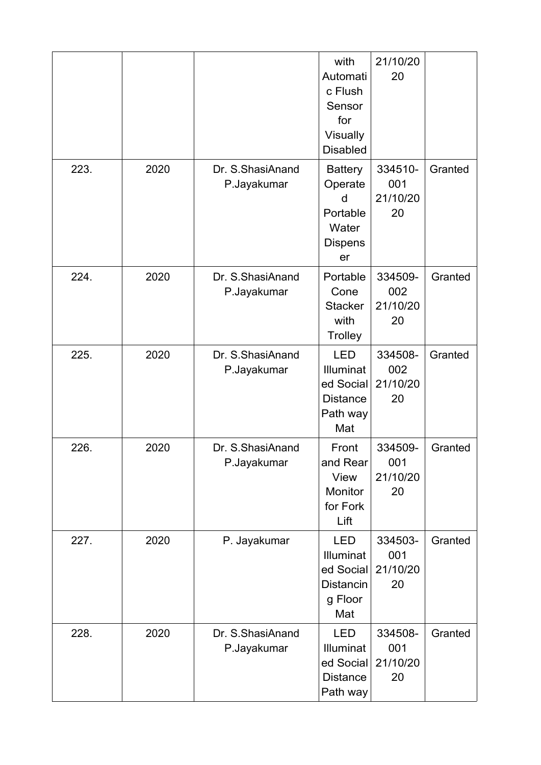|  |  |  | with Automatic Flush Sensor for Visually Disabled | 21/10/2020 |  |
|---|---|---|---|---|---|
| 223. | 2020 | Dr. S.ShasiAnand P.Jayakumar | Battery Operated Portable Water Dispenser | 334510-001 21/10/2020 | Granted |
| 224. | 2020 | Dr. S.ShasiAnand P.Jayakumar | Portable Cone Stacker with Trolley | 334509-002 21/10/2020 | Granted |
| 225. | 2020 | Dr. S.ShasiAnand P.Jayakumar | LED Illuminated Social Distance Path way Mat | 334508-002 21/10/2020 | Granted |
| 226. | 2020 | Dr. S.ShasiAnand P.Jayakumar | Front and Rear View Monitor for Fork Lift | 334509-001 21/10/2020 | Granted |
| 227. | 2020 | P. Jayakumar | LED Illuminated Social Distancing Floor Mat | 334503-001 21/10/2020 | Granted |
| 228. | 2020 | Dr. S.ShasiAnand P.Jayakumar | LED Illuminated Social Distance Path way | 334508-001 21/10/2020 | Granted |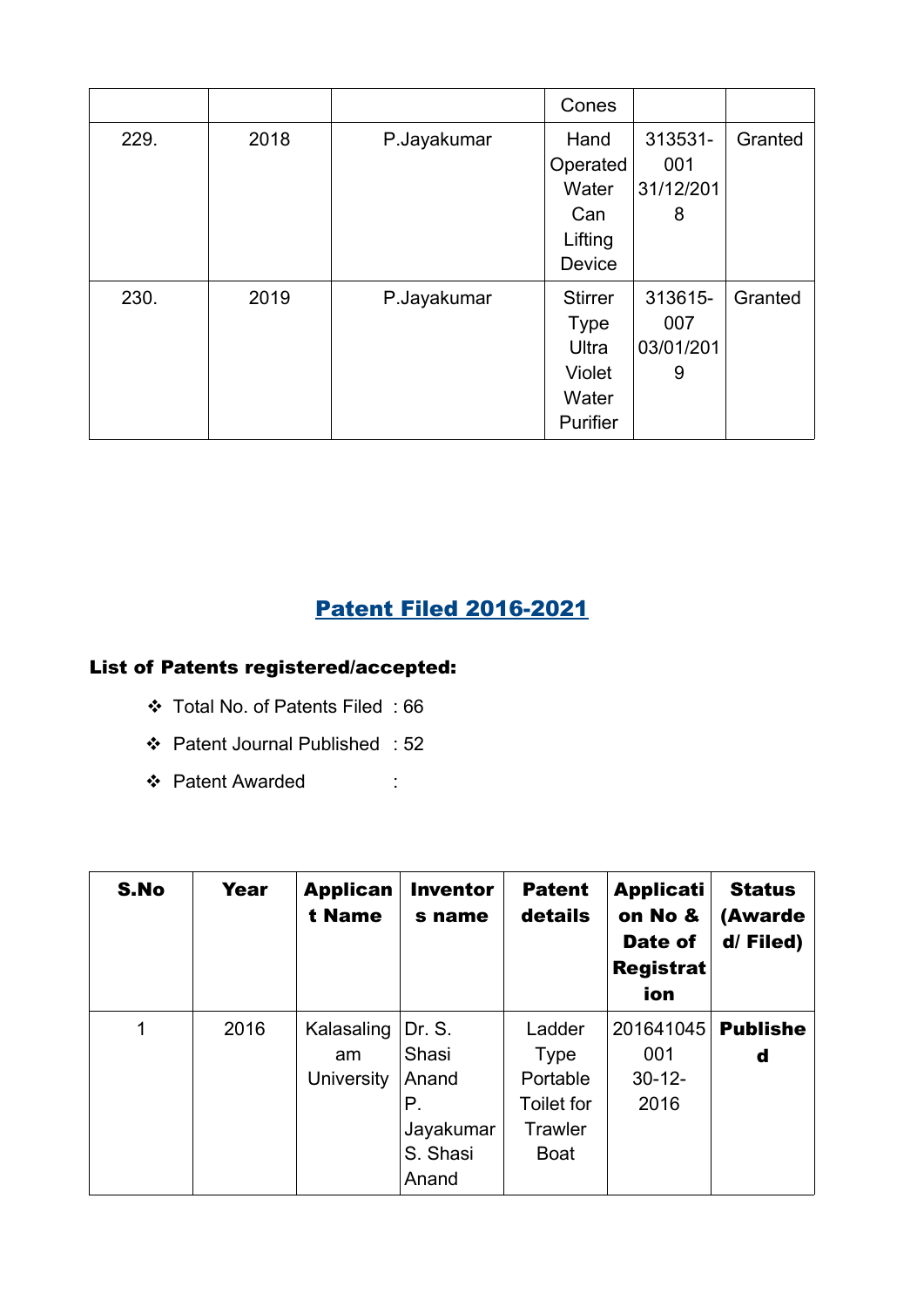|  |  |  | Cones |  |  |
|---|---|---|---|---|---|
| 229. | 2018 | P.Jayakumar | Hand Operated Water Can Lifting Device | 313531-001 31/12/2018 | Granted |
| 230. | 2019 | P.Jayakumar | Stirrer Type Ultra Violet Water Purifier | 313615-007 03/01/2019 | Granted |

## Patent Filed 2016-2021

### List of Patents registered/accepted:

- Total No. of Patents Filed : 66
- Patent Journal Published : 52
- Patent Awarded :

| S.No | Year | Applicant Name | Inventors name | Patent details | Application No & Date of Registration | Status (Awarded/ Filed) |
|---|---|---|---|---|---|---|
| 1 | 2016 | Kalasalingam University | Dr. S. Shasi Anand P. Jayakumar S. Shasi Anand | Ladder Type Portable Toilet for Trawler Boat | 201641045001 30-12-2016 | **Published** |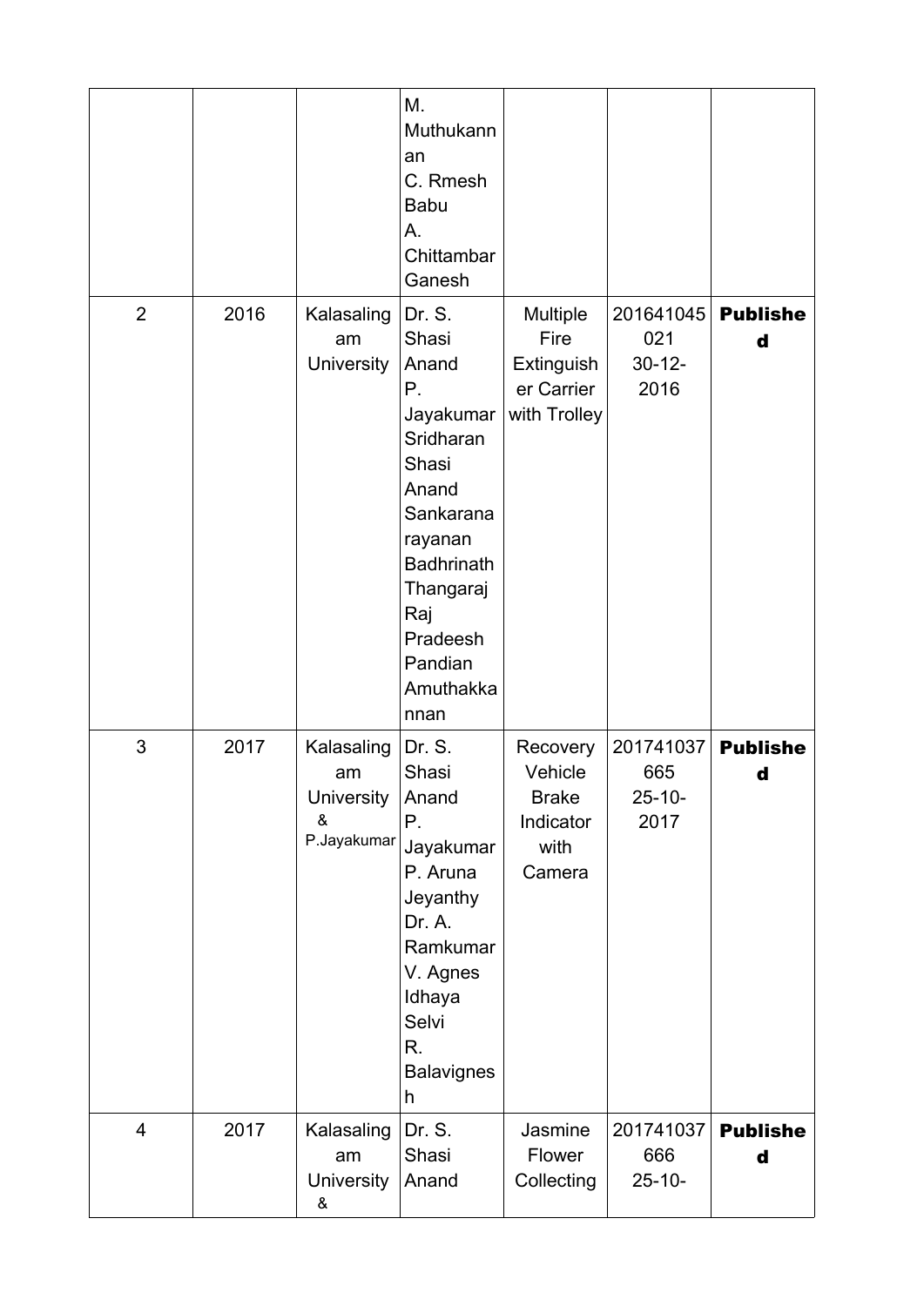| | | | M. Muthukannan C. Rmesh Babu A. Chittambar Ganesh | | | |
|---|---|---|---|---|---|---|
| 2 | 2016 | Kalasalingam University | Dr. S. Shasi Anand P. Jayakumar Sridharan Shasi Anand Sankaranarayanan Badhrinath Thangaraj Raj Pradeesh Pandian Amuthakkannan | Multiple Fire Extinguisher Carrier with Trolley | 201641045021 30-12-2016 | **Published** |
| 3 | 2017 | Kalasalingam University & P.Jayakumar | Dr. S. Shasi Anand P. Jayakumar P. Aruna Jeyanthy Dr. A. Ramkumar V. Agnes Idhaya Selvi R. Balavignesh | Recovery Vehicle Brake Indicator with Camera | 201741037665 25-10-2017 | **Published** |
| 4 | 2017 | Kalasalingam University & | Dr. S. Shasi Anand | Jasmine Flower Collecting | 201741037666 25-10- | **Published** |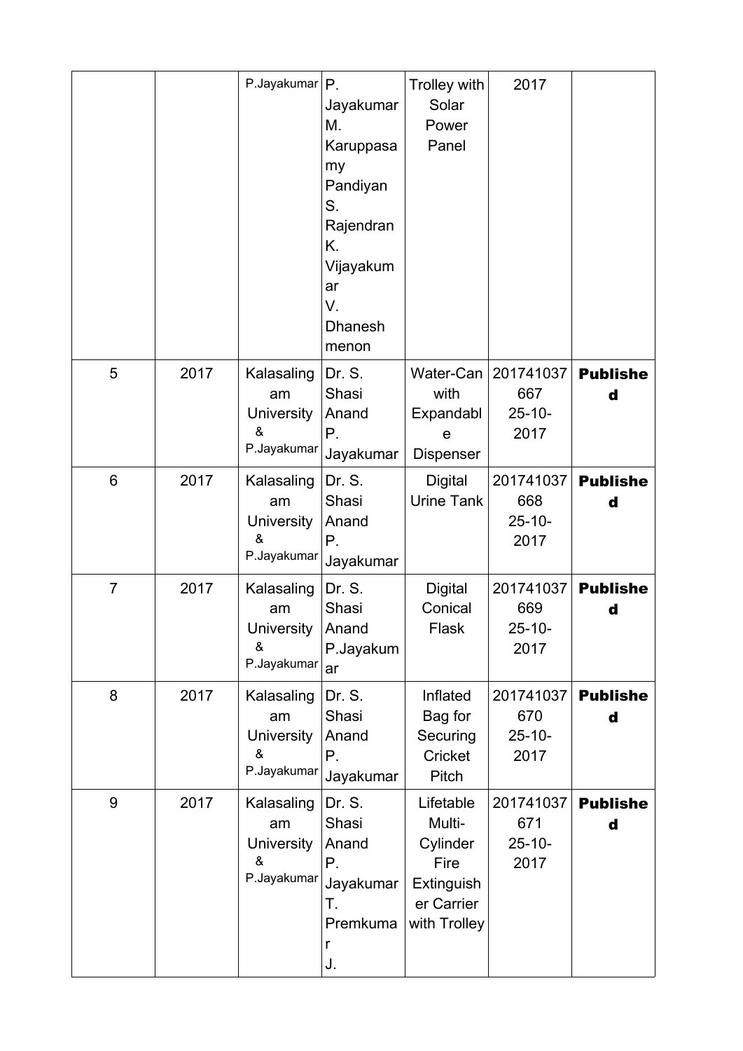| | | P.Jayakumar | P. Jayakumar M. Karuppasamy Pandiyan S. Rajendran K. Vijayakumar V. Dhanesh menon | Trolley with Solar Power Panel | 2017 | |
|---|---|---|---|---|---|---|
| 5 | 2017 | Kalasalingam University & P.Jayakumar | Dr. S. Shasi Anand P. Jayakumar | Water-Can with Expandable Dispenser | 201741037667 25-10-2017 | **Published** |
| 6 | 2017 | Kalasalingam University & P.Jayakumar | Dr. S. Shasi Anand P. Jayakumar | Digital Urine Tank | 201741037668 25-10-2017 | **Published** |
| 7 | 2017 | Kalasalingam University & P.Jayakumar | Dr. S. Shasi Anand P.Jayakumar | Digital Conical Flask | 201741037669 25-10-2017 | **Published** |
| 8 | 2017 | Kalasalingam University & P.Jayakumar | Dr. S. Shasi Anand P. Jayakumar | Inflated Bag for Securing Cricket Pitch | 201741037670 25-10-2017 | **Published** |
| 9 | 2017 | Kalasalingam University & P.Jayakumar | Dr. S. Shasi Anand P. Jayakumar T. Premkumar J. | Lifetable Multi-Cylinder Fire Extinguisher Carrier with Trolley | 201741037671 25-10-2017 | **Published** |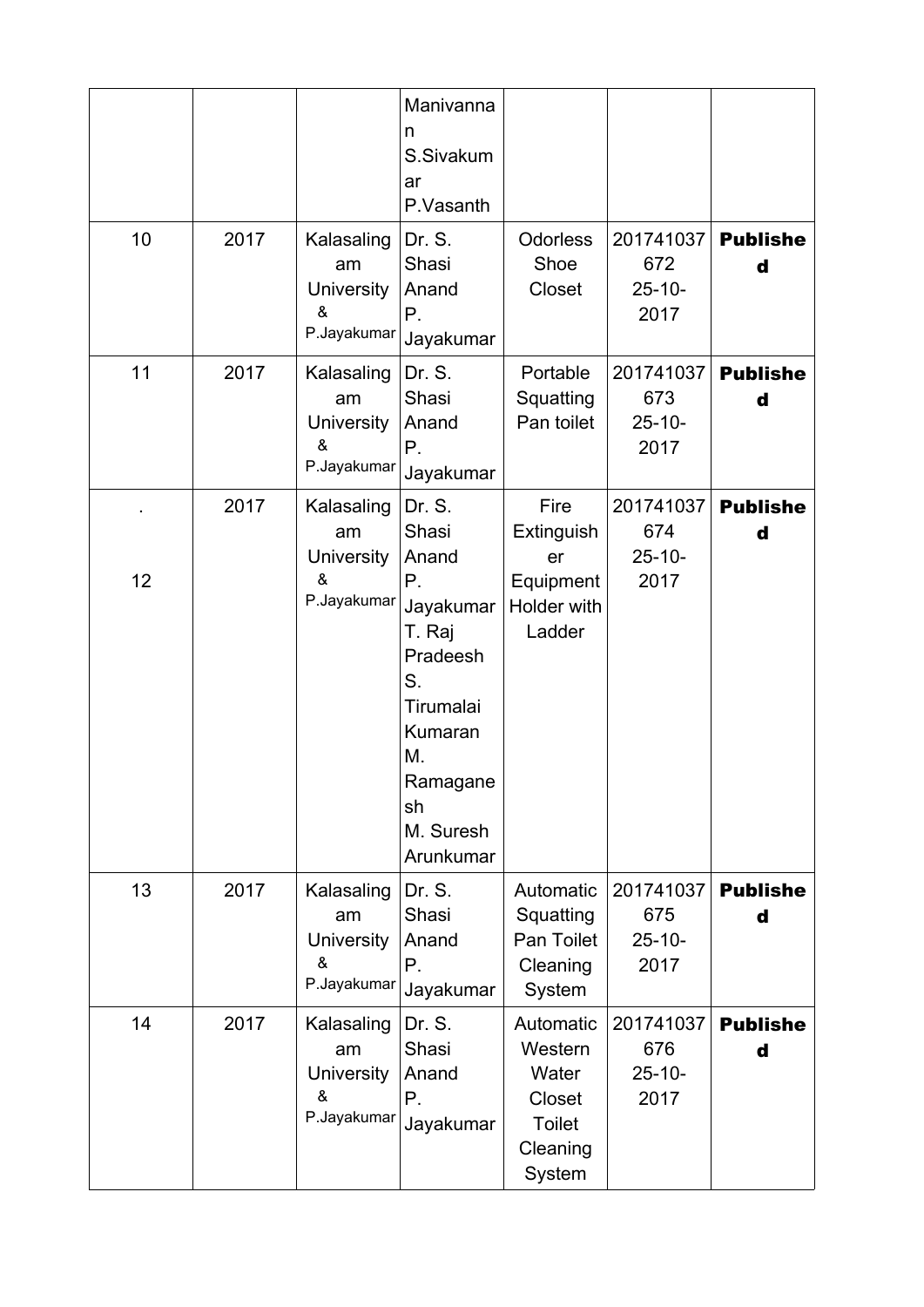| | | | | | | |
|---|---|---|---|---|---|---|
| | | | Manivannan S.Sivakumar P.Vasanth | | | |
| 10 | 2017 | Kalasalingam University & P.Jayakumar | Dr. S. Shasi Anand P. Jayakumar | Odorless Shoe Closet | 201741037672 25-10-2017 | **Published** |
| 11 | 2017 | Kalasalingam University & P.Jayakumar | Dr. S. Shasi Anand P. Jayakumar | Portable Squatting Pan toilet | 201741037673 25-10-2017 | **Published** |
| . 12 | 2017 | Kalasalingam University & P.Jayakumar | Dr. S. Shasi Anand P. Jayakumar T. Raj Pradeesh S. Tirumalai Kumaran M. Ramaganesh M. Suresh Arunkumar | Fire Extinguisher Equipment Holder with Ladder | 201741037674 25-10-2017 | **Published** |
| 13 | 2017 | Kalasalingam University & P.Jayakumar | Dr. S. Shasi Anand P. Jayakumar | Automatic Squatting Pan Toilet Cleaning System | 201741037675 25-10-2017 | **Published** |
| 14 | 2017 | Kalasalingam University & P.Jayakumar | Dr. S. Shasi Anand P. Jayakumar | Automatic Western Water Closet Toilet Cleaning System | 201741037676 25-10-2017 | **Published** |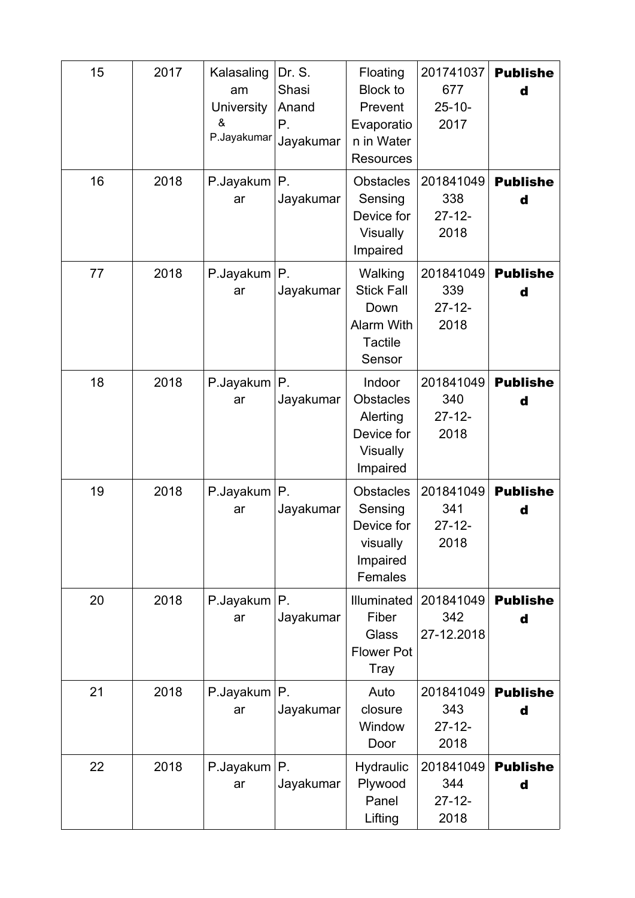| 15 | 2017 | Kalasalingam University & P.Jayakumar | Dr. S. Shasi Anand P. Jayakumar | Floating Block to Prevent Evaporation in Water Resources | 201741037677 25-10-2017 | **Published** |
|---|---|---|---|---|---|---|
| 16 | 2018 | P.Jayakumar | P. Jayakumar | Obstacles Sensing Device for Visually Impaired | 201841049338 27-12-2018 | **Published** |
| 77 | 2018 | P.Jayakumar | P. Jayakumar | Walking Stick Fall Down Alarm With Tactile Sensor | 201841049339 27-12-2018 | **Published** |
| 18 | 2018 | P.Jayakumar | P. Jayakumar | Indoor Obstacles Alerting Device for Visually Impaired | 201841049340 27-12-2018 | **Published** |
| 19 | 2018 | P.Jayakumar | P. Jayakumar | Obstacles Sensing Device for visually Impaired Females | 201841049341 27-12-2018 | **Published** |
| 20 | 2018 | P.Jayakumar | P. Jayakumar | Illuminated Fiber Glass Flower Pot Tray | 201841049342 27-12.2018 | **Published** |
| 21 | 2018 | P.Jayakumar | P. Jayakumar | Auto closure Window Door | 201841049343 27-12-2018 | **Published** |
| 22 | 2018 | P.Jayakumar | P. Jayakumar | Hydraulic Plywood Panel Lifting | 201841049344 27-12-2018 | **Published** |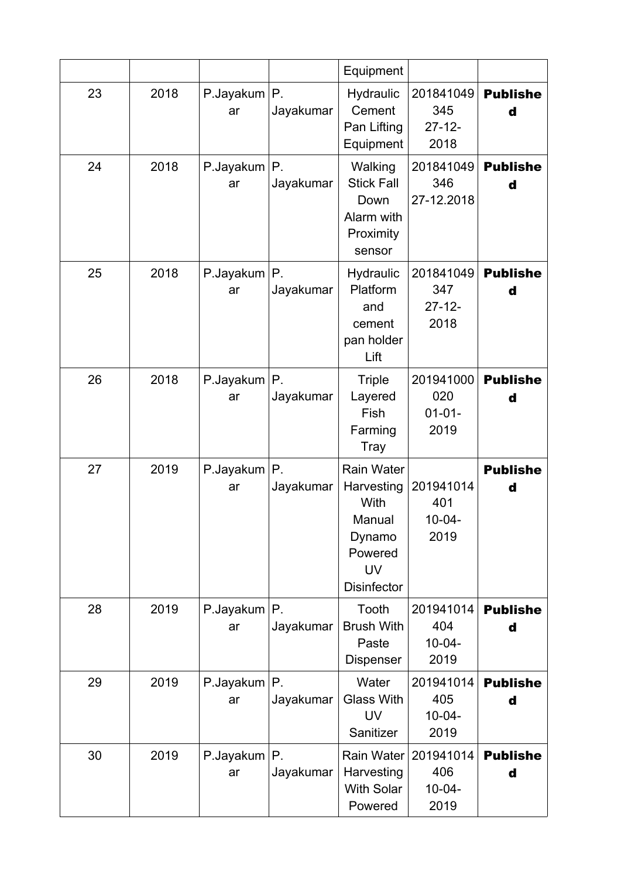| | | | | Equipment | | |
|---|---|---|---|---|---|---|
| 23 | 2018 | P.Jayakumar | P. Jayakumar | Hydraulic Cement Pan Lifting Equipment | 201841049345 27-12-2018 | **Published** |
| 24 | 2018 | P.Jayakumar | P. Jayakumar | Walking Stick Fall Down Alarm with Proximity sensor | 201841049346 27-12.2018 | **Published** |
| 25 | 2018 | P.Jayakumar | P. Jayakumar | Hydraulic Platform and cement pan holder Lift | 201841049347 27-12-2018 | **Published** |
| 26 | 2018 | P.Jayakumar | P. Jayakumar | Triple Layered Fish Farming Tray | 201941000020 01-01-2019 | **Published** |
| 27 | 2019 | P.Jayakumar | P. Jayakumar | Rain Water Harvesting With Manual Dynamo Powered UV Disinfector | 201941014401 10-04-2019 | **Published** |
| 28 | 2019 | P.Jayakumar | P. Jayakumar | Tooth Brush With Paste Dispenser | 201941014404 10-04-2019 | **Published** |
| 29 | 2019 | P.Jayakumar | P. Jayakumar | Water Glass With UV Sanitizer | 201941014405 10-04-2019 | **Published** |
| 30 | 2019 | P.Jayakumar | P. Jayakumar | Rain Water Harvesting With Solar Powered | 201941014406 10-04-2019 | **Published** |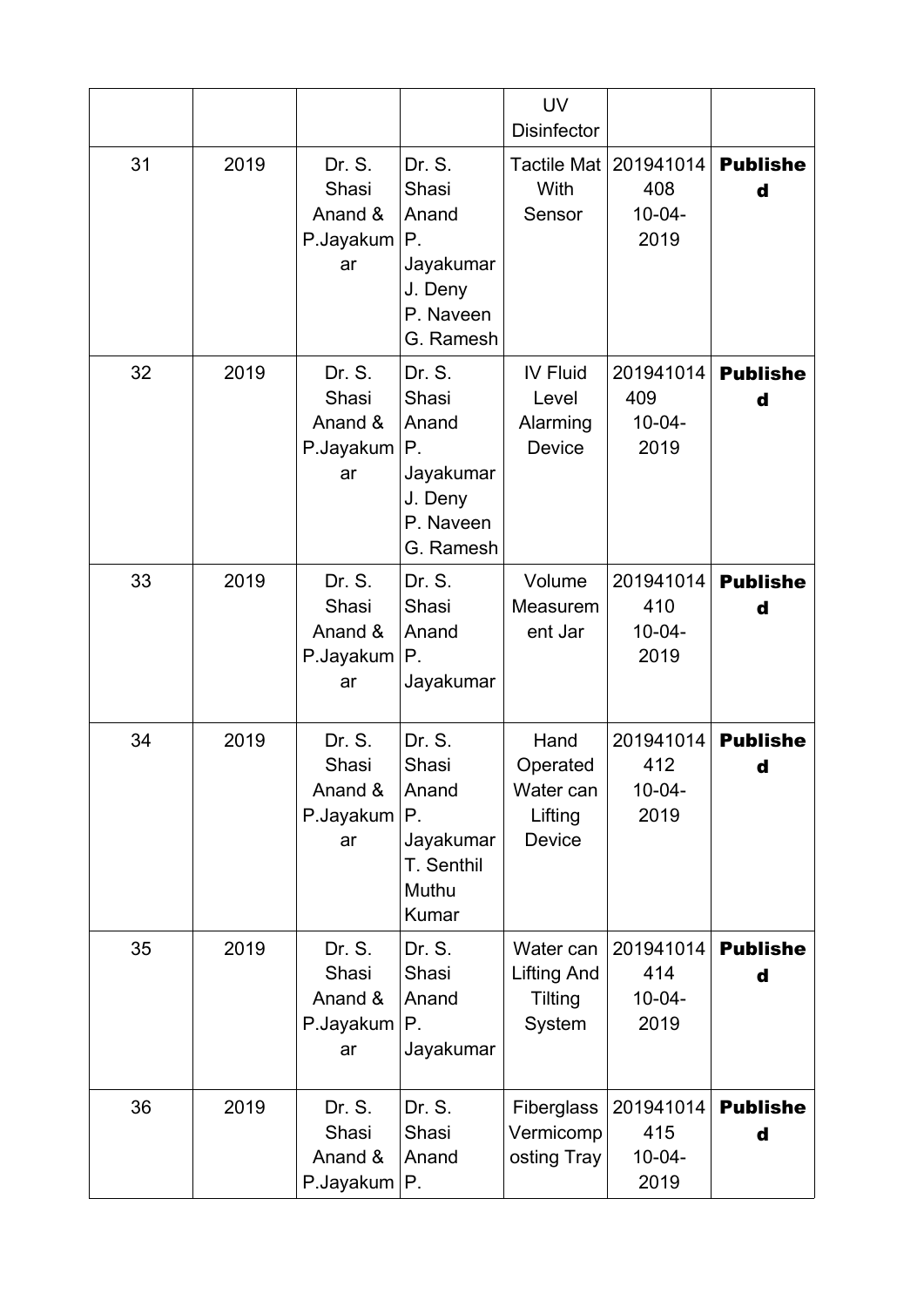| | | | | UV Disinfector | | |
|---|---|---|---|---|---|---|
| 31 | 2019 | Dr. S. Shasi Anand & P.Jayakumar | Dr. S. Shasi Anand P. Jayakumar J. Deny P. Naveen G. Ramesh | Tactile Mat With Sensor | 201941014408 10-04-2019 | **Published** |
| 32 | 2019 | Dr. S. Shasi Anand & P.Jayakumar | Dr. S. Shasi Anand P. Jayakumar J. Deny P. Naveen G. Ramesh | IV Fluid Level Alarming Device | 201941014409 10-04-2019 | **Published** |
| 33 | 2019 | Dr. S. Shasi Anand & P.Jayakumar | Dr. S. Shasi Anand P. Jayakumar | Volume Measurement Jar | 201941014410 10-04-2019 | **Published** |
| 34 | 2019 | Dr. S. Shasi Anand & P.Jayakumar | Dr. S. Shasi Anand P. Jayakumar T. Senthil Muthu Kumar | Hand Operated Water can Lifting Device | 201941014412 10-04-2019 | **Published** |
| 35 | 2019 | Dr. S. Shasi Anand & P.Jayakumar | Dr. S. Shasi Anand P. Jayakumar | Water can Lifting And Tilting System | 201941014414 10-04-2019 | **Published** |
| 36 | 2019 | Dr. S. Shasi Anand & P.Jayakum | Dr. S. Shasi Anand P. | Fiberglass Vermicomposting Tray | 201941014415 10-04-2019 | **Published** |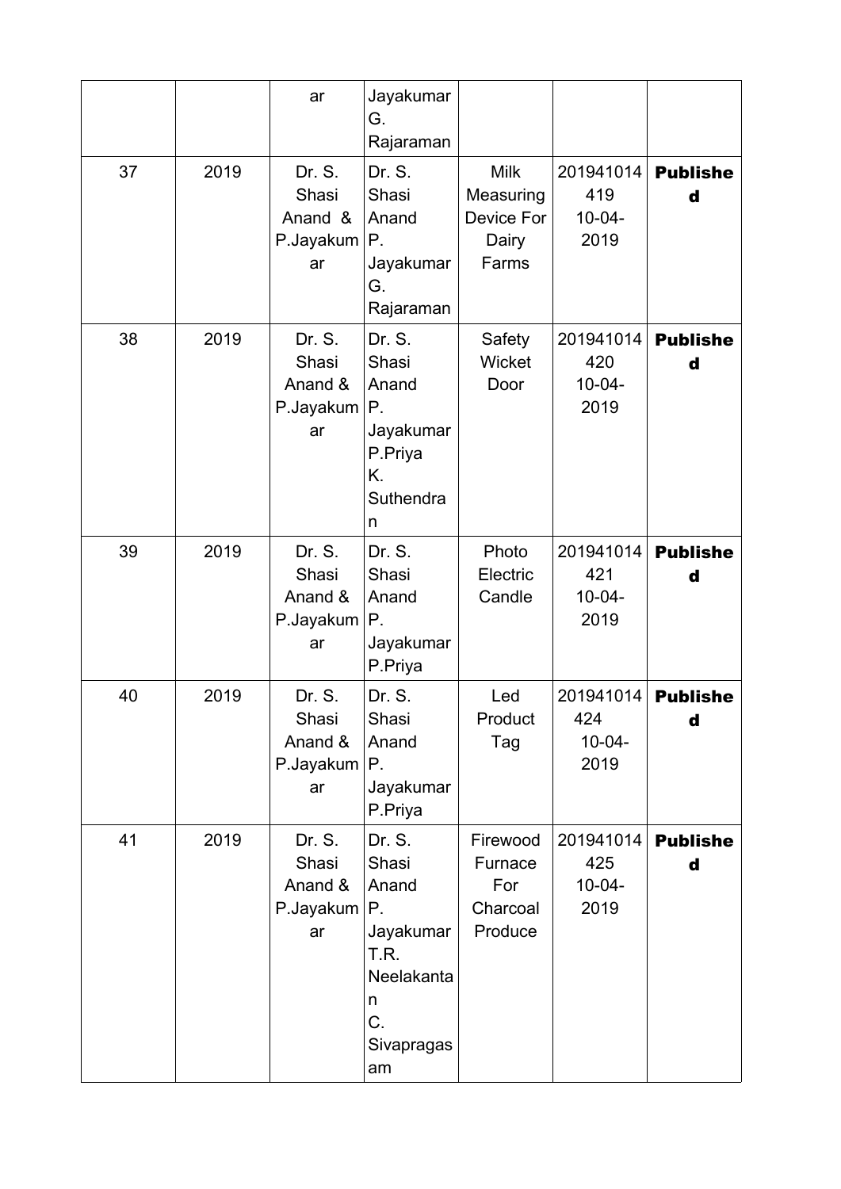| | | ar | Jayakumar G. Rajaraman | | | |
|---|---|---|---|---|---|---|
| 37 | 2019 | Dr. S. Shasi Anand & P.Jayakumar | Dr. S. Shasi Anand P. Jayakumar G. Rajaraman | Milk Measuring Device For Dairy Farms | 201941014419 10-04-2019 | **Published** |
| 38 | 2019 | Dr. S. Shasi Anand & P.Jayakumar | Dr. S. Shasi Anand P. Jayakumar P.Priya K. Suthendran | Safety Wicket Door | 201941014420 10-04-2019 | **Published** |
| 39 | 2019 | Dr. S. Shasi Anand & P.Jayakumar | Dr. S. Shasi Anand P. Jayakumar P.Priya | Photo Electric Candle | 201941014421 10-04-2019 | **Published** |
| 40 | 2019 | Dr. S. Shasi Anand & P.Jayakumar | Dr. S. Shasi Anand P. Jayakumar P.Priya | Led Product Tag | 201941014424 10-04-2019 | **Published** |
| 41 | 2019 | Dr. S. Shasi Anand & P.Jayakumar | Dr. S. Shasi Anand P. Jayakumar T.R. Neelakantan C. Sivapragasam | Firewood Furnace For Charcoal Produce | 201941014425 10-04-2019 | **Published** |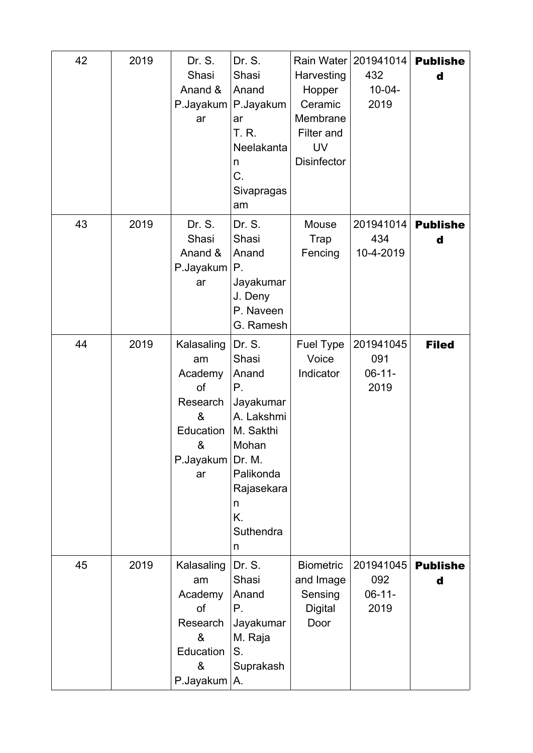| 42 | 2019 | Dr. S. Shasi Anand & P.Jayakumar | Dr. S. Shasi Anand P.Jayakumar T. R. Neelakantan C. Sivapragasam | Rain Water Harvesting Hopper Ceramic Membrane Filter and UV Disinfector | 201941014432 10-04-2019 | **Published** |
|---|---|---|---|---|---|---|
| 43 | 2019 | Dr. S. Shasi Anand & P.Jayakumar | Dr. S. Shasi Anand P. Jayakumar J. Deny P. Naveen G. Ramesh | Mouse Trap Fencing | 201941014434 10-4-2019 | **Published** |
| 44 | 2019 | Kalasalingam Academy of Research & Education & P.Jayakumar | Dr. S. Shasi Anand P. Jayakumar A. Lakshmi M. Sakthi Mohan Dr. M. Palikonda Rajasekaran K. Suthendran | Fuel Type Voice Indicator | 201941045091 06-11-2019 | **Filed** |
| 45 | 2019 | Kalasalingam Academy of Research & Education & P.Jayakum | Dr. S. Shasi Anand P. Jayakumar M. Raja S. Suprakash A. | Biometric and Image Sensing Digital Door | 201941045092 06-11-2019 | **Published** |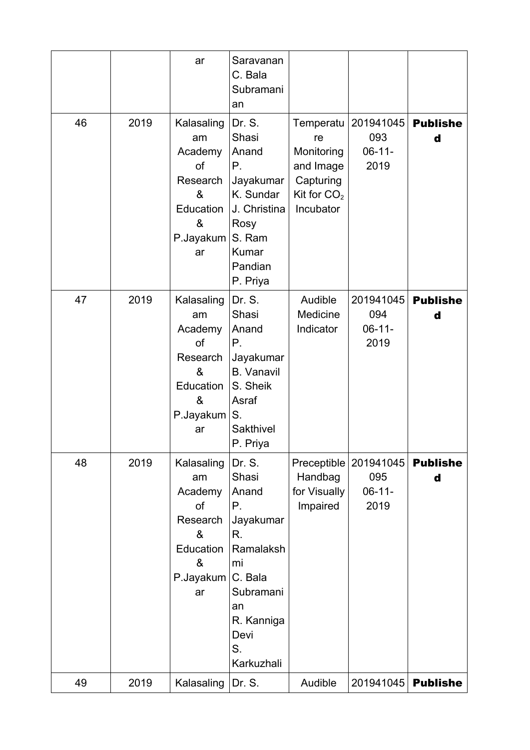| | | ar | Saravanan C. Bala Subramanian | | | |
|---|---|---|---|---|---|---|
| 46 | 2019 | Kalasalingam Academy of Research & Education & P.Jayakumar | Dr. S. Shasi Anand P. Jayakumar K. Sundar J. Christina Rosy S. Ram Kumar Pandian P. Priya | Temperature Monitoring and Image Capturing Kit for $CO_2$ Incubator | 201941045093 06-11-2019 | **Published** |
| 47 | 2019 | Kalasalingam Academy of Research & Education & P.Jayakumar | Dr. S. Shasi Anand P. Jayakumar B. Vanavil S. Sheik Asraf S. Sakthivel P. Priya | Audible Medicine Indicator | 201941045094 06-11-2019 | **Published** |
| 48 | 2019 | Kalasalingam Academy of Research & Education & P.Jayakumar | Dr. S. Shasi Anand P. Jayakumar R. Ramalakshmi C. Bala Subramanian R. Kanniga Devi S. Karkuzhali | Preceptible Handbag for Visually Impaired | 201941045095 06-11-2019 | **Published** |
| 49 | 2019 | Kalasaling | Dr. S. | Audible | 201941045 | **Publishe** |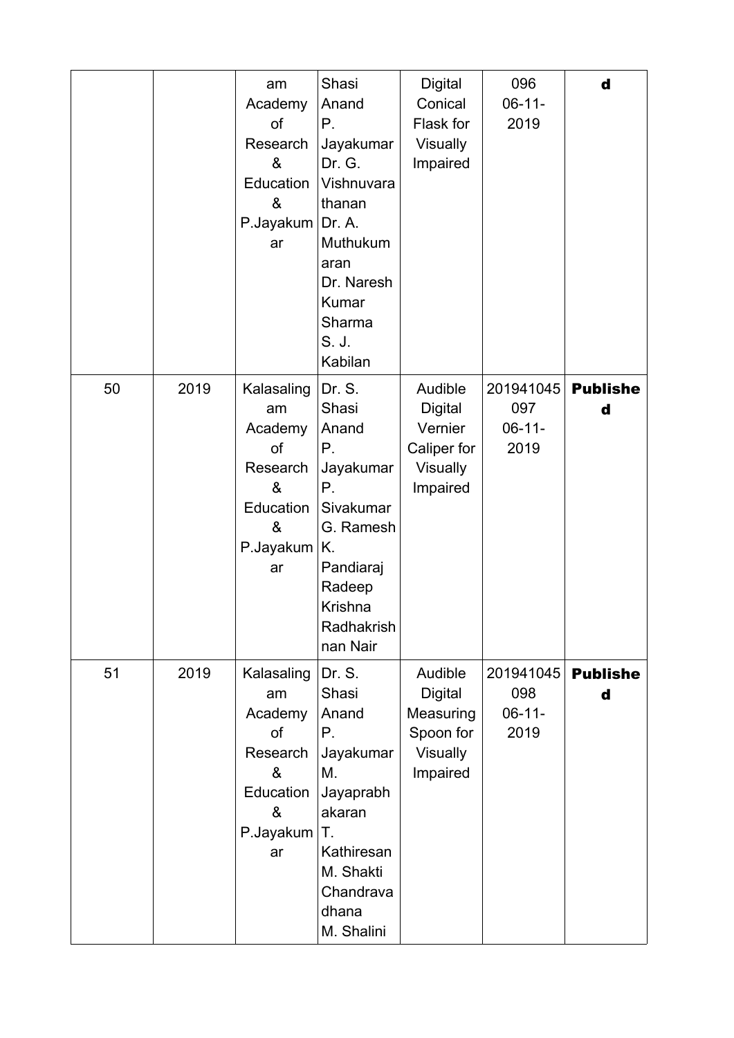|  |  | am Academy of Research & Education & P.Jayakumar | Shasi Anand P. Jayakumar Dr. G. Vishnuvarathanan Dr. A. Muthukumaran Dr. Naresh Kumar Sharma S. J. Kabilan | Digital Conical Flask for Visually Impaired | 096 06-11-2019 | **d** |
|---|---|---|---|---|---|---|
| 50 | 2019 | Kalasalingam Academy of Research & Education & P.Jayakumar | Dr. S. Shasi Anand P. Jayakumar P. Sivakumar G. Ramesh K. Pandiaraj Radeep Krishna Radhakrishnan Nair | Audible Digital Vernier Caliper for Visually Impaired | 201941045097 06-11-2019 | **Published** |
| 51 | 2019 | Kalasalingam Academy of Research & Education & P.Jayakumar | Dr. S. Shasi Anand P. Jayakumar M. Jayaprabhakaran T. Kathiresan M. Shakti Chandravadhana M. Shalini | Audible Digital Measuring Spoon for Visually Impaired | 201941045098 06-11-2019 | **Published** |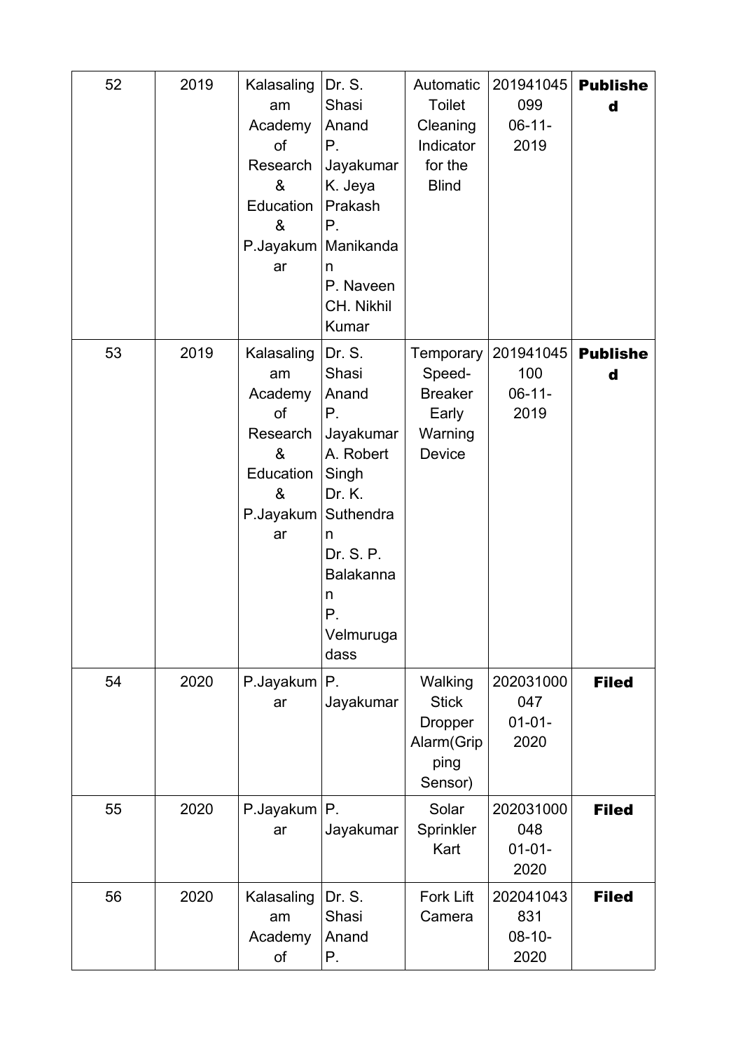| 52 | 2019 | Kalasalingam Academy of Research & Education & P.Jayakumar | Dr. S. Shasi Anand<br>P. Jayakumar<br>K. Jeya Prakash<br>P. Manikandan<br>P. Naveen<br>CH. Nikhil Kumar | Automatic Toilet Cleaning Indicator for the Blind | 201941045099<br>06-11-2019 | **Published** |
|---|---|---|---|---|---|---|
| 53 | 2019 | Kalasalingam Academy of Research & Education & P.Jayakumar | Dr. S. Shasi Anand<br>P. Jayakumar<br>A. Robert Singh<br>Dr. K. Suthendran<br>Dr. S. P. Balakannan<br>P. Velmurugadass | Temporary Speed-Breaker Early Warning Device | 201941045100<br>06-11-2019 | **Published** |
| 54 | 2020 | P.Jayakumar | P. Jayakumar | Walking Stick Dropper Alarm(Gripping Sensor) | 202031000047<br>01-01-2020 | **Filed** |
| 55 | 2020 | P.Jayakumar | P. Jayakumar | Solar Sprinkler Kart | 202031000048<br>01-01-2020 | **Filed** |
| 56 | 2020 | Kalasalingam Academy of | Dr. S. Shasi Anand<br>P. | Fork Lift Camera | 202041043831<br>08-10-2020 | **Filed** |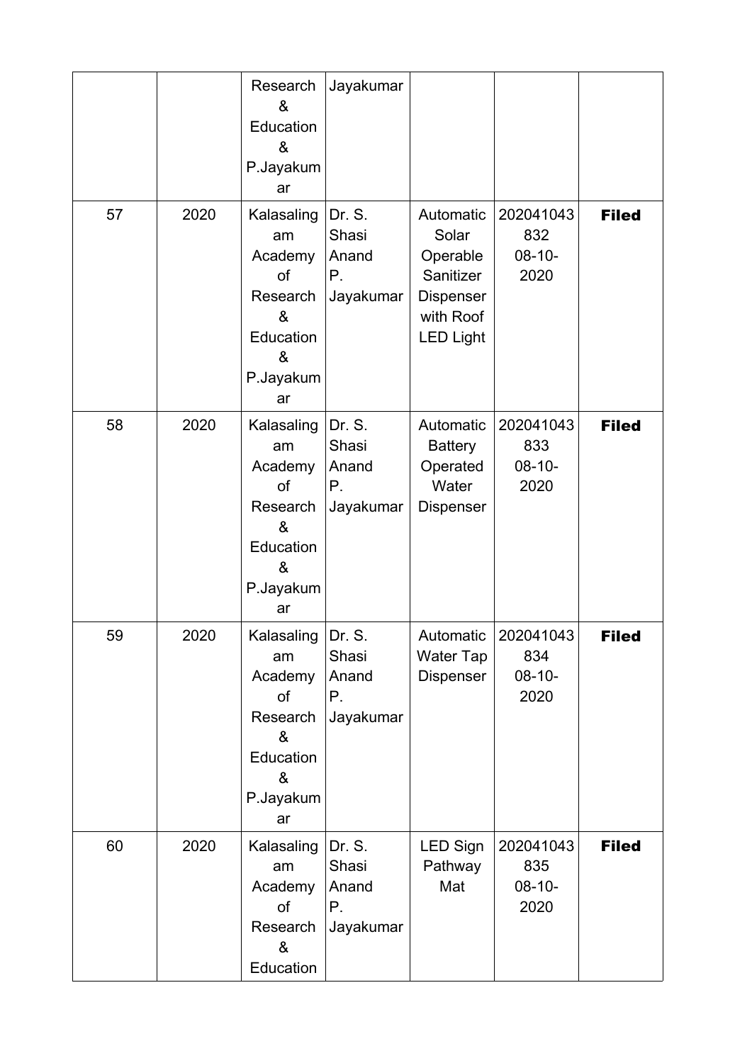|  |  | Research & Education & P.Jayakumar | Jayakumar |  |  |  |
| --- | --- | --- | --- | --- | --- | --- |
| 57 | 2020 | Kalasalingam Academy of Research & Education & P.Jayakumar | Dr. S. Shasi Anand P. Jayakumar | Automatic Solar Operable Sanitizer Dispenser with Roof LED Light | 202041043832 08-10-2020 | **Filed** |
| 58 | 2020 | Kalasalingam Academy of Research & Education & P.Jayakumar | Dr. S. Shasi Anand P. Jayakumar | Automatic Battery Operated Water Dispenser | 202041043833 08-10-2020 | **Filed** |
| 59 | 2020 | Kalasalingam Academy of Research & Education & P.Jayakumar | Dr. S. Shasi Anand P. Jayakumar | Automatic Water Tap Dispenser | 202041043834 08-10-2020 | **Filed** |
| 60 | 2020 | Kalasalingam Academy of Research & Education | Dr. S. Shasi Anand P. Jayakumar | LED Sign Pathway Mat | 202041043835 08-10-2020 | **Filed** |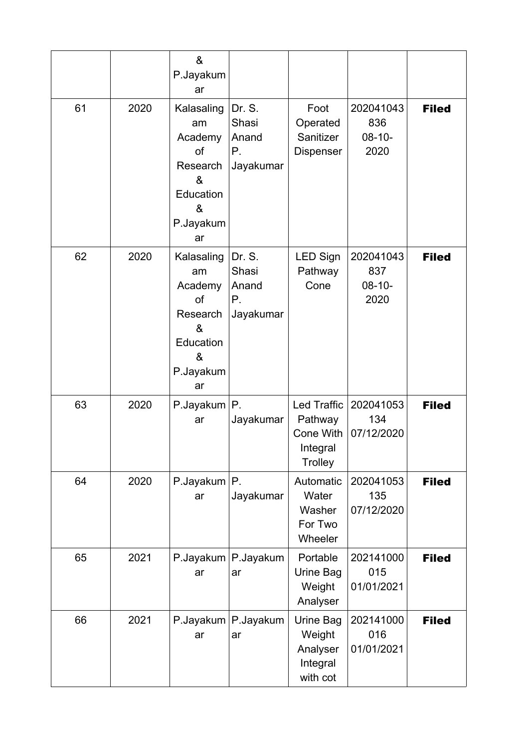| | | & P.Jayakumar | | | | |
|---|---|---|---|---|---|---|
| 61 | 2020 | Kalasalingam Academy of Research & Education & P.Jayakumar | Dr. S. Shasi Anand P. Jayakumar | Foot Operated Sanitizer Dispenser | 202041043836 08-10-2020 | **Filed** |
| 62 | 2020 | Kalasalingam Academy of Research & Education & P.Jayakumar | Dr. S. Shasi Anand P. Jayakumar | LED Sign Pathway Cone | 202041043837 08-10-2020 | **Filed** |
| 63 | 2020 | P.Jayakumar | P. Jayakumar | Led Traffic Pathway Cone With Integral Trolley | 202041053134 07/12/2020 | **Filed** |
| 64 | 2020 | P.Jayakumar | P. Jayakumar | Automatic Water Washer For Two Wheeler | 202041053135 07/12/2020 | **Filed** |
| 65 | 2021 | P.Jayakumar | P.Jayakumar | Portable Urine Bag Weight Analyser | 202141000015 01/01/2021 | **Filed** |
| 66 | 2021 | P.Jayakumar | P.Jayakumar | Urine Bag Weight Analyser Integral with cot | 202141000016 01/01/2021 | **Filed** |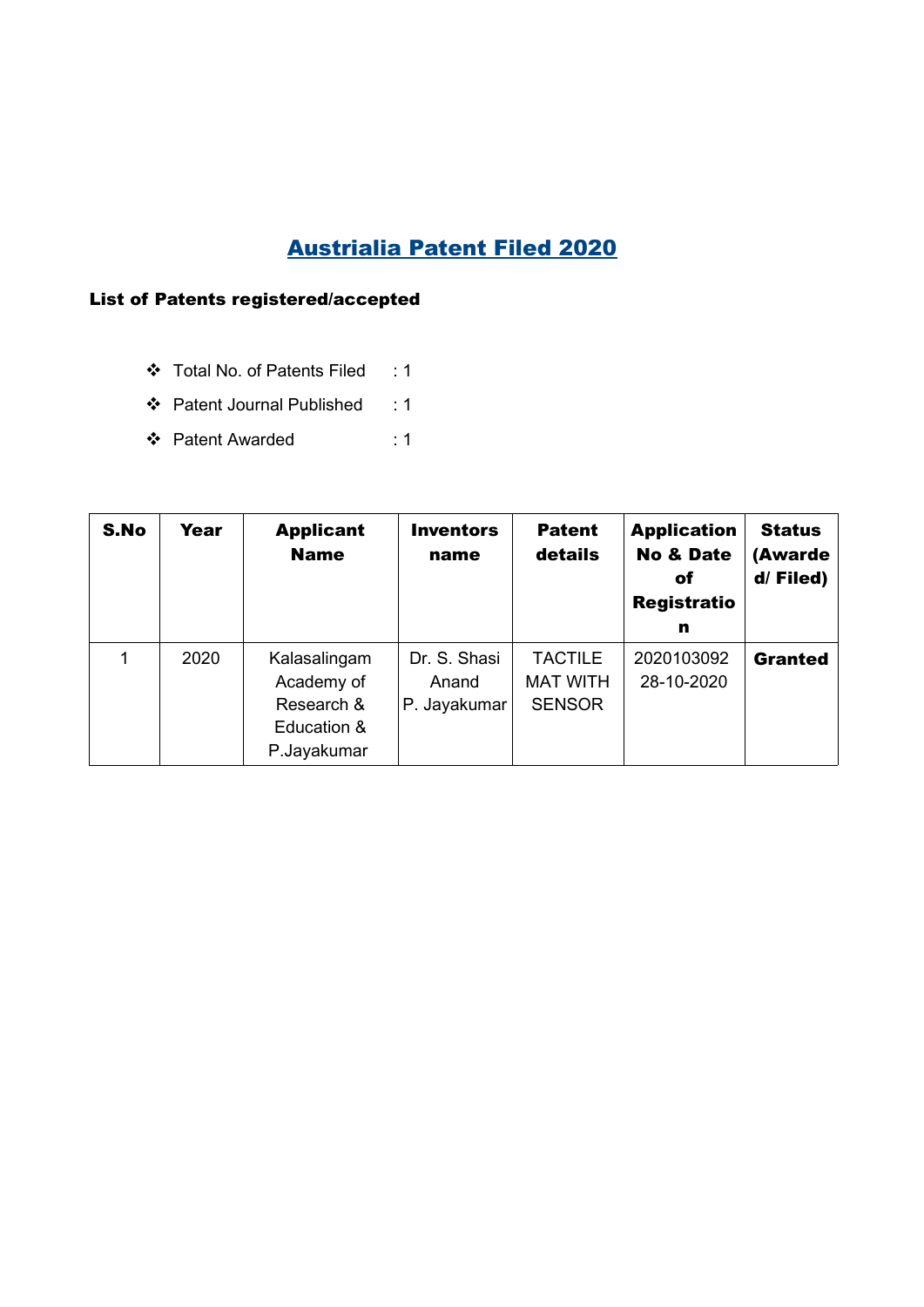# Austrialia Patent Filed 2020

**List of Patents registered/accepted**

- Total No. of Patents Filed : 1
- Patent Journal Published : 1
- Patent Awarded : 1

| S.No | Year | Applicant Name | Inventors name | Patent details | Application No & Date of Registration | Status (Awarded/ Filed) |
|---|---|---|---|---|---|---|
| 1 | 2020 | Kalasalingam Academy of Research & Education & P.Jayakumar | Dr. S. Shasi Anand P. Jayakumar | TACTILE MAT WITH SENSOR | 2020103092 28-10-2020 | **Granted** |